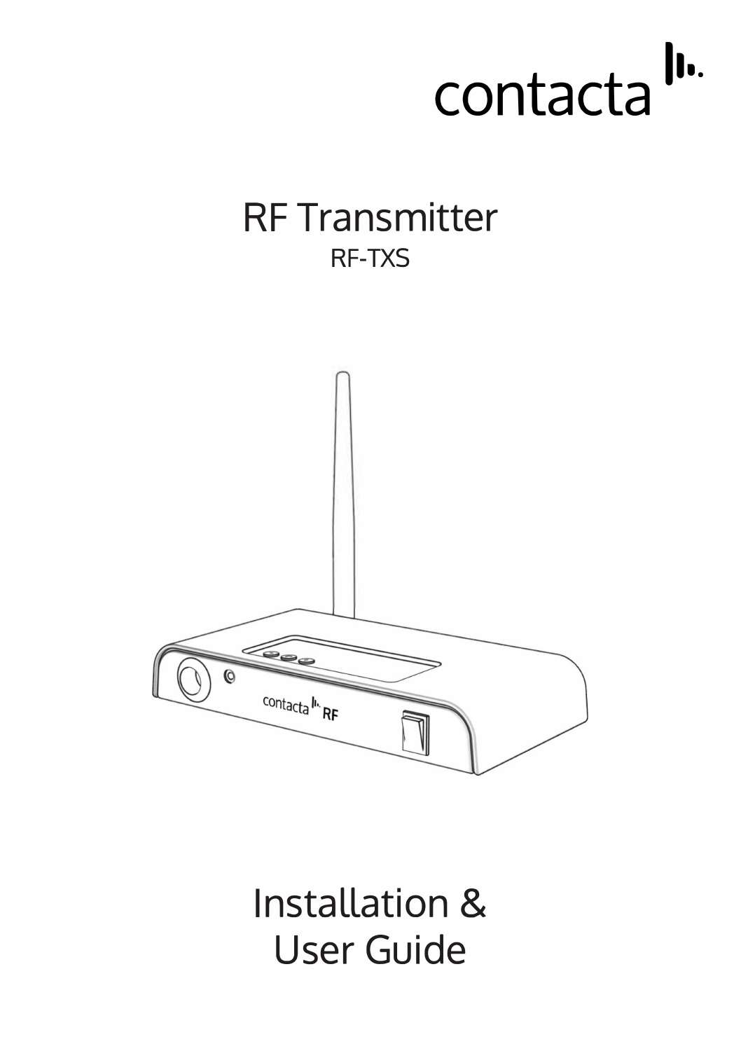contacta

# RF Transmitter

RF-TXS

# Installation & User Guide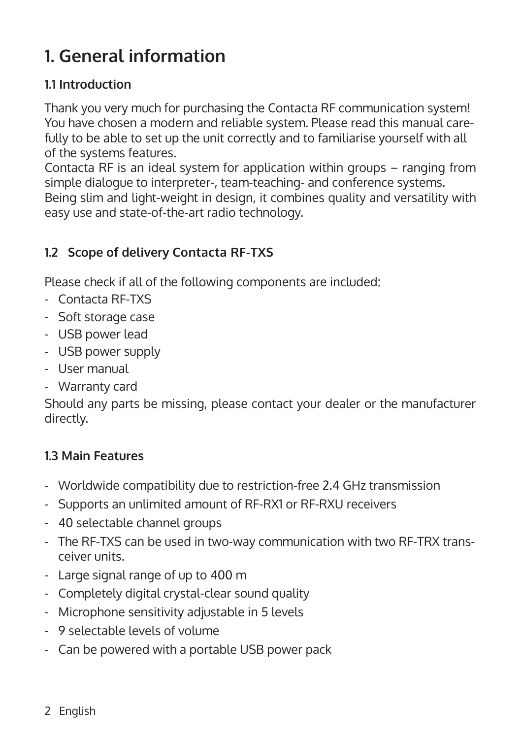# 1. General information

### 1.1 Introduction

Thank you very much for purchasing the Contacta RF communication system! You have chosen a modern and reliable system. Please read this manual carefully to be able to set up the unit correctly and to familiarise yourself with all of the systems features.
Contacta RF is an ideal system for application within groups – ranging from simple dialogue to interpreter-, team-teaching- and conference systems.
Being slim and light-weight in design, it combines quality and versatility with easy use and state-of-the-art radio technology.

### 1.2 Scope of delivery Contacta RF-TXS

Please check if all of the following components are included:

- Contacta RF-TXS
- Soft storage case
- USB power lead
- USB power supply
- User manual
- Warranty card

Should any parts be missing, please contact your dealer or the manufacturer directly.

### 1.3 Main Features

- Worldwide compatibility due to restriction-free 2.4 GHz transmission
- Supports an unlimited amount of RF-RX1 or RF-RXU receivers
- 40 selectable channel groups
- The RF-TXS can be used in two-way communication with two RF-TRX transceiver units.
- Large signal range of up to 400 m
- Completely digital crystal-clear sound quality
- Microphone sensitivity adjustable in 5 levels
- 9 selectable levels of volume
- Can be powered with a portable USB power pack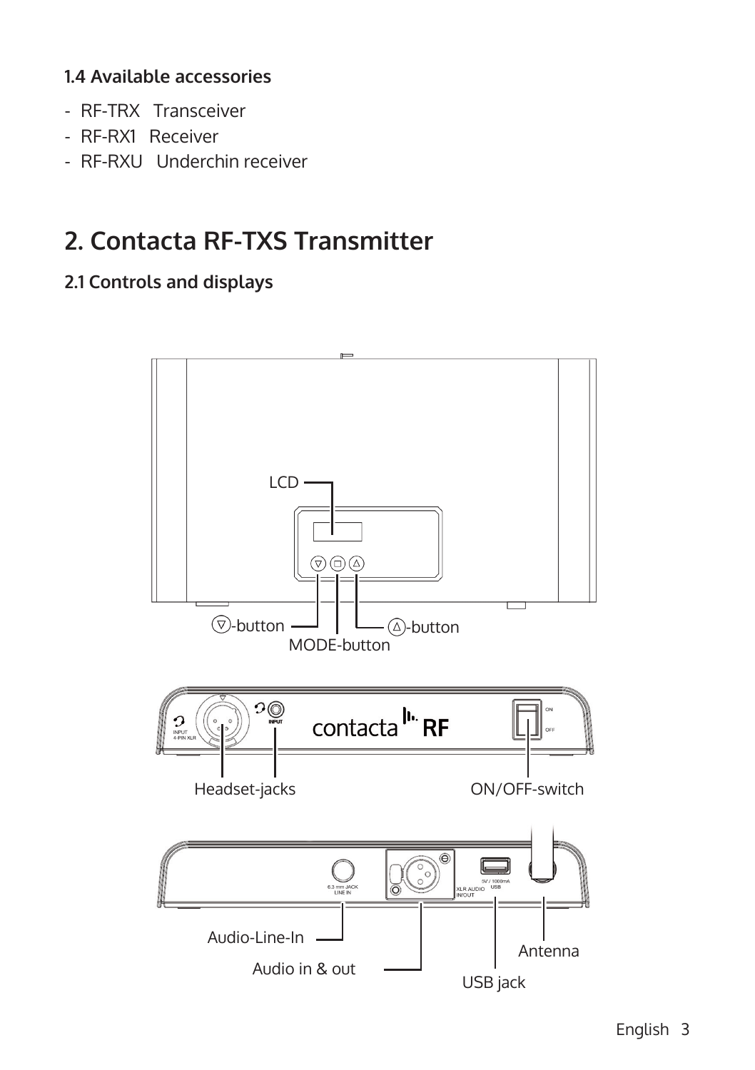### 1.4 Available accessories

- RF-TRX   Transceiver
- RF-RX1   Receiver
- RF-RXU   Underchin receiver

# 2. Contacta RF-TXS Transmitter

### 2.1 Controls and displays

LCD

▽-button

MODE-button

△-button

Headset-jacks

ON/OFF-switch

Audio-Line-In

Audio in & out

USB jack

Antenna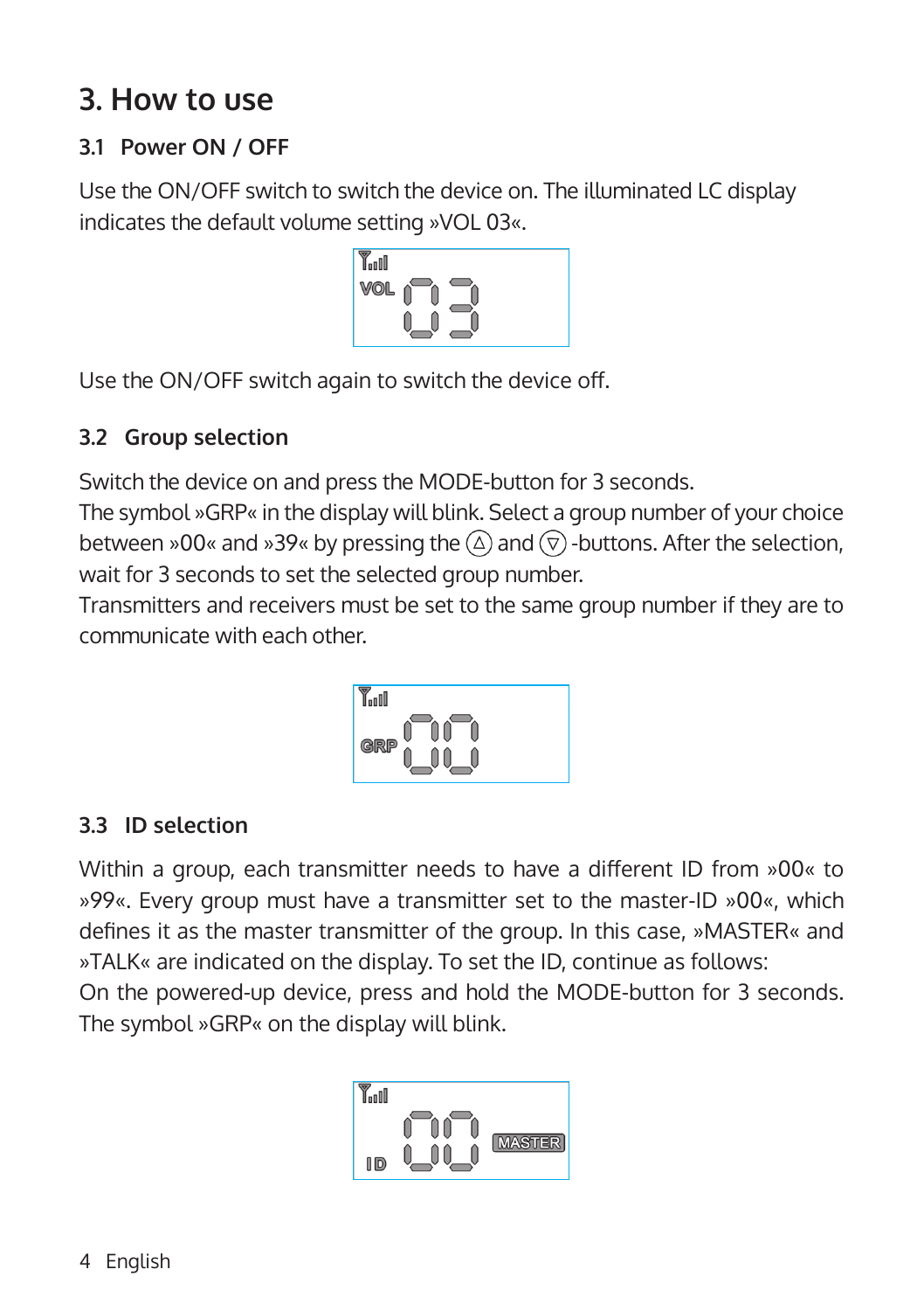# 3. How to use

## 3.1 Power ON / OFF

Use the ON/OFF switch to switch the device on. The illuminated LC display indicates the default volume setting »VOL 03«.

Use the ON/OFF switch again to switch the device off.

## 3.2 Group selection

Switch the device on and press the MODE-button for 3 seconds.
The symbol »GRP« in the display will blink. Select a group number of your choice between »00« and »39« by pressing the △ and ▽ -buttons. After the selection, wait for 3 seconds to set the selected group number.
Transmitters and receivers must be set to the same group number if they are to communicate with each other.

## 3.3 ID selection

Within a group, each transmitter needs to have a different ID from »00« to »99«. Every group must have a transmitter set to the master-ID »00«, which defines it as the master transmitter of the group. In this case, »MASTER« and »TALK« are indicated on the display. To set the ID, continue as follows:
On the powered-up device, press and hold the MODE-button for 3 seconds. The symbol »GRP« on the display will blink.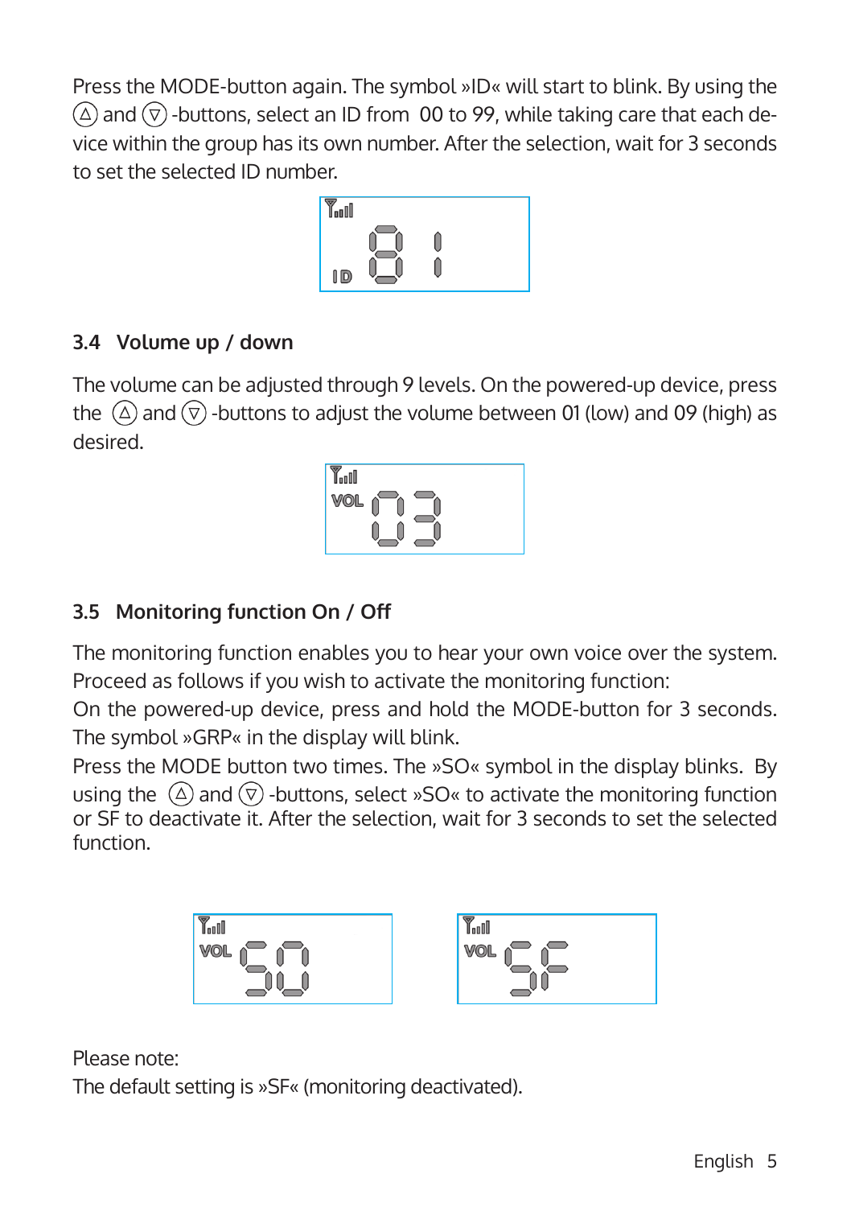Press the MODE-button again. The symbol »ID« will start to blink. By using the △ and ▽ -buttons, select an ID from 00 to 99, while taking care that each device within the group has its own number. After the selection, wait for 3 seconds to set the selected ID number.

## 3.4 Volume up / down

The volume can be adjusted through 9 levels. On the powered-up device, press the △ and ▽ -buttons to adjust the volume between 01 (low) and 09 (high) as desired.

## 3.5 Monitoring function On / Off

The monitoring function enables you to hear your own voice over the system. Proceed as follows if you wish to activate the monitoring function:

On the powered-up device, press and hold the MODE-button for 3 seconds. The symbol »GRP« in the display will blink.

Press the MODE button two times. The »SO« symbol in the display blinks. By using the △ and ▽ -buttons, select »SO« to activate the monitoring function or SF to deactivate it. After the selection, wait for 3 seconds to set the selected function.

Please note:
The default setting is »SF« (monitoring deactivated).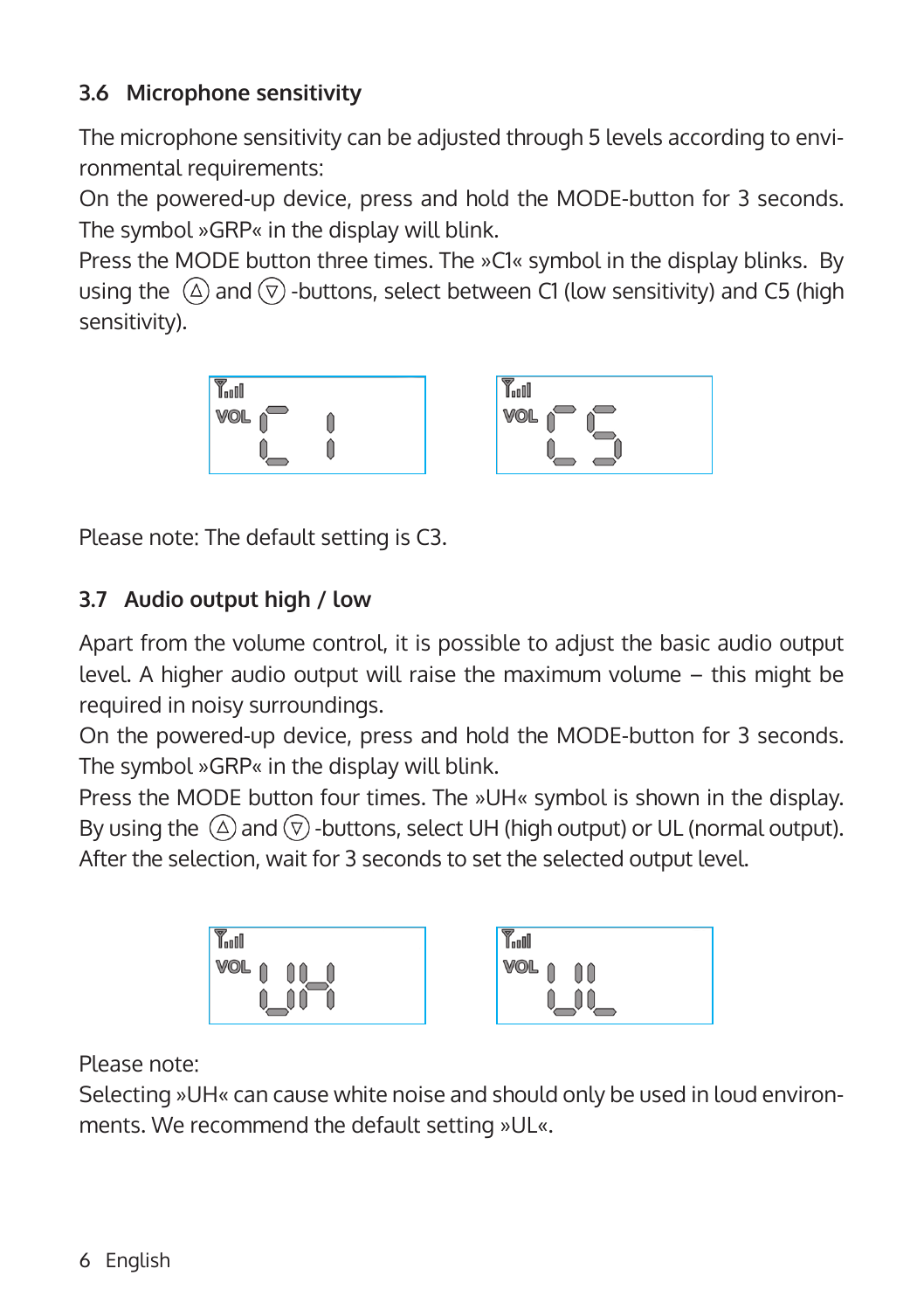### 3.6 Microphone sensitivity

The microphone sensitivity can be adjusted through 5 levels according to environmental requirements:
On the powered-up device, press and hold the MODE-button for 3 seconds. The symbol »GRP« in the display will blink.
Press the MODE button three times. The »C1« symbol in the display blinks. By using the (△) and (▽) -buttons, select between C1 (low sensitivity) and C5 (high sensitivity).

Please note: The default setting is C3.

### 3.7 Audio output high / low

Apart from the volume control, it is possible to adjust the basic audio output level. A higher audio output will raise the maximum volume – this might be required in noisy surroundings.
On the powered-up device, press and hold the MODE-button for 3 seconds. The symbol »GRP« in the display will blink.
Press the MODE button four times. The »UH« symbol is shown in the display. By using the (△) and (▽) -buttons, select UH (high output) or UL (normal output). After the selection, wait for 3 seconds to set the selected output level.

Please note:
Selecting »UH« can cause white noise and should only be used in loud environments. We recommend the default setting »UL«.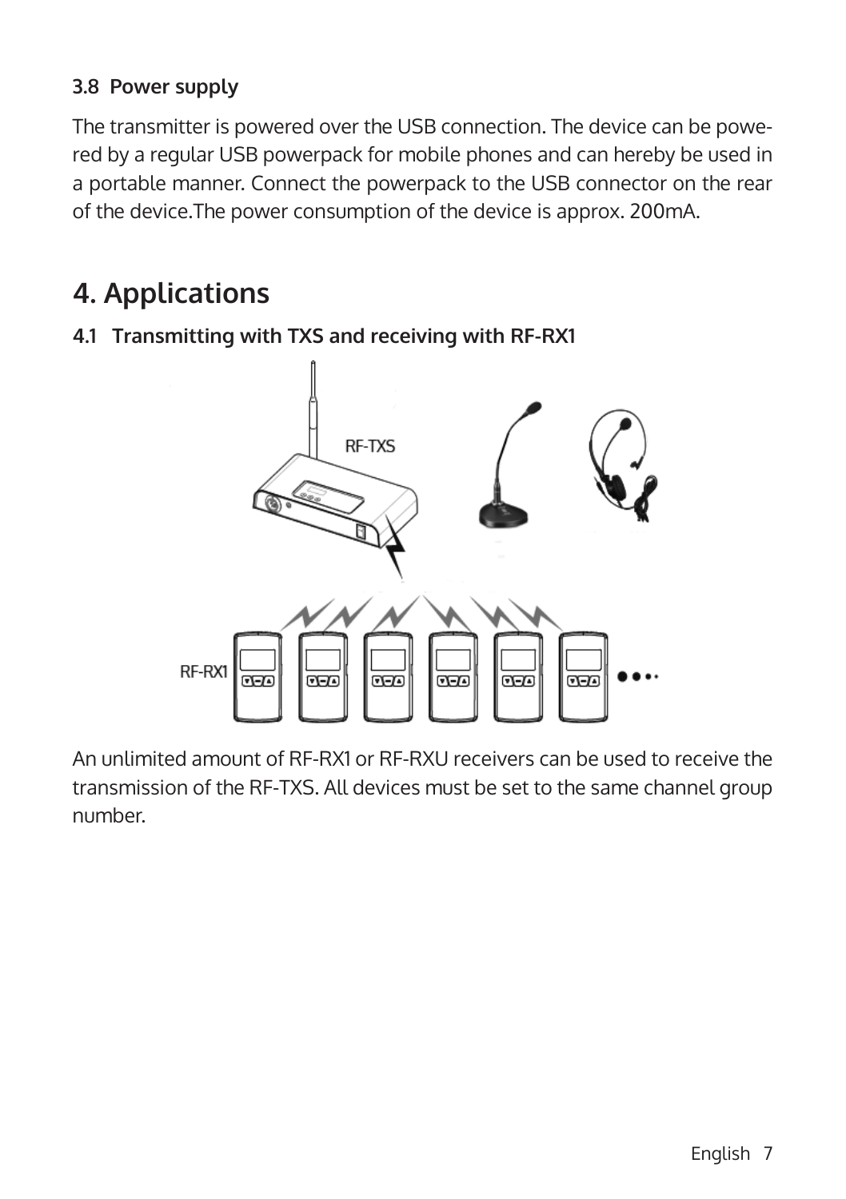### 3.8 Power supply

The transmitter is powered over the USB connection. The device can be powered by a regular USB powerpack for mobile phones and can hereby be used in a portable manner. Connect the powerpack to the USB connector on the rear of the device.The power consumption of the device is approx. 200mA.

# 4. Applications

### 4.1 Transmitting with TXS and receiving with RF-RX1

An unlimited amount of RF-RX1 or RF-RXU receivers can be used to receive the transmission of the RF-TXS. All devices must be set to the same channel group number.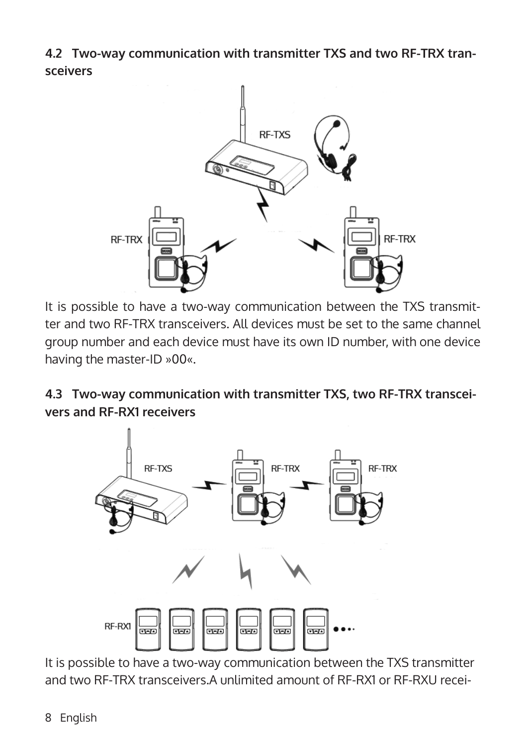### 4.2 Two-way communication with transmitter TXS and two RF-TRX transceivers

It is possible to have a two-way communication between the TXS transmitter and two RF-TRX transceivers. All devices must be set to the same channel group number and each device must have its own ID number, with one device having the master-ID »00«.

### 4.3 Two-way communication with transmitter TXS, two RF-TRX transceivers and RF-RX1 receivers

It is possible to have a two-way communication between the TXS transmitter and two RF-TRX transceivers.A unlimited amount of RF-RX1 or RF-RXU recei-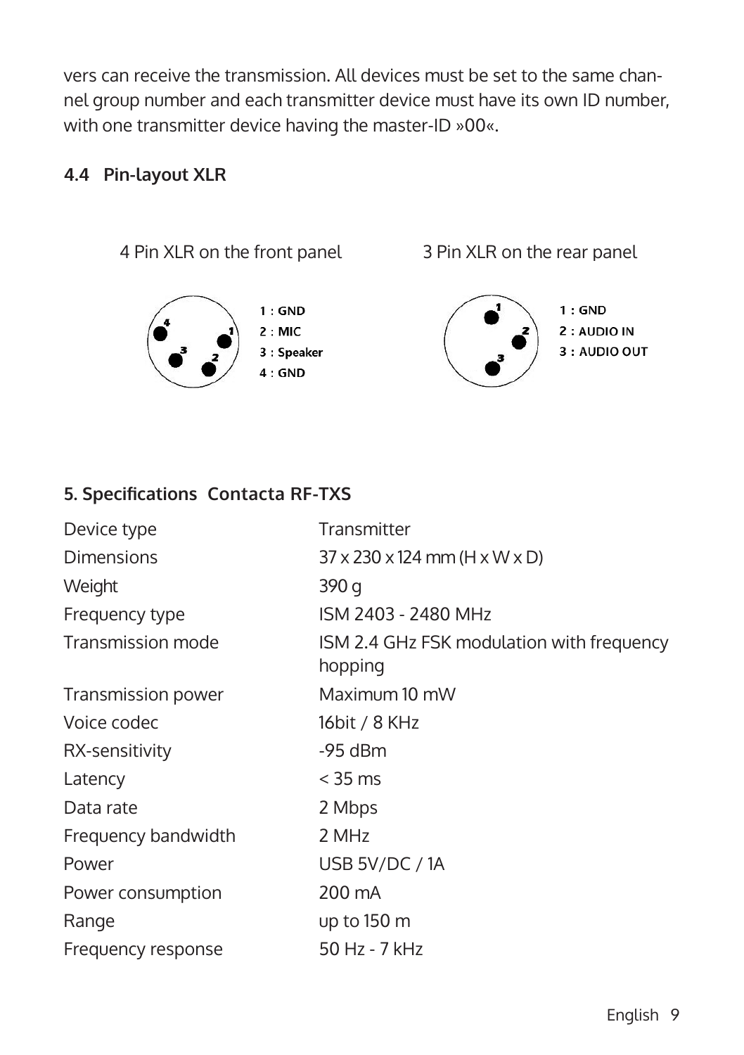vers can receive the transmission. All devices must be set to the same channel group number and each transmitter device must have its own ID number, with one transmitter device having the master-ID »00«.

### 4.4 Pin-layout XLR

4 Pin XLR on the front panel

1 : GND
2 : MIC
3 : Speaker
4 : GND

3 Pin XLR on the rear panel

1 : GND
2 : AUDIO IN
3 : AUDIO OUT

## 5. Specifications Contacta RF-TXS

| | |
|---|---|
| Device type | Transmitter |
| Dimensions | 37 x 230 x 124 mm (H x W x D) |
| Weight | 390 g |
| Frequency type | ISM 2403 - 2480 MHz |
| Transmission mode | ISM 2.4 GHz FSK modulation with frequency hopping |
| Transmission power | Maximum 10 mW |
| Voice codec | 16bit / 8 KHz |
| RX-sensitivity | -95 dBm |
| Latency | < 35 ms |
| Data rate | 2 Mbps |
| Frequency bandwidth | 2 MHz |
| Power | USB 5V/DC / 1A |
| Power consumption | 200 mA |
| Range | up to 150 m |
| Frequency response | 50 Hz - 7 kHz |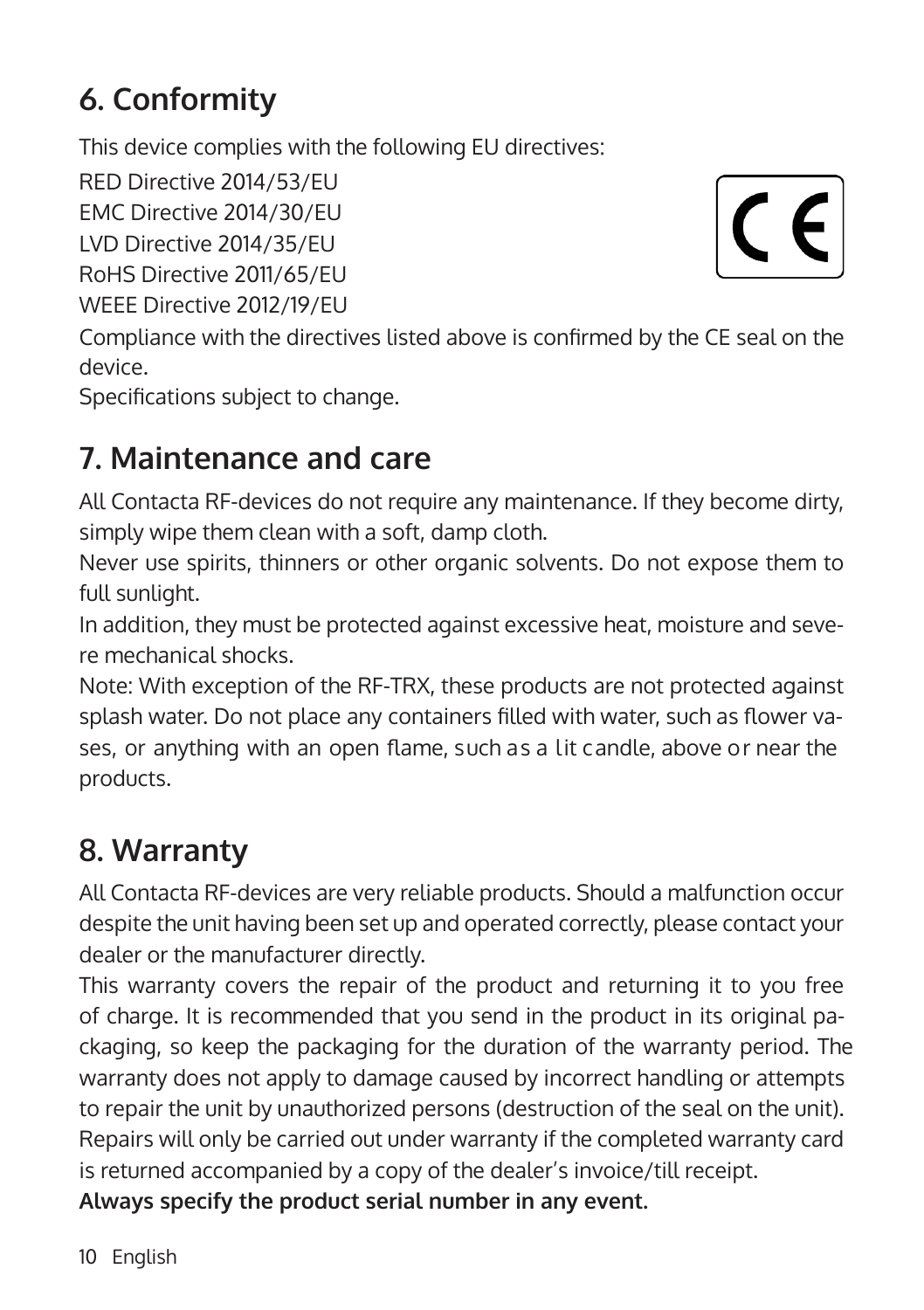## 6. Conformity

This device complies with the following EU directives:

RED Directive 2014/53/EU
EMC Directive 2014/30/EU
LVD Directive 2014/35/EU
RoHS Directive 2011/65/EU
WEEE Directive 2012/19/EU

Compliance with the directives listed above is confirmed by the CE seal on the device.
Specifications subject to change.

## 7. Maintenance and care

All Contacta RF-devices do not require any maintenance. If they become dirty, simply wipe them clean with a soft, damp cloth.
Never use spirits, thinners or other organic solvents. Do not expose them to full sunlight.
In addition, they must be protected against excessive heat, moisture and severe mechanical shocks.
Note: With exception of the RF-TRX, these products are not protected against splash water. Do not place any containers filled with water, such as flower vases, or anything with an open flame, such as a lit candle, above or near the products.

## 8. Warranty

All Contacta RF-devices are very reliable products. Should a malfunction occur despite the unit having been set up and operated correctly, please contact your dealer or the manufacturer directly.
This warranty covers the repair of the product and returning it to you free of charge. It is recommended that you send in the product in its original packaging, so keep the packaging for the duration of the warranty period. The warranty does not apply to damage caused by incorrect handling or attempts to repair the unit by unauthorized persons (destruction of the seal on the unit). Repairs will only be carried out under warranty if the completed warranty card is returned accompanied by a copy of the dealer's invoice/till receipt.
**Always specify the product serial number in any event.**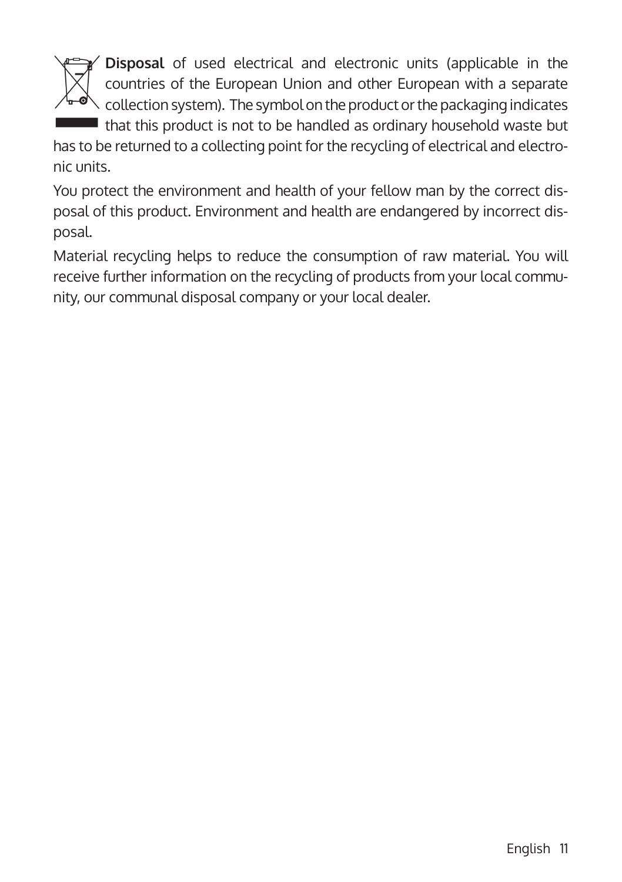**Disposal** of used electrical and electronic units (applicable in the countries of the European Union and other European with a separate collection system). The symbol on the product or the packaging indicates that this product is not to be handled as ordinary household waste but has to be returned to a collecting point for the recycling of electrical and electronic units.

You protect the environment and health of your fellow man by the correct disposal of this product. Environment and health are endangered by incorrect disposal.

Material recycling helps to reduce the consumption of raw material. You will receive further information on the recycling of products from your local community, our communal disposal company or your local dealer.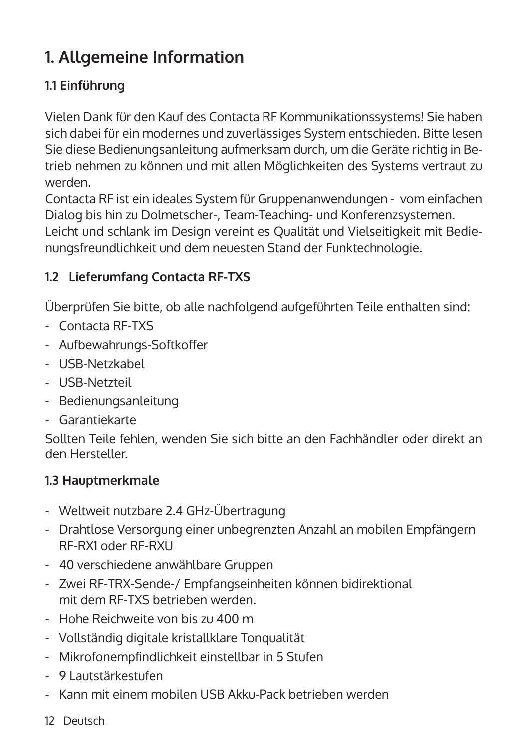# 1. Allgemeine Information

## 1.1 Einführung

Vielen Dank für den Kauf des Contacta RF Kommunikationssystems! Sie haben sich dabei für ein modernes und zuverlässiges System entschieden. Bitte lesen Sie diese Bedienungsanleitung aufmerksam durch, um die Geräte richtig in Betrieb nehmen zu können und mit allen Möglichkeiten des Systems vertraut zu werden.
Contacta RF ist ein ideales System für Gruppenanwendungen - vom einfachen Dialog bis hin zu Dolmetscher-, Team-Teaching- und Konferenzsystemen.
Leicht und schlank im Design vereint es Qualität und Vielseitigkeit mit Bedienungsfreundlichkeit und dem neuesten Stand der Funktechnologie.

## 1.2 Lieferumfang Contacta RF-TXS

Überprüfen Sie bitte, ob alle nachfolgend aufgeführten Teile enthalten sind:

- Contacta RF-TXS
- Aufbewahrungs-Softkoffer
- USB-Netzkabel
- USB-Netzteil
- Bedienungsanleitung
- Garantiekarte

Sollten Teile fehlen, wenden Sie sich bitte an den Fachhändler oder direkt an den Hersteller.

## 1.3 Hauptmerkmale

- Weltweit nutzbare 2.4 GHz-Übertragung
- Drahtlose Versorgung einer unbegrenzten Anzahl an mobilen Empfängern RF-RX1 oder RF-RXU
- 40 verschiedene anwählbare Gruppen
- Zwei RF-TRX-Sende-/ Empfangseinheiten können bidirektional mit dem RF-TXS betrieben werden.
- Hohe Reichweite von bis zu 400 m
- Vollständig digitale kristallklare Tonqualität
- Mikrofonempfindlichkeit einstellbar in 5 Stufen
- 9 Lautstärkestufen
- Kann mit einem mobilen USB Akku-Pack betrieben werden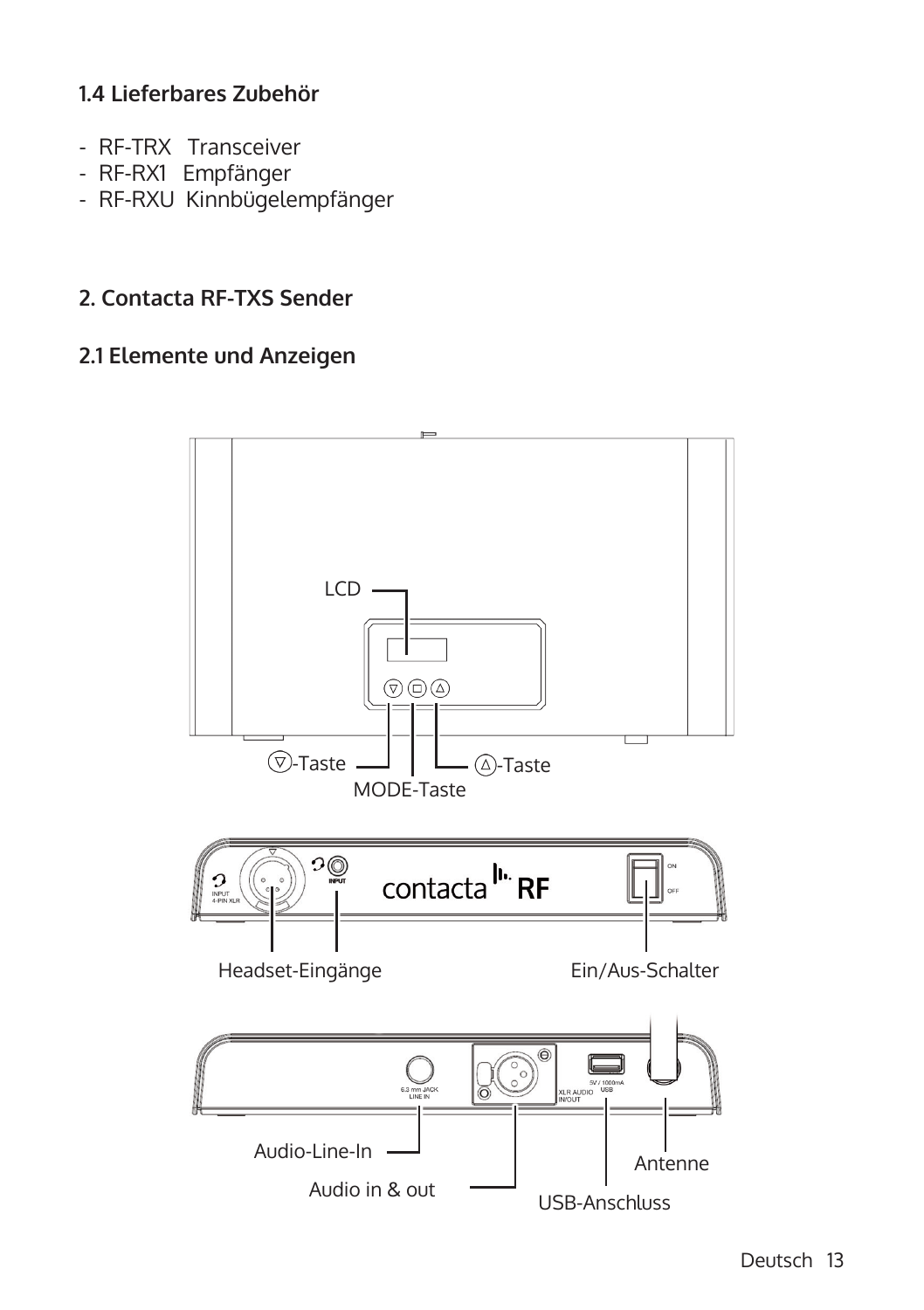### 1.4 Lieferbares Zubehör

- RF-TRX Transceiver
- RF-RX1 Empfänger
- RF-RXU Kinnbügelempfänger

## 2. Contacta RF-TXS Sender

### 2.1 Elemente und Anzeigen

LCD

▽-Taste

MODE-Taste

△-Taste

Headset-Eingänge

Ein/Aus-Schalter

Audio-Line-In

Audio in & out

USB-Anschluss

Antenne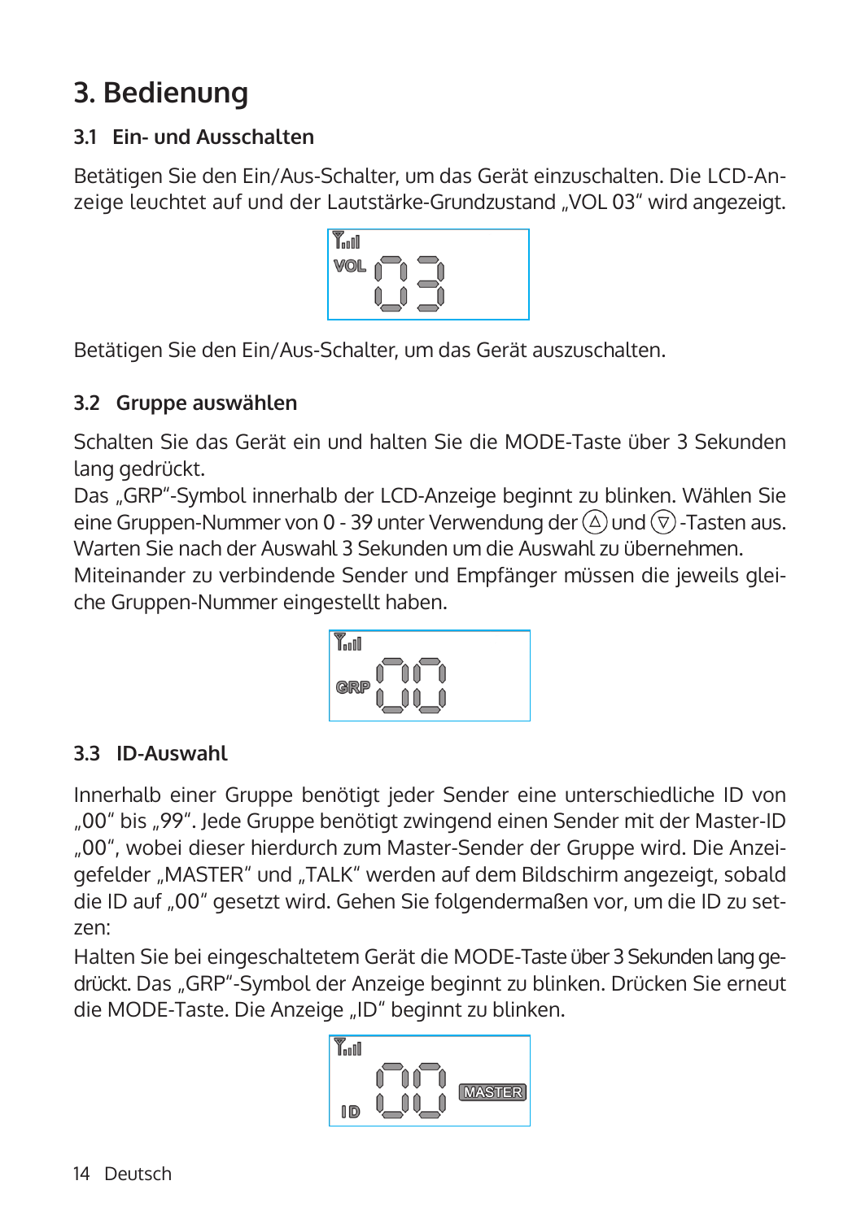# 3. Bedienung

## 3.1 Ein- und Ausschalten

Betätigen Sie den Ein/Aus-Schalter, um das Gerät einzuschalten. Die LCD-Anzeige leuchtet auf und der Lautstärke-Grundzustand „VOL 03“ wird angezeigt.

Betätigen Sie den Ein/Aus-Schalter, um das Gerät auszuschalten.

## 3.2 Gruppe auswählen

Schalten Sie das Gerät ein und halten Sie die MODE-Taste über 3 Sekunden lang gedrückt.

Das „GRP“-Symbol innerhalb der LCD-Anzeige beginnt zu blinken. Wählen Sie eine Gruppen-Nummer von 0 - 39 unter Verwendung der △ und ▽ -Tasten aus. Warten Sie nach der Auswahl 3 Sekunden um die Auswahl zu übernehmen.

Miteinander zu verbindende Sender und Empfänger müssen die jeweils gleiche Gruppen-Nummer eingestellt haben.

## 3.3 ID-Auswahl

Innerhalb einer Gruppe benötigt jeder Sender eine unterschiedliche ID von „00“ bis „99“. Jede Gruppe benötigt zwingend einen Sender mit der Master-ID „00“, wobei dieser hierdurch zum Master-Sender der Gruppe wird. Die Anzeigefelder „MASTER“ und „TALK“ werden auf dem Bildschirm angezeigt, sobald die ID auf „00“ gesetzt wird. Gehen Sie folgendermaßen vor, um die ID zu setzen:

Halten Sie bei eingeschaltetem Gerät die MODE-Taste über 3 Sekunden lang gedrückt. Das „GRP“-Symbol der Anzeige beginnt zu blinken. Drücken Sie erneut die MODE-Taste. Die Anzeige „ID“ beginnt zu blinken.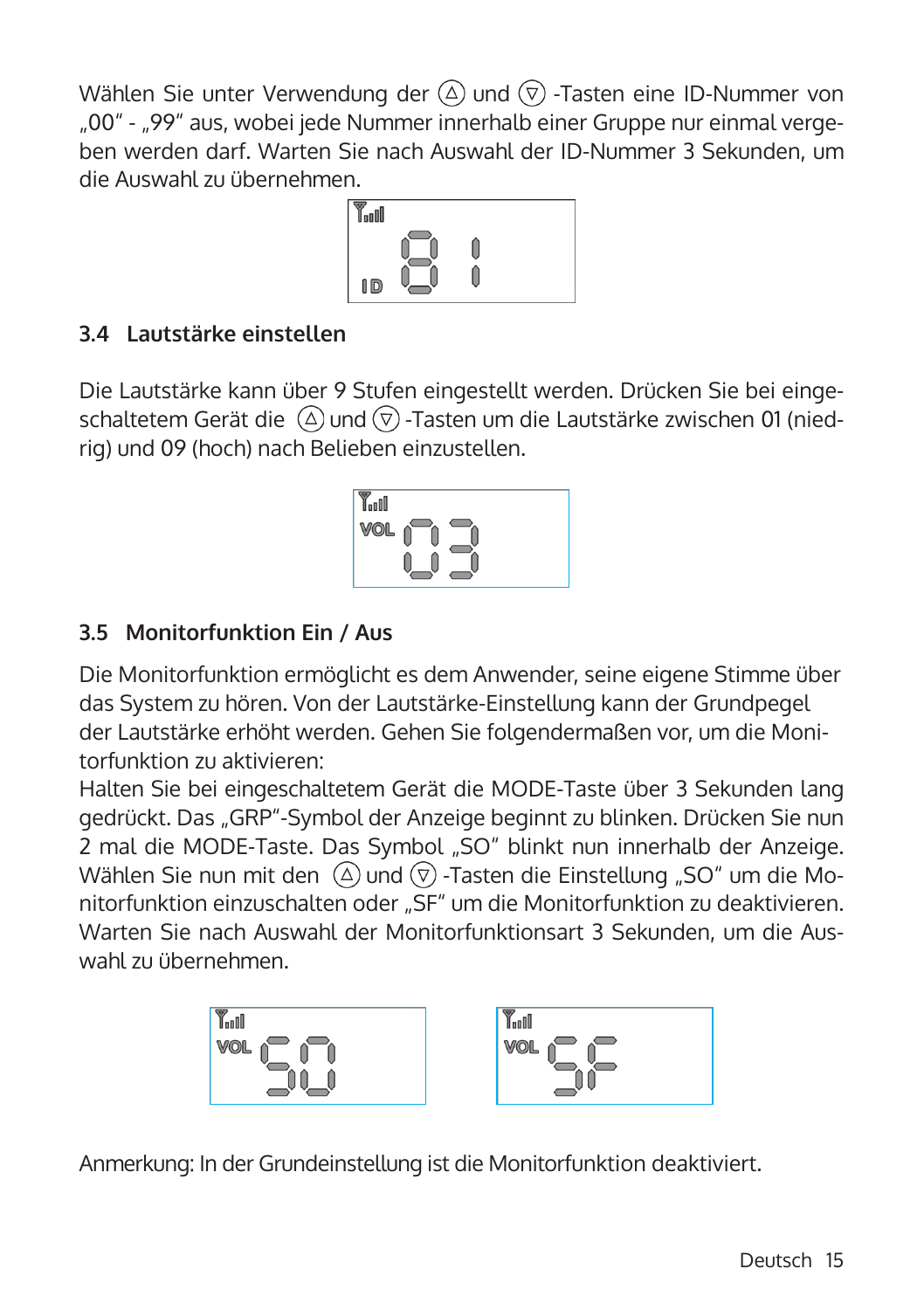Wählen Sie unter Verwendung der △ und ▽ -Tasten eine ID-Nummer von „00“ - „99“ aus, wobei jede Nummer innerhalb einer Gruppe nur einmal vergeben werden darf. Warten Sie nach Auswahl der ID-Nummer 3 Sekunden, um die Auswahl zu übernehmen.

### 3.4 Lautstärke einstellen

Die Lautstärke kann über 9 Stufen eingestellt werden. Drücken Sie bei eingeschaltetem Gerät die △ und ▽ -Tasten um die Lautstärke zwischen 01 (niedrig) und 09 (hoch) nach Belieben einzustellen.

### 3.5 Monitorfunktion Ein / Aus

Die Monitorfunktion ermöglicht es dem Anwender, seine eigene Stimme über das System zu hören. Von der Lautstärke-Einstellung kann der Grundpegel der Lautstärke erhöht werden. Gehen Sie folgendermaßen vor, um die Monitorfunktion zu aktivieren:
Halten Sie bei eingeschaltetem Gerät die MODE-Taste über 3 Sekunden lang gedrückt. Das „GRP“-Symbol der Anzeige beginnt zu blinken. Drücken Sie nun 2 mal die MODE-Taste. Das Symbol „SO“ blinkt nun innerhalb der Anzeige. Wählen Sie nun mit den △ und ▽ -Tasten die Einstellung „SO“ um die Monitorfunktion einzuschalten oder „SF“ um die Monitorfunktion zu deaktivieren. Warten Sie nach Auswahl der Monitorfunktionsart 3 Sekunden, um die Auswahl zu übernehmen.

Anmerkung: In der Grundeinstellung ist die Monitorfunktion deaktiviert.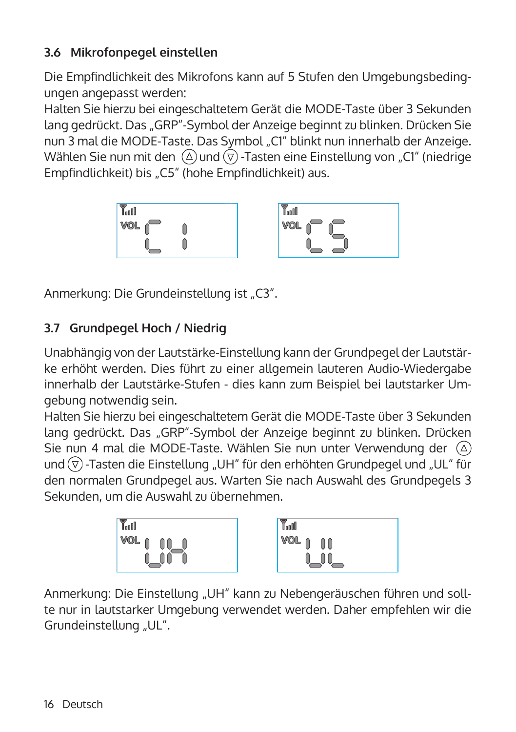### 3.6 Mikrofonpegel einstellen

Die Empfindlichkeit des Mikrofons kann auf 5 Stufen den Umgebungsbedingungen angepasst werden:
Halten Sie hierzu bei eingeschaltetem Gerät die MODE-Taste über 3 Sekunden lang gedrückt. Das „GRP"-Symbol der Anzeige beginnt zu blinken. Drücken Sie nun 3 mal die MODE-Taste. Das Symbol „C1" blinkt nun innerhalb der Anzeige. Wählen Sie nun mit den (△) und (▽) -Tasten eine Einstellung von „C1" (niedrige Empfindlichkeit) bis „C5" (hohe Empfindlichkeit) aus.

Anmerkung: Die Grundeinstellung ist „C3".

### 3.7 Grundpegel Hoch / Niedrig

Unabhängig von der Lautstärke-Einstellung kann der Grundpegel der Lautstärke erhöht werden. Dies führt zu einer allgemein lauteren Audio-Wiedergabe innerhalb der Lautstärke-Stufen - dies kann zum Beispiel bei lautstarker Umgebung notwendig sein.
Halten Sie hierzu bei eingeschaltetem Gerät die MODE-Taste über 3 Sekunden lang gedrückt. Das „GRP"-Symbol der Anzeige beginnt zu blinken. Drücken Sie nun 4 mal die MODE-Taste. Wählen Sie nun unter Verwendung der (△) und (▽) -Tasten die Einstellung „UH" für den erhöhten Grundpegel und „UL" für den normalen Grundpegel aus. Warten Sie nach Auswahl des Grundpegels 3 Sekunden, um die Auswahl zu übernehmen.

Anmerkung: Die Einstellung „UH" kann zu Nebengeräuschen führen und sollte nur in lautstarker Umgebung verwendet werden. Daher empfehlen wir die Grundeinstellung „UL".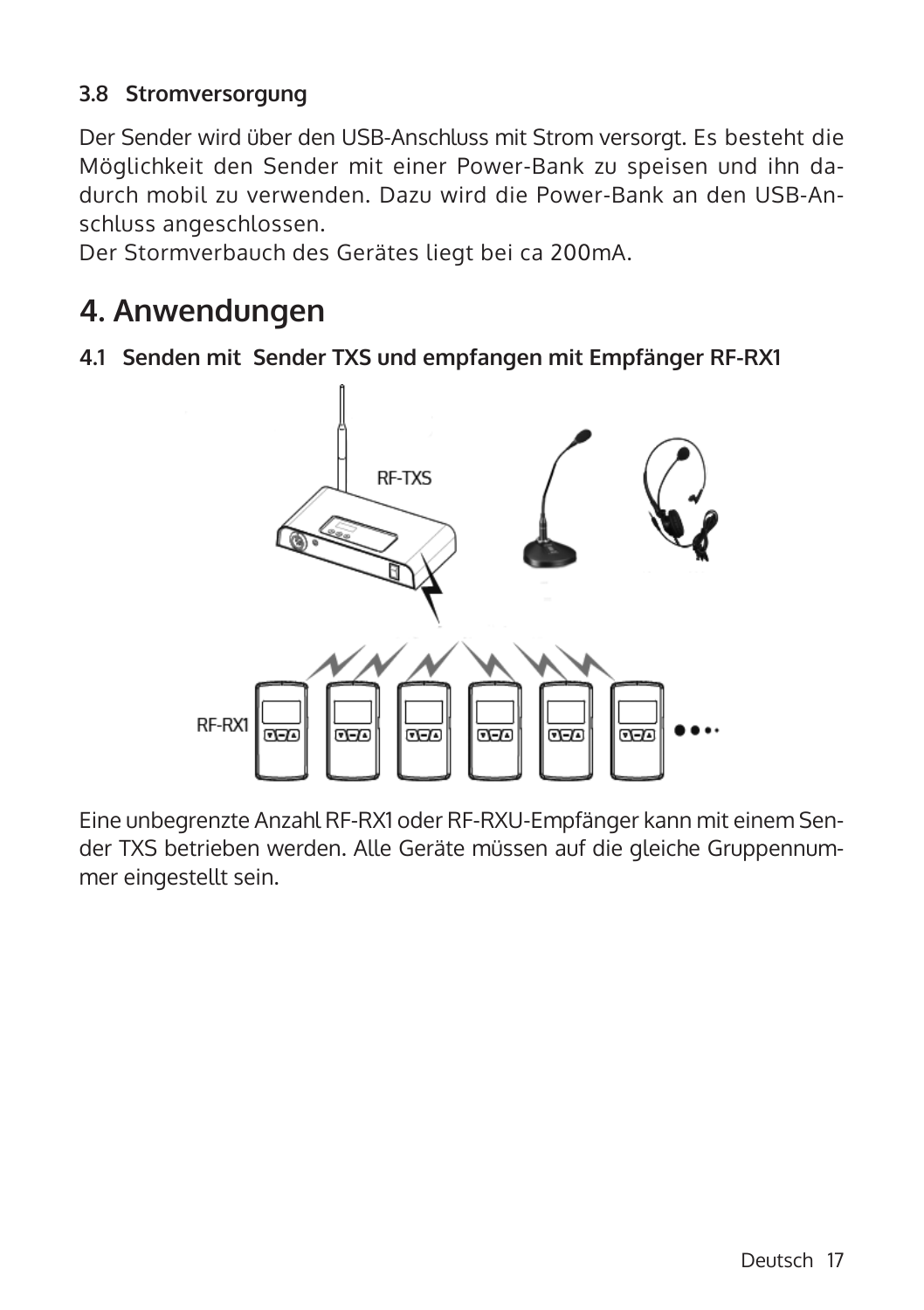### 3.8 Stromversorgung

Der Sender wird über den USB-Anschluss mit Strom versorgt. Es besteht die Möglichkeit den Sender mit einer Power-Bank zu speisen und ihn dadurch mobil zu verwenden. Dazu wird die Power-Bank an den USB-Anschluss angeschlossen.
Der Stormverbauch des Gerätes liegt bei ca 200mA.

# 4. Anwendungen

### 4.1 Senden mit Sender TXS und empfangen mit Empfänger RF-RX1

Eine unbegrenzte Anzahl RF-RX1 oder RF-RXU-Empfänger kann mit einem Sender TXS betrieben werden. Alle Geräte müssen auf die gleiche Gruppennummer eingestellt sein.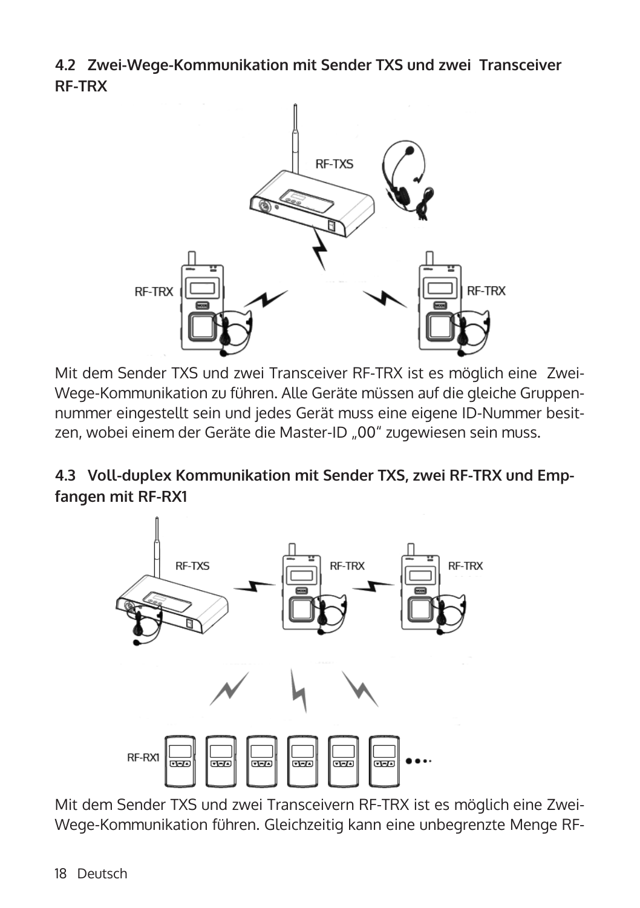## 4.2 Zwei-Wege-Kommunikation mit Sender TXS und zwei Transceiver RF-TRX

Mit dem Sender TXS und zwei Transceiver RF-TRX ist es möglich eine Zwei-Wege-Kommunikation zu führen. Alle Geräte müssen auf die gleiche Gruppennummer eingestellt sein und jedes Gerät muss eine eigene ID-Nummer besitzen, wobei einem der Geräte die Master-ID „00" zugewiesen sein muss.

## 4.3 Voll-duplex Kommunikation mit Sender TXS, zwei RF-TRX und Empfangen mit RF-RX1

Mit dem Sender TXS und zwei Transceivern RF-TRX ist es möglich eine Zwei-Wege-Kommunikation führen. Gleichzeitig kann eine unbegrenzte Menge RF-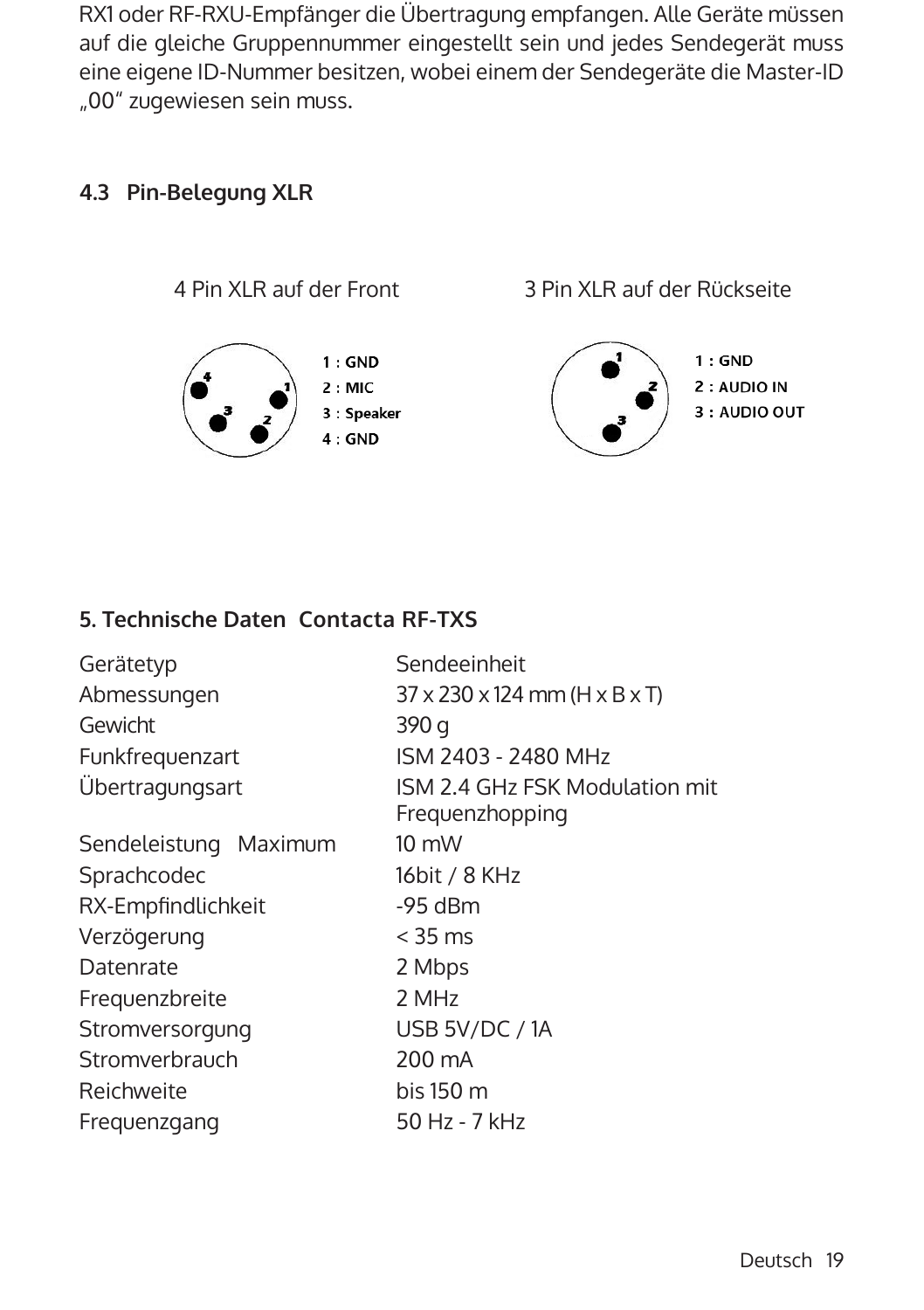RX1 oder RF-RXU-Empfänger die Übertragung empfangen. Alle Geräte müssen auf die gleiche Gruppennummer eingestellt sein und jedes Sendegerät muss eine eigene ID-Nummer besitzen, wobei einem der Sendegeräte die Master-ID „00" zugewiesen sein muss.

### 4.3 Pin-Belegung XLR

4 Pin XLR auf der Front

1 : GND
2 : MIC
3 : Speaker
4 : GND

3 Pin XLR auf der Rückseite

1 : GND
2 : AUDIO IN
3 : AUDIO OUT

## 5. Technische Daten Contacta RF-TXS

| | |
|---|---|
| Gerätetyp | Sendeeinheit |
| Abmessungen | 37 x 230 x 124 mm (H x B x T) |
| Gewicht | 390 g |
| Funkfrequenzart | ISM 2403 - 2480 MHz |
| Übertragungsart | ISM 2.4 GHz FSK Modulation mit Frequenzhopping |
| Sendeleistung Maximum | 10 mW |
| Sprachcodec | 16bit / 8 KHz |
| RX-Empfindlichkeit | -95 dBm |
| Verzögerung | < 35 ms |
| Datenrate | 2 Mbps |
| Frequenzbreite | 2 MHz |
| Stromversorgung | USB 5V/DC / 1A |
| Stromverbrauch | 200 mA |
| Reichweite | bis 150 m |
| Frequenzgang | 50 Hz - 7 kHz |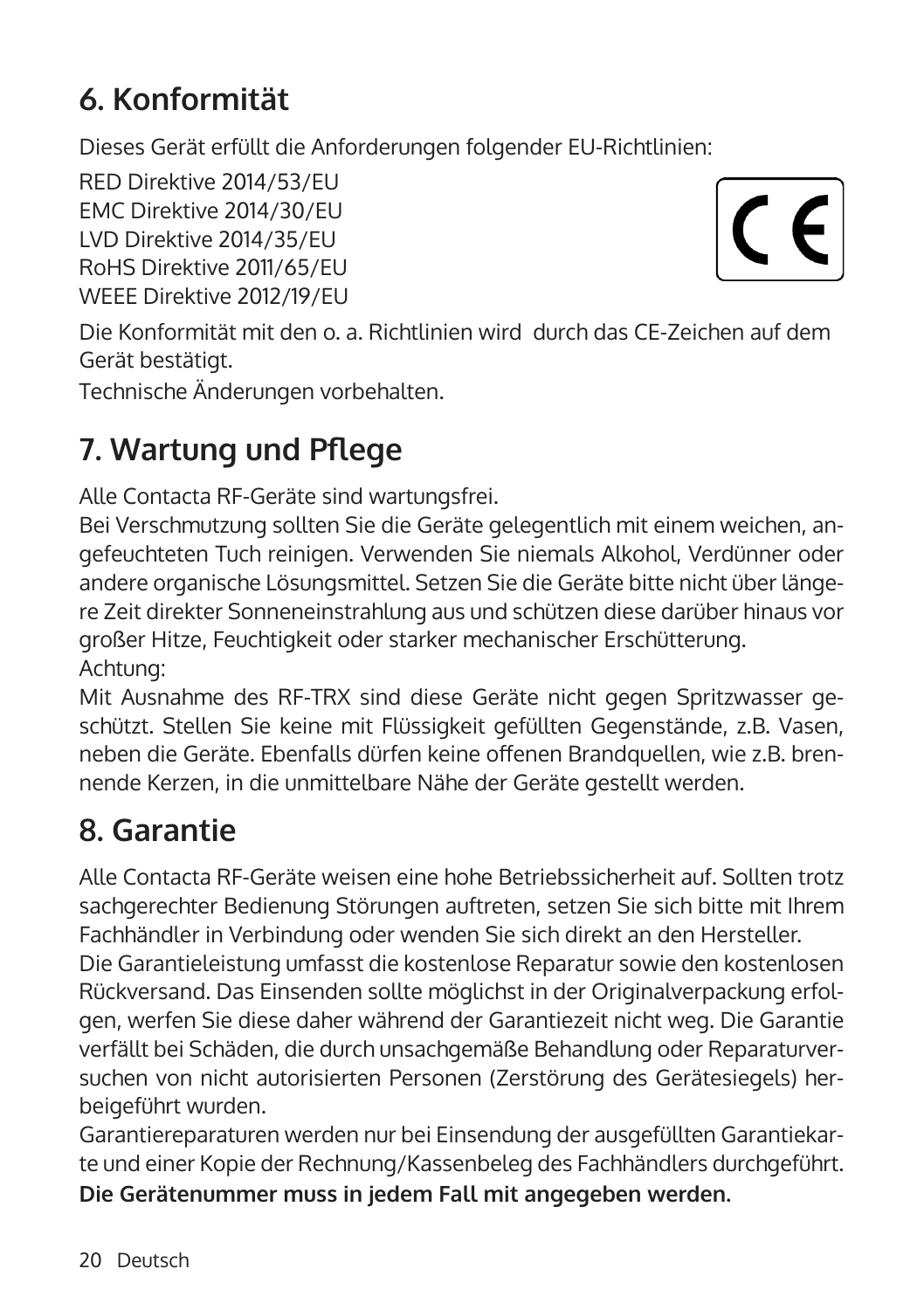## 6. Konformität

Dieses Gerät erfüllt die Anforderungen folgender EU-Richtlinien:

RED Direktive 2014/53/EU
EMC Direktive 2014/30/EU
LVD Direktive 2014/35/EU
RoHS Direktive 2011/65/EU
WEEE Direktive 2012/19/EU

Die Konformität mit den o. a. Richtlinien wird durch das CE-Zeichen auf dem Gerät bestätigt.

Technische Änderungen vorbehalten.

## 7. Wartung und Pflege

Alle Contacta RF-Geräte sind wartungsfrei.
Bei Verschmutzung sollten Sie die Geräte gelegentlich mit einem weichen, angefeuchteten Tuch reinigen. Verwenden Sie niemals Alkohol, Verdünner oder andere organische Lösungsmittel. Setzen Sie die Geräte bitte nicht über längere Zeit direkter Sonneneinstrahlung aus und schützen diese darüber hinaus vor großer Hitze, Feuchtigkeit oder starker mechanischer Erschütterung.
Achtung:
Mit Ausnahme des RF-TRX sind diese Geräte nicht gegen Spritzwasser geschützt. Stellen Sie keine mit Flüssigkeit gefüllten Gegenstände, z.B. Vasen, neben die Geräte. Ebenfalls dürfen keine offenen Brandquellen, wie z.B. brennende Kerzen, in die unmittelbare Nähe der Geräte gestellt werden.

## 8. Garantie

Alle Contacta RF-Geräte weisen eine hohe Betriebssicherheit auf. Sollten trotz sachgerechter Bedienung Störungen auftreten, setzen Sie sich bitte mit Ihrem Fachhändler in Verbindung oder wenden Sie sich direkt an den Hersteller.
Die Garantieleistung umfasst die kostenlose Reparatur sowie den kostenlosen Rückversand. Das Einsenden sollte möglichst in der Originalverpackung erfolgen, werfen Sie diese daher während der Garantiezeit nicht weg. Die Garantie verfällt bei Schäden, die durch unsachgemäße Behandlung oder Reparaturversuchen von nicht autorisierten Personen (Zerstörung des Gerätesiegels) herbeigeführt wurden.
Garantiereparaturen werden nur bei Einsendung der ausgefüllten Garantiekarte und einer Kopie der Rechnung/Kassenbeleg des Fachhändlers durchgeführt.
**Die Gerätenummer muss in jedem Fall mit angegeben werden**.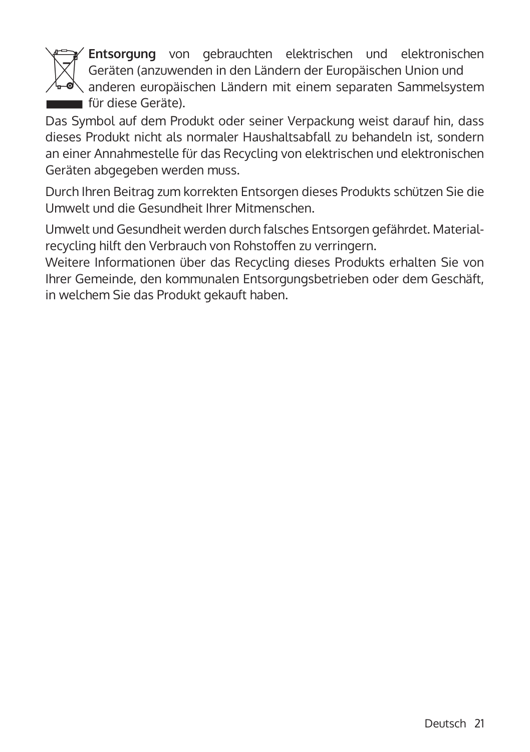**Entsorgung** von gebrauchten elektrischen und elektronischen Geräten (anzuwenden in den Ländern der Europäischen Union und anderen europäischen Ländern mit einem separaten Sammelsystem für diese Geräte).

Das Symbol auf dem Produkt oder seiner Verpackung weist darauf hin, dass dieses Produkt nicht als normaler Haushaltsabfall zu behandeln ist, sondern an einer Annahmestelle für das Recycling von elektrischen und elektronischen Geräten abgegeben werden muss.

Durch Ihren Beitrag zum korrekten Entsorgen dieses Produkts schützen Sie die Umwelt und die Gesundheit Ihrer Mitmenschen.

Umwelt und Gesundheit werden durch falsches Entsorgen gefährdet. Materialrecycling hilft den Verbrauch von Rohstoffen zu verringern.
Weitere Informationen über das Recycling dieses Produkts erhalten Sie von Ihrer Gemeinde, den kommunalen Entsorgungsbetrieben oder dem Geschäft, in welchem Sie das Produkt gekauft haben.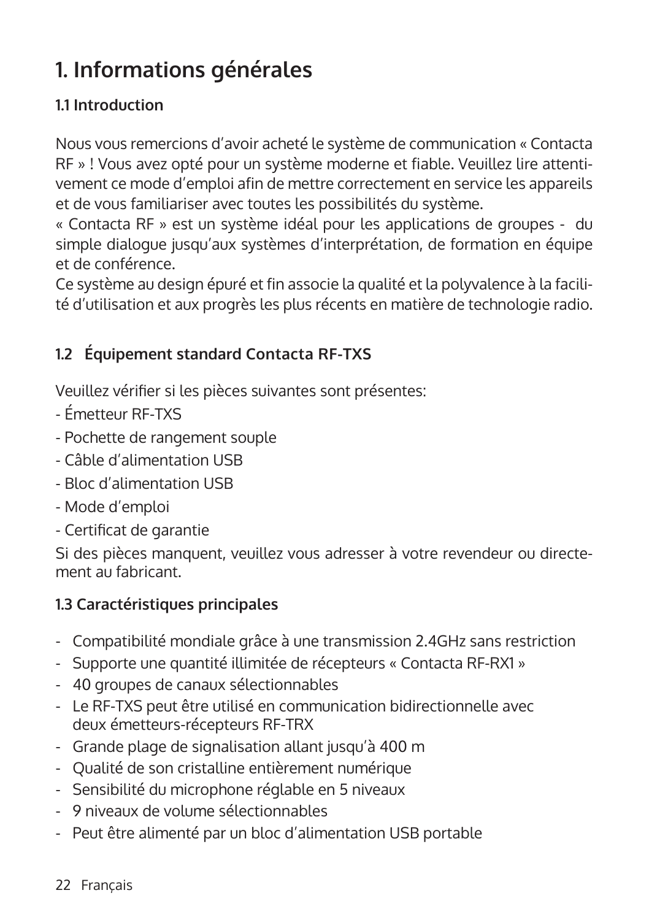# 1. Informations générales

### 1.1 Introduction

Nous vous remercions d'avoir acheté le système de communication « Contacta RF » ! Vous avez opté pour un système moderne et fiable. Veuillez lire attentivement ce mode d'emploi afin de mettre correctement en service les appareils et de vous familiariser avec toutes les possibilités du système.
« Contacta RF » est un système idéal pour les applications de groupes - du simple dialogue jusqu'aux systèmes d'interprétation, de formation en équipe et de conférence.
Ce système au design épuré et fin associe la qualité et la polyvalence à la facilité d'utilisation et aux progrès les plus récents en matière de technologie radio.

### 1.2 Équipement standard Contacta RF-TXS

Veuillez vérifier si les pièces suivantes sont présentes:

- Émetteur RF-TXS
- Pochette de rangement souple
- Câble d'alimentation USB
- Bloc d'alimentation USB
- Mode d'emploi
- Certificat de garantie

Si des pièces manquent, veuillez vous adresser à votre revendeur ou directement au fabricant.

### 1.3 Caractéristiques principales

- Compatibilité mondiale grâce à une transmission 2.4GHz sans restriction
- Supporte une quantité illimitée de récepteurs « Contacta RF-RX1 »
- 40 groupes de canaux sélectionnables
- Le RF-TXS peut être utilisé en communication bidirectionnelle avec deux émetteurs-récepteurs RF-TRX
- Grande plage de signalisation allant jusqu'à 400 m
- Qualité de son cristalline entièrement numérique
- Sensibilité du microphone réglable en 5 niveaux
- 9 niveaux de volume sélectionnables
- Peut être alimenté par un bloc d'alimentation USB portable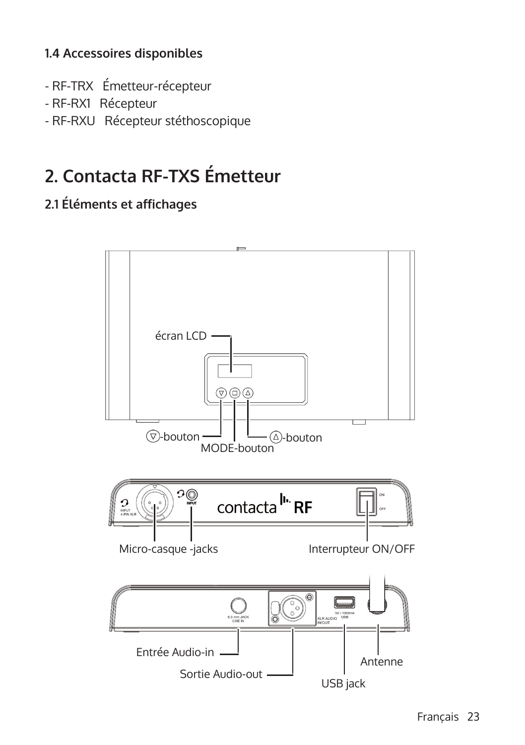### 1.4 Accessoires disponibles

- RF-TRX   Émetteur-récepteur
- RF-RX1   Récepteur
- RF-RXU   Récepteur stéthoscopique

# 2. Contacta RF-TXS Émetteur

### 2.1 Éléments et affichages

écran LCD

▽-bouton

MODE-bouton

△-bouton

Micro-casque -jacks

Interrupteur ON/OFF

Entrée Audio-in

Sortie Audio-out

USB jack

Antenne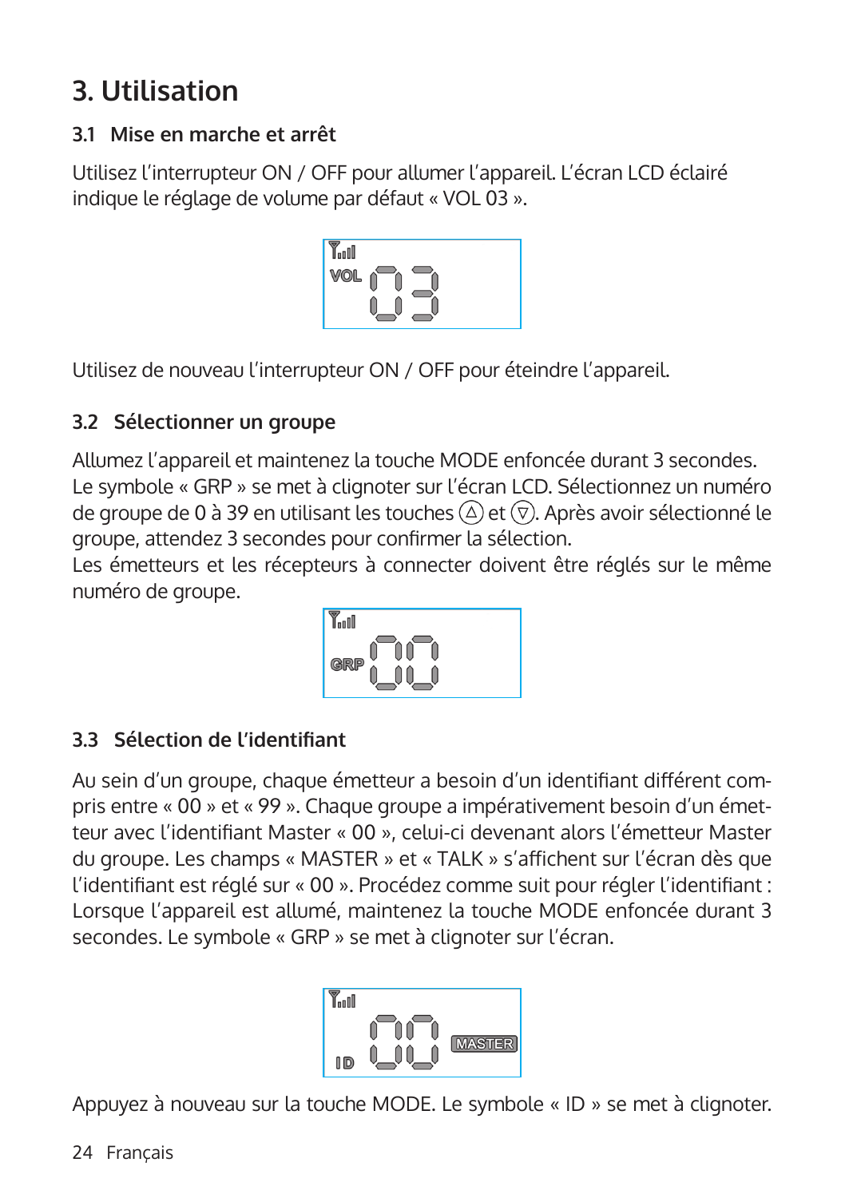# 3. Utilisation

## 3.1 Mise en marche et arrêt

Utilisez l'interrupteur ON / OFF pour allumer l'appareil. L'écran LCD éclairé indique le réglage de volume par défaut « VOL 03 ».

Utilisez de nouveau l'interrupteur ON / OFF pour éteindre l'appareil.

## 3.2 Sélectionner un groupe

Allumez l'appareil et maintenez la touche MODE enfoncée durant 3 secondes. Le symbole « GRP » se met à clignoter sur l'écran LCD. Sélectionnez un numéro de groupe de 0 à 39 en utilisant les touches ⓐ et ⓥ. Après avoir sélectionné le groupe, attendez 3 secondes pour confirmer la sélection.
Les émetteurs et les récepteurs à connecter doivent être réglés sur le même numéro de groupe.

## 3.3 Sélection de l'identifiant

Au sein d'un groupe, chaque émetteur a besoin d'un identifiant différent compris entre « 00 » et « 99 ». Chaque groupe a impérativement besoin d'un émetteur avec l'identifiant Master « 00 », celui-ci devenant alors l'émetteur Master du groupe. Les champs « MASTER » et « TALK » s'affichent sur l'écran dès que l'identifiant est réglé sur « 00 ». Procédez comme suit pour régler l'identifiant : Lorsque l'appareil est allumé, maintenez la touche MODE enfoncée durant 3 secondes. Le symbole « GRP » se met à clignoter sur l'écran.

Appuyez à nouveau sur la touche MODE. Le symbole « ID » se met à clignoter.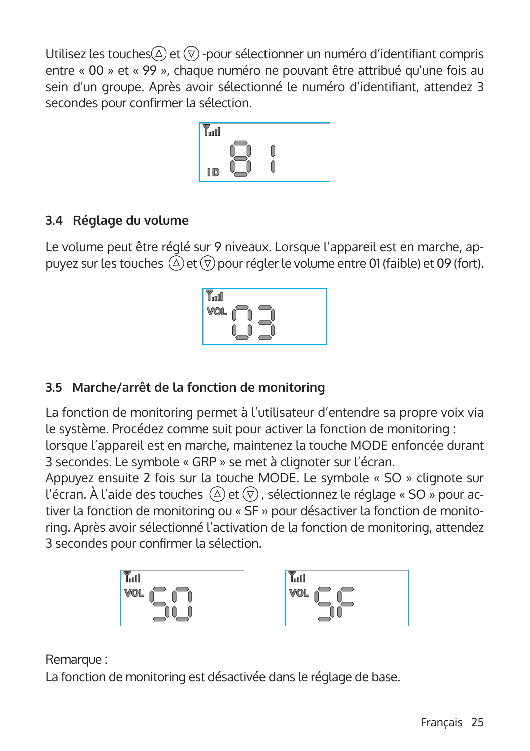Utilisez les touches ⓐ et ⓥ -pour sélectionner un numéro d'identifiant compris entre « 00 » et « 99 », chaque numéro ne pouvant être attribué qu'une fois au sein d'un groupe. Après avoir sélectionné le numéro d'identifiant, attendez 3 secondes pour confirmer la sélection.

## 3.4 Réglage du volume

Le volume peut être réglé sur 9 niveaux. Lorsque l'appareil est en marche, appuyez sur les touches △ et ▽ pour régler le volume entre 01 (faible) et 09 (fort).

## 3.5 Marche/arrêt de la fonction de monitoring

La fonction de monitoring permet à l'utilisateur d'entendre sa propre voix via le système. Procédez comme suit pour activer la fonction de monitoring : lorsque l'appareil est en marche, maintenez la touche MODE enfoncée durant 3 secondes. Le symbole « GRP » se met à clignoter sur l'écran.
Appuyez ensuite 2 fois sur la touche MODE. Le symbole « SO » clignote sur l'écran. À l'aide des touches △ et ▽, sélectionnez le réglage « SO » pour activer la fonction de monitoring ou « SF » pour désactiver la fonction de monitoring. Après avoir sélectionné l'activation de la fonction de monitoring, attendez 3 secondes pour confirmer la sélection.

Remarque :
La fonction de monitoring est désactivée dans le réglage de base.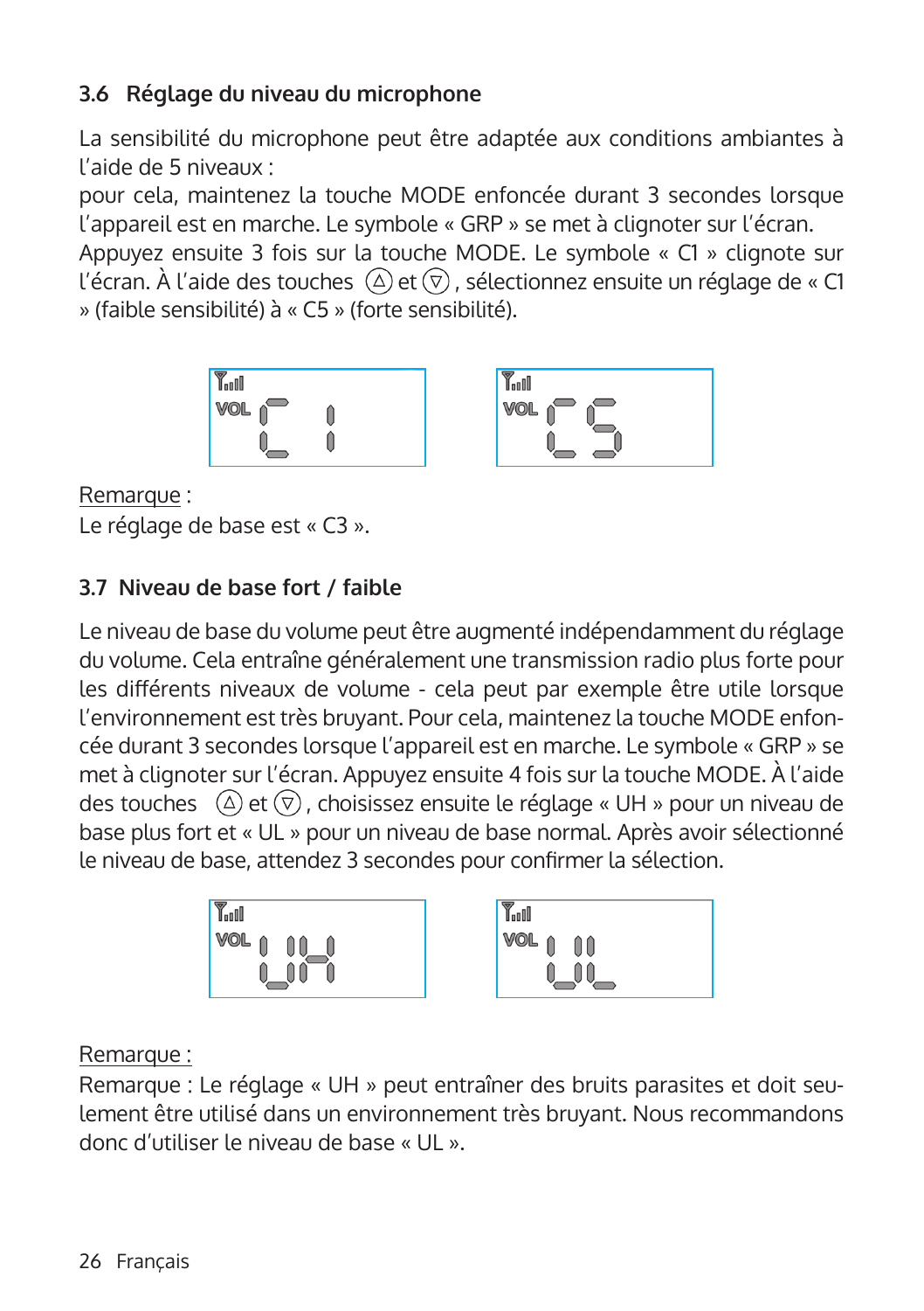### 3.6 Réglage du niveau du microphone

La sensibilité du microphone peut être adaptée aux conditions ambiantes à l'aide de 5 niveaux :
pour cela, maintenez la touche MODE enfoncée durant 3 secondes lorsque l'appareil est en marche. Le symbole « GRP » se met à clignoter sur l'écran.
Appuyez ensuite 3 fois sur la touche MODE. Le symbole « C1 » clignote sur l'écran. À l'aide des touches Ⓐ et ▽, sélectionnez ensuite un réglage de « C1 » (faible sensibilité) à « C5 » (forte sensibilité).

Remarque :
Le réglage de base est « C3 ».

### 3.7 Niveau de base fort / faible

Le niveau de base du volume peut être augmenté indépendamment du réglage du volume. Cela entraîne généralement une transmission radio plus forte pour les différents niveaux de volume - cela peut par exemple être utile lorsque l'environnement est très bruyant. Pour cela, maintenez la touche MODE enfoncée durant 3 secondes lorsque l'appareil est en marche. Le symbole « GRP » se met à clignoter sur l'écran. Appuyez ensuite 4 fois sur la touche MODE. À l'aide des touches Ⓐ et ▽, choisissez ensuite le réglage « UH » pour un niveau de base plus fort et « UL » pour un niveau de base normal. Après avoir sélectionné le niveau de base, attendez 3 secondes pour confirmer la sélection.

Remarque :
Remarque : Le réglage « UH » peut entraîner des bruits parasites et doit seulement être utilisé dans un environnement très bruyant. Nous recommandons donc d'utiliser le niveau de base « UL ».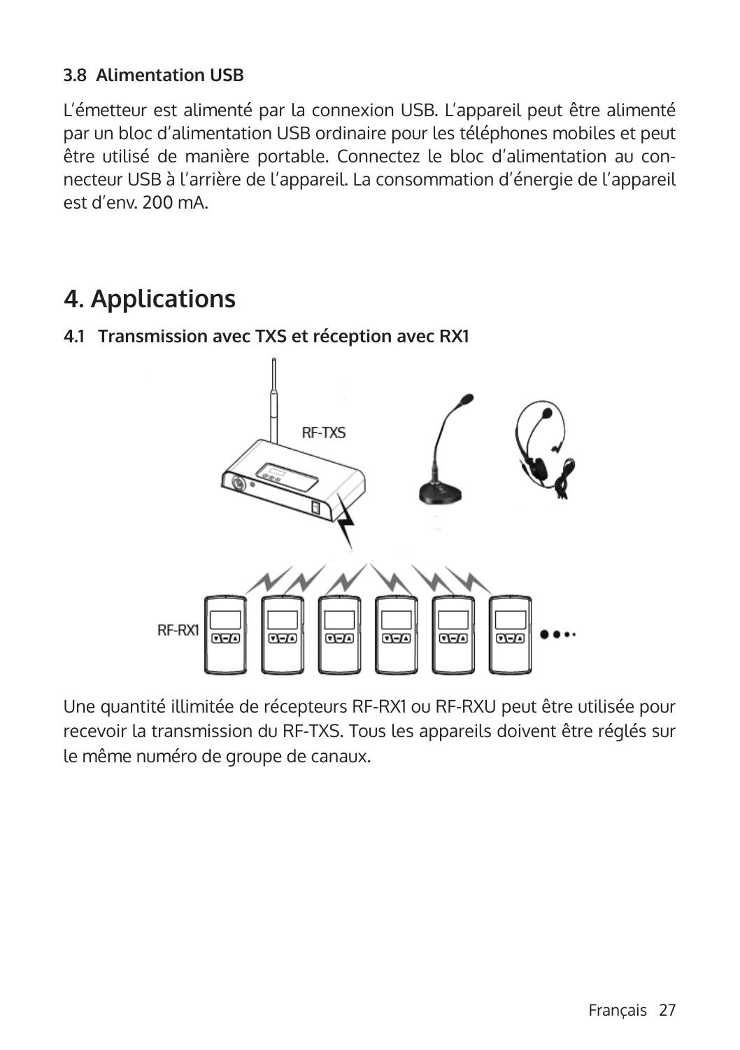### 3.8 Alimentation USB

L'émetteur est alimenté par la connexion USB. L'appareil peut être alimenté par un bloc d'alimentation USB ordinaire pour les téléphones mobiles et peut être utilisé de manière portable. Connectez le bloc d'alimentation au connecteur USB à l'arrière de l'appareil. La consommation d'énergie de l'appareil est d'env. 200 mA.

# 4. Applications

### 4.1 Transmission avec TXS et réception avec RX1

Une quantité illimitée de récepteurs RF-RX1 ou RF-RXU peut être utilisée pour recevoir la transmission du RF-TXS. Tous les appareils doivent être réglés sur le même numéro de groupe de canaux.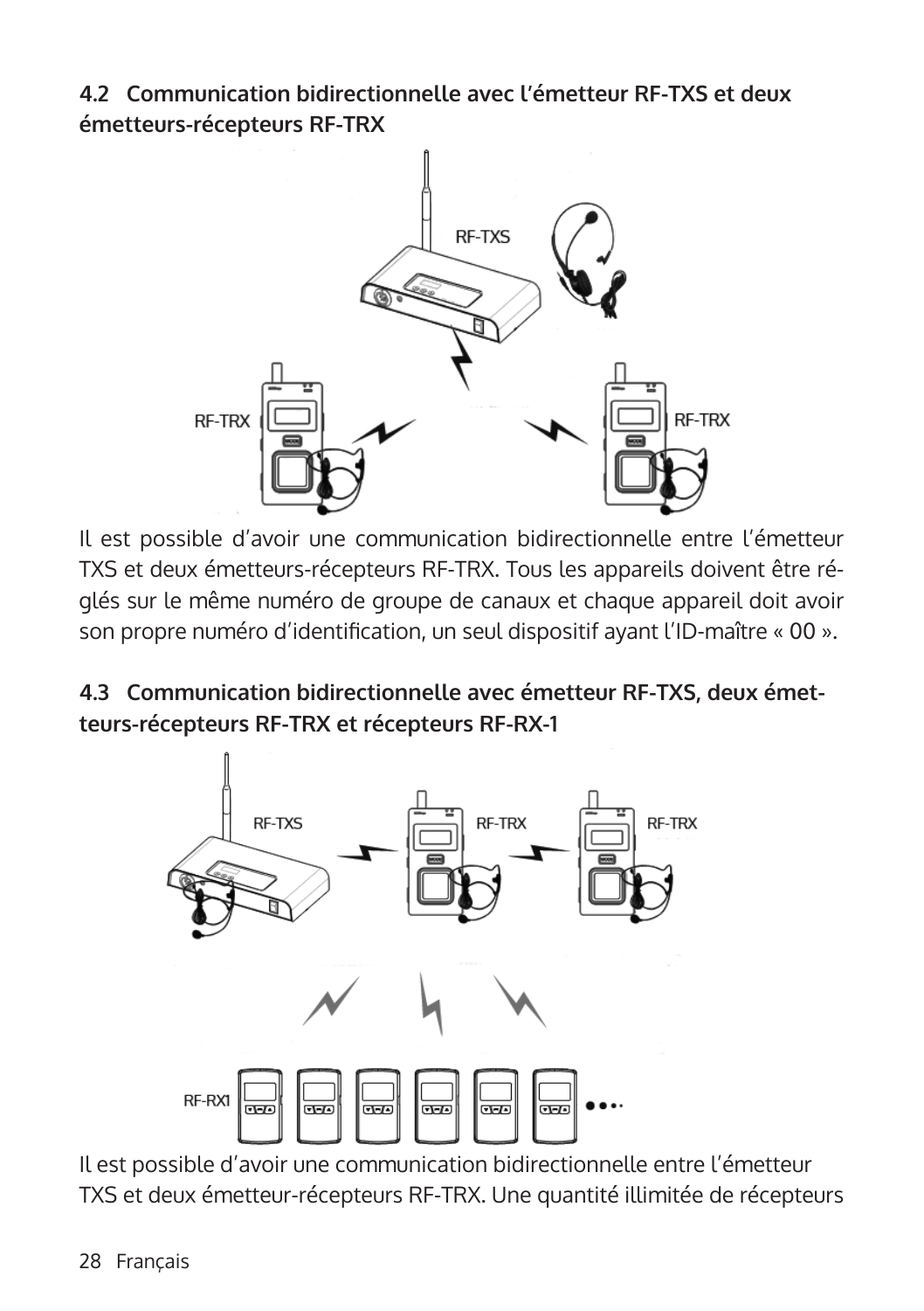## 4.2 Communication bidirectionnelle avec l'émetteur RF-TXS et deux émetteurs-récepteurs RF-TRX

Il est possible d'avoir une communication bidirectionnelle entre l'émetteur TXS et deux émetteurs-récepteurs RF-TRX. Tous les appareils doivent être réglés sur le même numéro de groupe de canaux et chaque appareil doit avoir son propre numéro d'identification, un seul dispositif ayant l'ID-maître « 00 ».

## 4.3 Communication bidirectionnelle avec émetteur RF-TXS, deux émetteurs-récepteurs RF-TRX et récepteurs RF-RX-1

Il est possible d'avoir une communication bidirectionnelle entre l'émetteur TXS et deux émetteur-récepteurs RF-TRX. Une quantité illimitée de récepteurs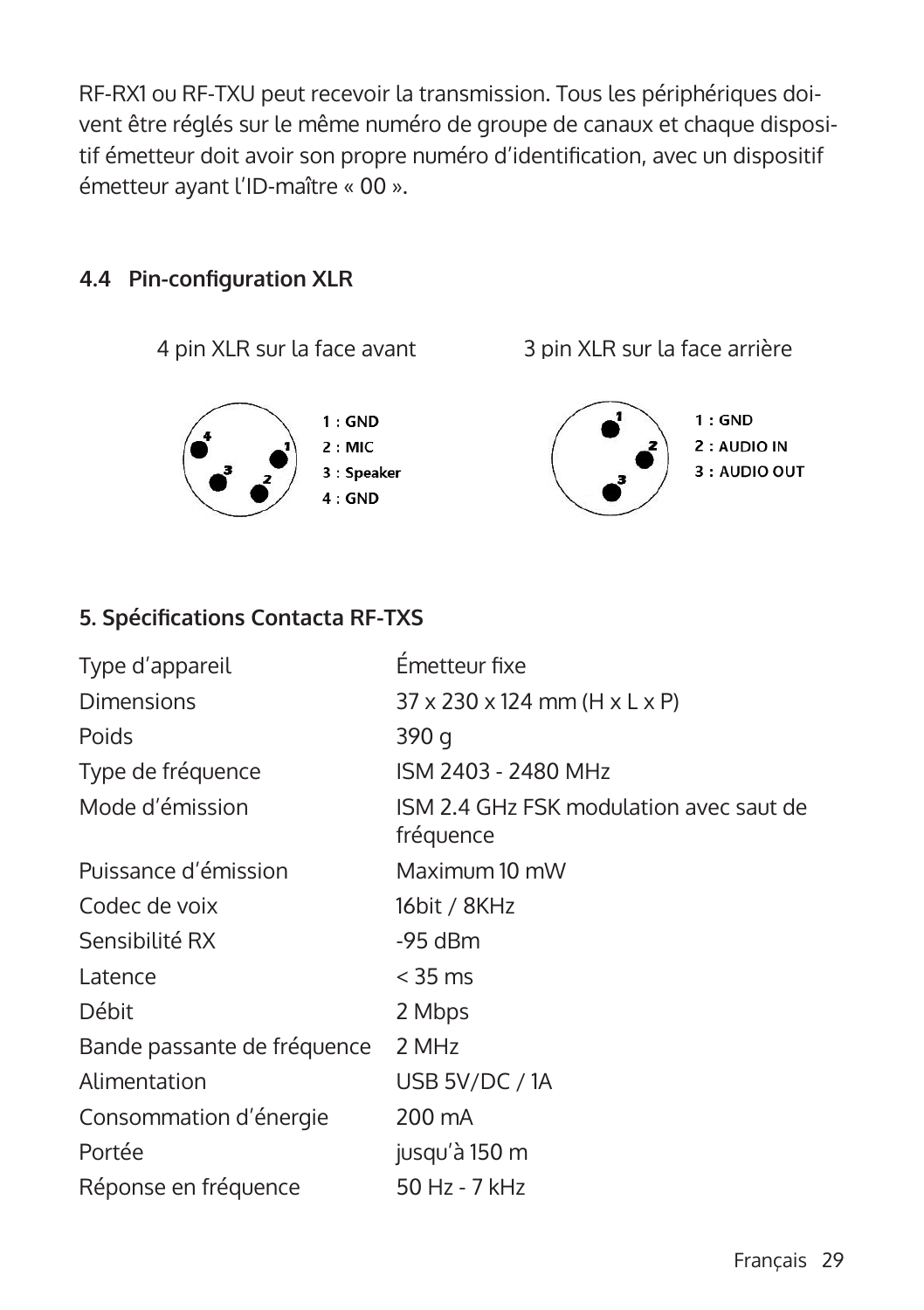RF-RX1 ou RF-TXU peut recevoir la transmission. Tous les périphériques doivent être réglés sur le même numéro de groupe de canaux et chaque dispositif émetteur doit avoir son propre numéro d'identification, avec un dispositif émetteur ayant l'ID-maître « 00 ».

### 4.4 Pin-configuration XLR

4 pin XLR sur la face avant

1 : GND
2 : MIC
3 : Speaker
4 : GND

3 pin XLR sur la face arrière

1 : GND
2 : AUDIO IN
3 : AUDIO OUT

## 5. Spécifications Contacta RF-TXS

| | |
|---|---|
| Type d'appareil | Émetteur fixe |
| Dimensions | 37 x 230 x 124 mm (H x L x P) |
| Poids | 390 g |
| Type de fréquence | ISM 2403 - 2480 MHz |
| Mode d'émission | ISM 2.4 GHz FSK modulation avec saut de fréquence |
| Puissance d'émission | Maximum 10 mW |
| Codec de voix | 16bit / 8KHz |
| Sensibilité RX | -95 dBm |
| Latence | < 35 ms |
| Débit | 2 Mbps |
| Bande passante de fréquence | 2 MHz |
| Alimentation | USB 5V/DC / 1A |
| Consommation d'énergie | 200 mA |
| Portée | jusqu'à 150 m |
| Réponse en fréquence | 50 Hz - 7 kHz |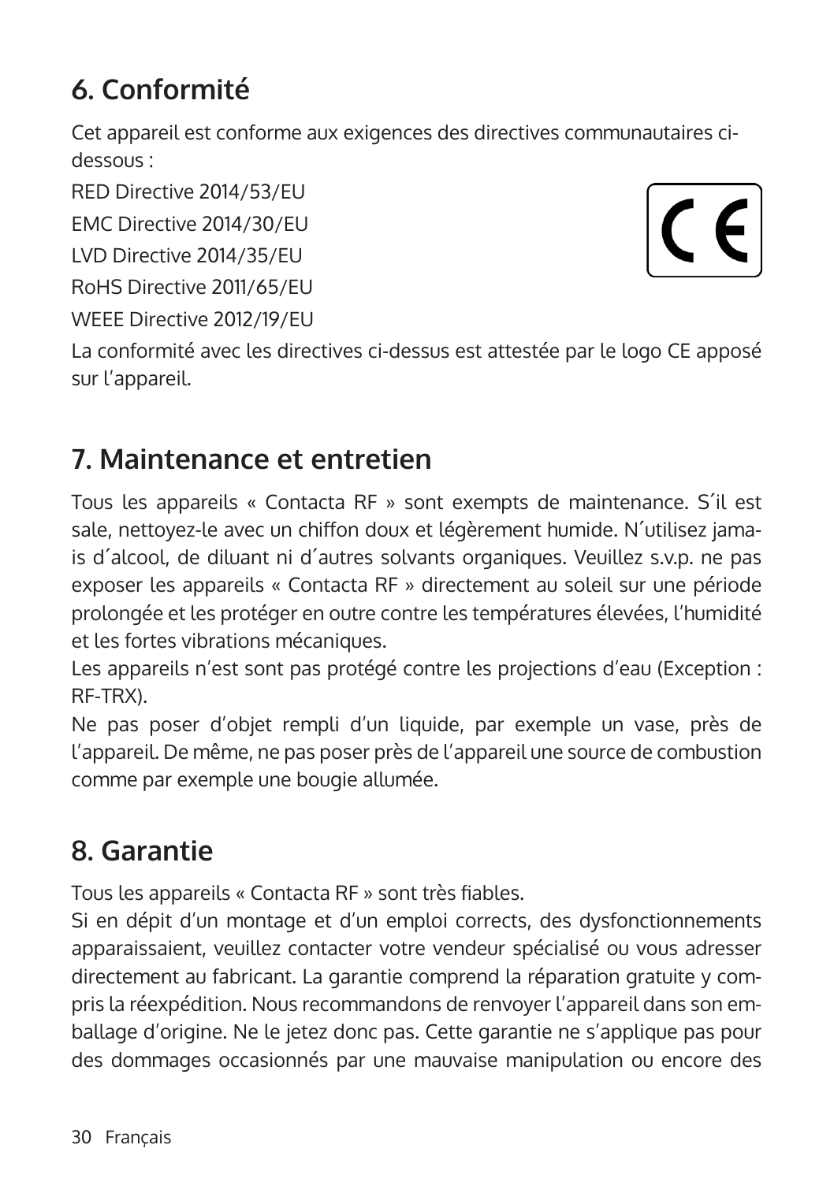## 6. Conformité

Cet appareil est conforme aux exigences des directives communautaires ci-dessous :

RED Directive 2014/53/EU

EMC Directive 2014/30/EU

LVD Directive 2014/35/EU

RoHS Directive 2011/65/EU

WEEE Directive 2012/19/EU

La conformité avec les directives ci-dessus est attestée par le logo CE apposé sur l'appareil.

## 7. Maintenance et entretien

Tous les appareils « Contacta RF » sont exempts de maintenance. S´il est sale, nettoyez-le avec un chiffon doux et légèrement humide. N´utilisez jamais d´alcool, de diluant ni d´autres solvants organiques. Veuillez s.v.p. ne pas exposer les appareils « Contacta RF » directement au soleil sur une période prolongée et les protéger en outre contre les températures élevées, l'humidité et les fortes vibrations mécaniques.
Les appareils n'est sont pas protégé contre les projections d'eau (Exception : RF-TRX).
Ne pas poser d'objet rempli d'un liquide, par exemple un vase, près de l'appareil. De même, ne pas poser près de l'appareil une source de combustion comme par exemple une bougie allumée.

## 8. Garantie

Tous les appareils « Contacta RF » sont très fiables.
Si en dépit d'un montage et d'un emploi corrects, des dysfonctionnements apparaissaient, veuillez contacter votre vendeur spécialisé ou vous adresser directement au fabricant. La garantie comprend la réparation gratuite y compris la réexpédition. Nous recommandons de renvoyer l'appareil dans son emballage d'origine. Ne le jetez donc pas. Cette garantie ne s'applique pas pour des dommages occasionnés par une mauvaise manipulation ou encore des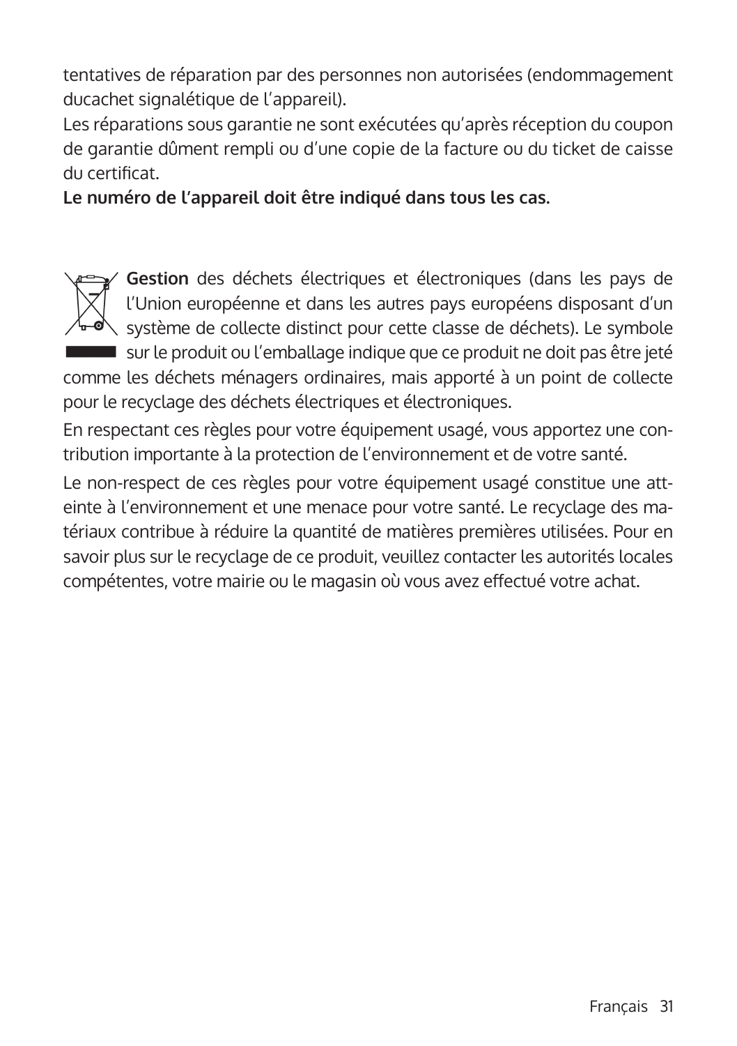tentatives de réparation par des personnes non autorisées (endommagement ducachet signalétique de l'appareil).
Les réparations sous garantie ne sont exécutées qu'après réception du coupon de garantie dûment rempli ou d'une copie de la facture ou du ticket de caisse du certificat.
**Le numéro de l'appareil doit être indiqué dans tous les cas.**

**Gestion** des déchets électriques et électroniques (dans les pays de l'Union européenne et dans les autres pays européens disposant d'un système de collecte distinct pour cette classe de déchets). Le symbole sur le produit ou l'emballage indique que ce produit ne doit pas être jeté comme les déchets ménagers ordinaires, mais apporté à un point de collecte pour le recyclage des déchets électriques et électroniques.

En respectant ces règles pour votre équipement usagé, vous apportez une contribution importante à la protection de l'environnement et de votre santé.

Le non-respect de ces règles pour votre équipement usagé constitue une atteinte à l'environnement et une menace pour votre santé. Le recyclage des matériaux contribue à réduire la quantité de matières premières utilisées. Pour en savoir plus sur le recyclage de ce produit, veuillez contacter les autorités locales compétentes, votre mairie ou le magasin où vous avez effectué votre achat.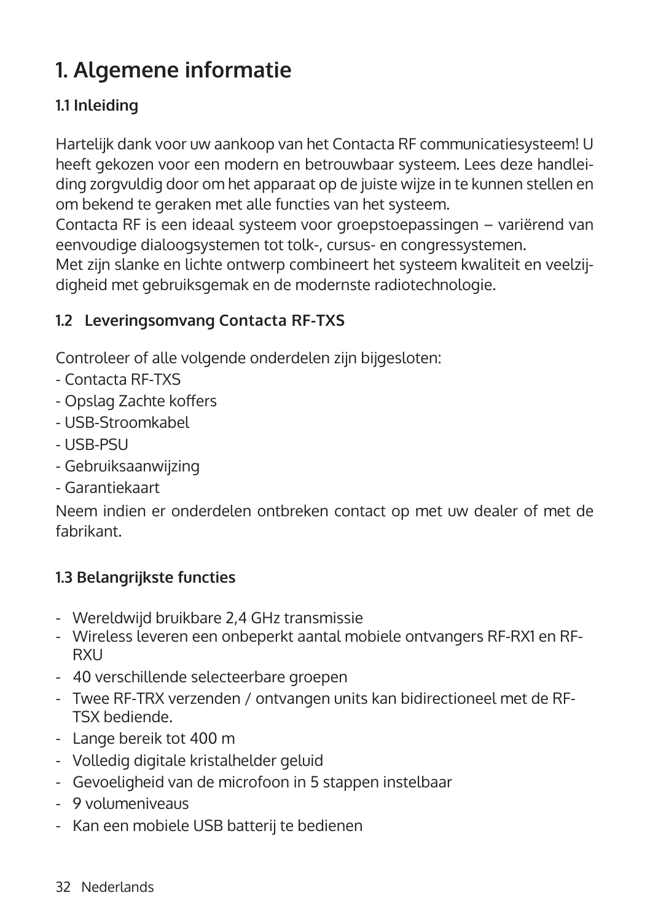# 1. Algemene informatie

## 1.1 Inleiding

Hartelijk dank voor uw aankoop van het Contacta RF communicatiesysteem! U heeft gekozen voor een modern en betrouwbaar systeem. Lees deze handleiding zorgvuldig door om het apparaat op de juiste wijze in te kunnen stellen en om bekend te geraken met alle functies van het systeem.
Contacta RF is een ideaal systeem voor groepstoepassingen – variërend van eenvoudige dialoogsystemen tot tolk-, cursus- en congressystemen.
Met zijn slanke en lichte ontwerp combineert het systeem kwaliteit en veelzijdigheid met gebruiksgemak en de modernste radiotechnologie.

## 1.2 Leveringsomvang Contacta RF-TXS

Controleer of alle volgende onderdelen zijn bijgesloten:
- Contacta RF-TXS
- Opslag Zachte koffers
- USB-Stroomkabel
- USB-PSU
- Gebruiksaanwijzing
- Garantiekaart

Neem indien er onderdelen ontbreken contact op met uw dealer of met de fabrikant.

## 1.3 Belangrijkste functies

- Wereldwijd bruikbare 2,4 GHz transmissie
- Wireless leveren een onbeperkt aantal mobiele ontvangers RF-RX1 en RF-RXU
- 40 verschillende selecteerbare groepen
- Twee RF-TRX verzenden / ontvangen units kan bidirectioneel met de RF-TSX bediende.
- Lange bereik tot 400 m
- Volledig digitale kristalhelder geluid
- Gevoeligheid van de microfoon in 5 stappen instelbaar
- 9 volumeniveaus
- Kan een mobiele USB batterij te bedienen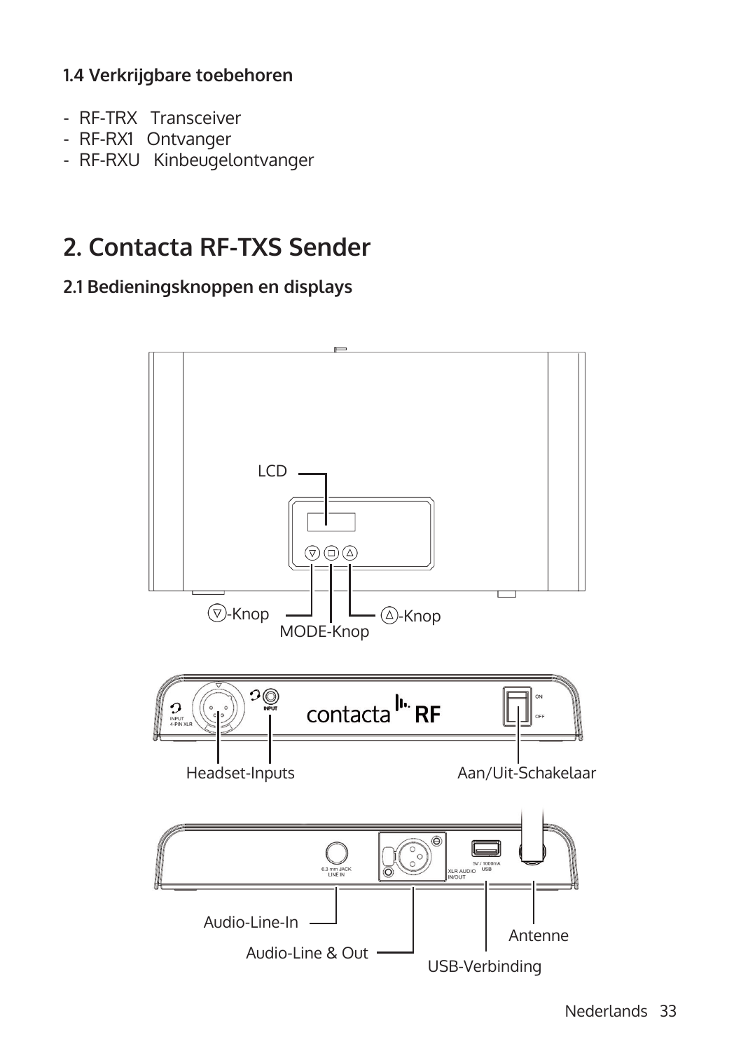### 1.4 Verkrijgbare toebehoren

- RF-TRX Transceiver
- RF-RX1 Ontvanger
- RF-RXU Kinbeugelontvanger

# 2. Contacta RF-TXS Sender

## 2.1 Bedieningsknoppen en displays

LCD

▽-Knop

MODE-Knop

△-Knop

INPUT 4-PIN XLR

INPUT

contacta RF

ON

OFF

Headset-Inputs

Aan/Uit-Schakelaar

6.3 mm JACK LINE IN

XLR AUDIO IN/OUT

5V / 1000mA USB

Audio-Line-In

Audio-Line & Out

USB-Verbinding

Antenne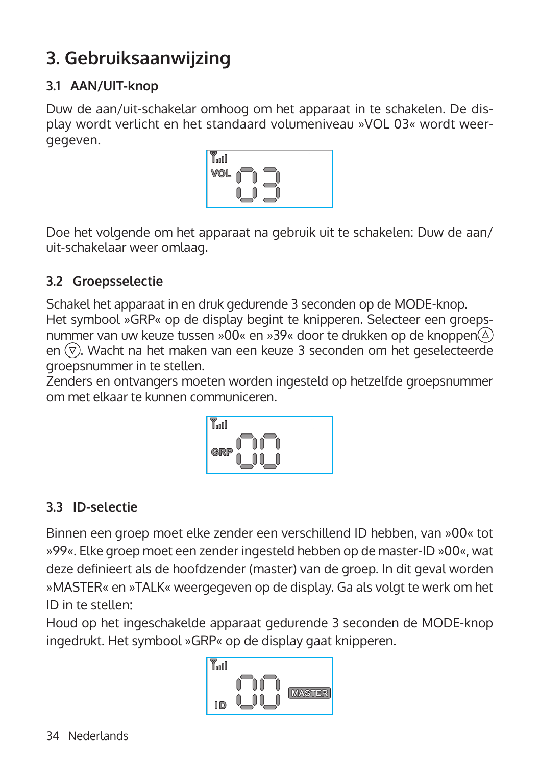# 3. Gebruiksaanwijzing

## 3.1 AAN/UIT-knop

Duw de aan/uit-schakelar omhoog om het apparaat in te schakelen. De display wordt verlicht en het standaard volumeniveau »VOL 03« wordt weergegeven.

Doe het volgende om het apparaat na gebruik uit te schakelen: Duw de aan/uit-schakelaar weer omlaag.

## 3.2 Groepsselectie

Schakel het apparaat in en druk gedurende 3 seconden op de MODE-knop.
Het symbool »GRP« op de display begint te knipperen. Selecteer een groepsnummer van uw keuze tussen »00« en »39« door te drukken op de knoppen (△) en (▽). Wacht na het maken van een keuze 3 seconden om het geselecteerde groepsnummer in te stellen.
Zenders en ontvangers moeten worden ingesteld op hetzelfde groepsnummer om met elkaar te kunnen communiceren.

## 3.3 ID-selectie

Binnen een groep moet elke zender een verschillend ID hebben, van »00« tot »99«. Elke groep moet een zender ingesteld hebben op de master-ID »00«, wat deze definieert als de hoofdzender (master) van de groep. In dit geval worden »MASTER« en »TALK« weergegeven op de display. Ga als volgt te werk om het ID in te stellen:
Houd op het ingeschakelde apparaat gedurende 3 seconden de MODE-knop ingedrukt. Het symbool »GRP« op de display gaat knipperen.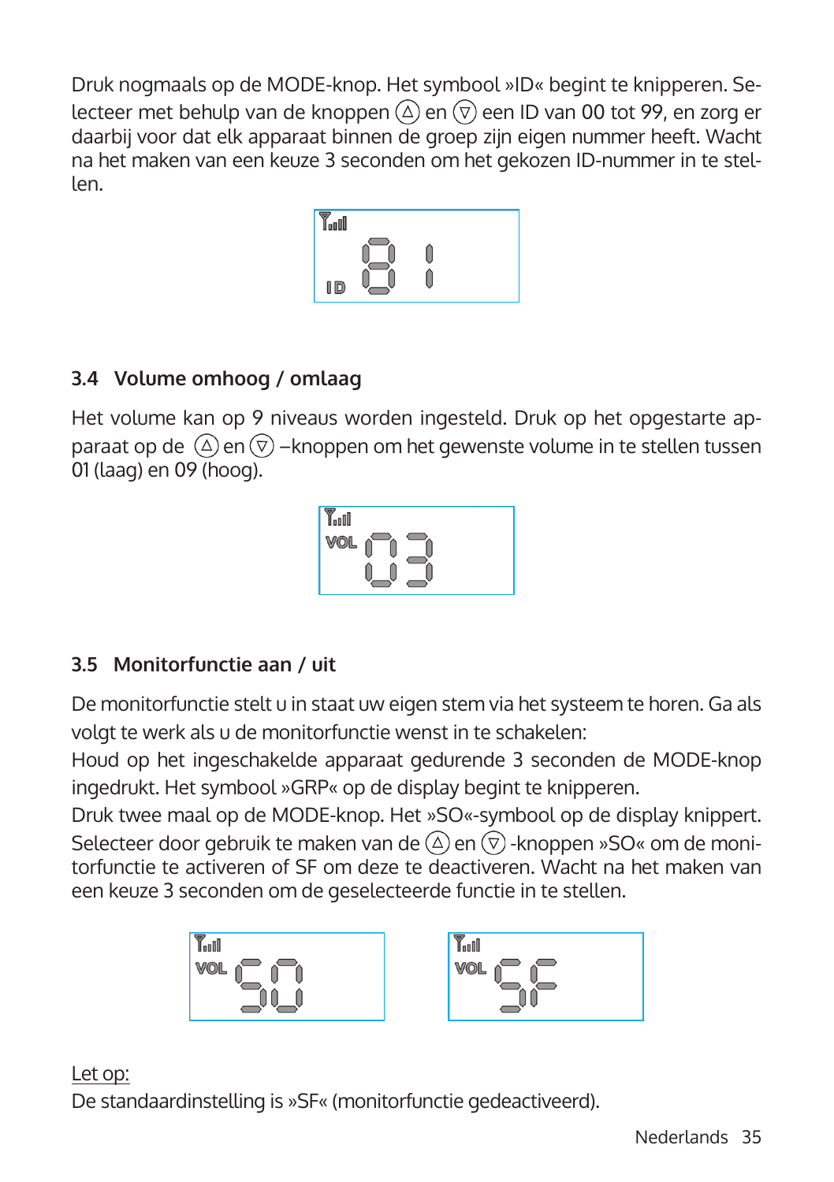Druk nogmaals op de MODE-knop. Het symbool »ID« begint te knipperen. Selecteer met behulp van de knoppen ⓐ en ⓥ een ID van 00 tot 99, en zorg er daarbij voor dat elk apparaat binnen de groep zijn eigen nummer heeft. Wacht na het maken van een keuze 3 seconden om het gekozen ID-nummer in te stellen.

## 3.4 Volume omhoog / omlaag

Het volume kan op 9 niveaus worden ingesteld. Druk op het opgestarte apparaat op de △ en ▽ –knoppen om het gewenste volume in te stellen tussen 01 (laag) en 09 (hoog).

## 3.5 Monitorfunctie aan / uit

De monitorfunctie stelt u in staat uw eigen stem via het systeem te horen. Ga als volgt te werk als u de monitorfunctie wenst in te schakelen:

Houd op het ingeschakelde apparaat gedurende 3 seconden de MODE-knop ingedrukt. Het symbool »GRP« op de display begint te knipperen.

Druk twee maal op de MODE-knop. Het »SO«-symbool op de display knippert. Selecteer door gebruik te maken van de △ en ▽ -knoppen »SO« om de monitorfunctie te activeren of SF om deze te deactiveren. Wacht na het maken van een keuze 3 seconden om de geselecteerde functie in te stellen.

Let op:

De standaardinstelling is »SF« (monitorfunctie gedeactiveerd).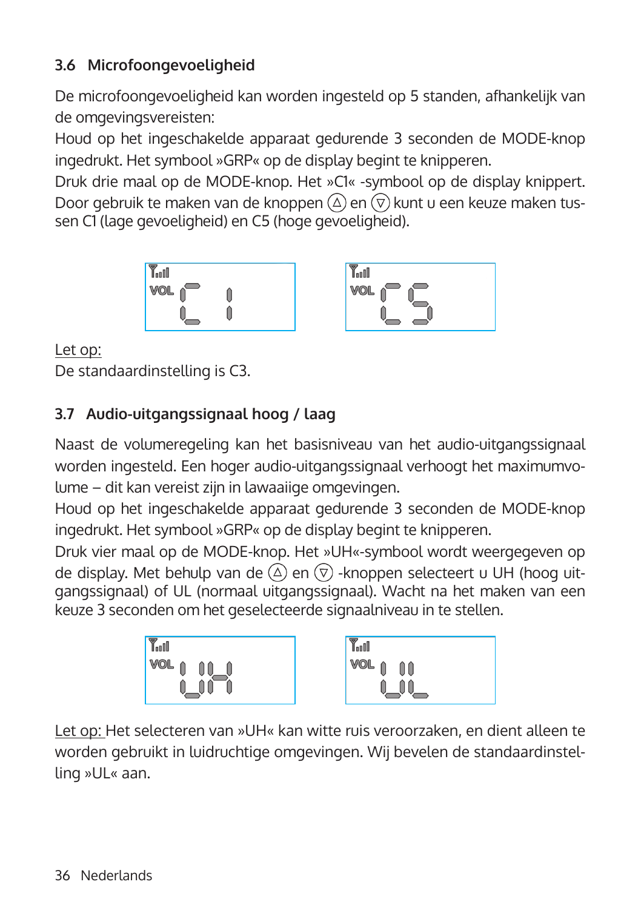### 3.6 Microfoongevoeligheid

De microfoongevoeligheid kan worden ingesteld op 5 standen, afhankelijk van de omgevingsvereisten:
Houd op het ingeschakelde apparaat gedurende 3 seconden de MODE-knop ingedrukt. Het symbool »GRP« op de display begint te knipperen.
Druk drie maal op de MODE-knop. Het »C1« -symbool op de display knippert. Door gebruik te maken van de knoppen (△) en (▽) kunt u een keuze maken tussen C1 (lage gevoeligheid) en C5 (hoge gevoeligheid).

Let op:
De standaardinstelling is C3.

### 3.7 Audio-uitgangssignaal hoog / laag

Naast de volumeregeling kan het basisniveau van het audio-uitgangssignaal worden ingesteld. Een hoger audio-uitgangssignaal verhoogt het maximumvolume – dit kan vereist zijn in lawaaiige omgevingen.
Houd op het ingeschakelde apparaat gedurende 3 seconden de MODE-knop ingedrukt. Het symbool »GRP« op de display begint te knipperen.
Druk vier maal op de MODE-knop. Het »UH«-symbool wordt weergegeven op de display. Met behulp van de (△) en (▽) -knoppen selecteert u UH (hoog uitgangssignaal) of UL (normaal uitgangssignaal). Wacht na het maken van een keuze 3 seconden om het geselecteerde signaalniveau in te stellen.

Let op: Het selecteren van »UH« kan witte ruis veroorzaken, en dient alleen te worden gebruikt in luidruchtige omgevingen. Wij bevelen de standaardinstelling »UL« aan.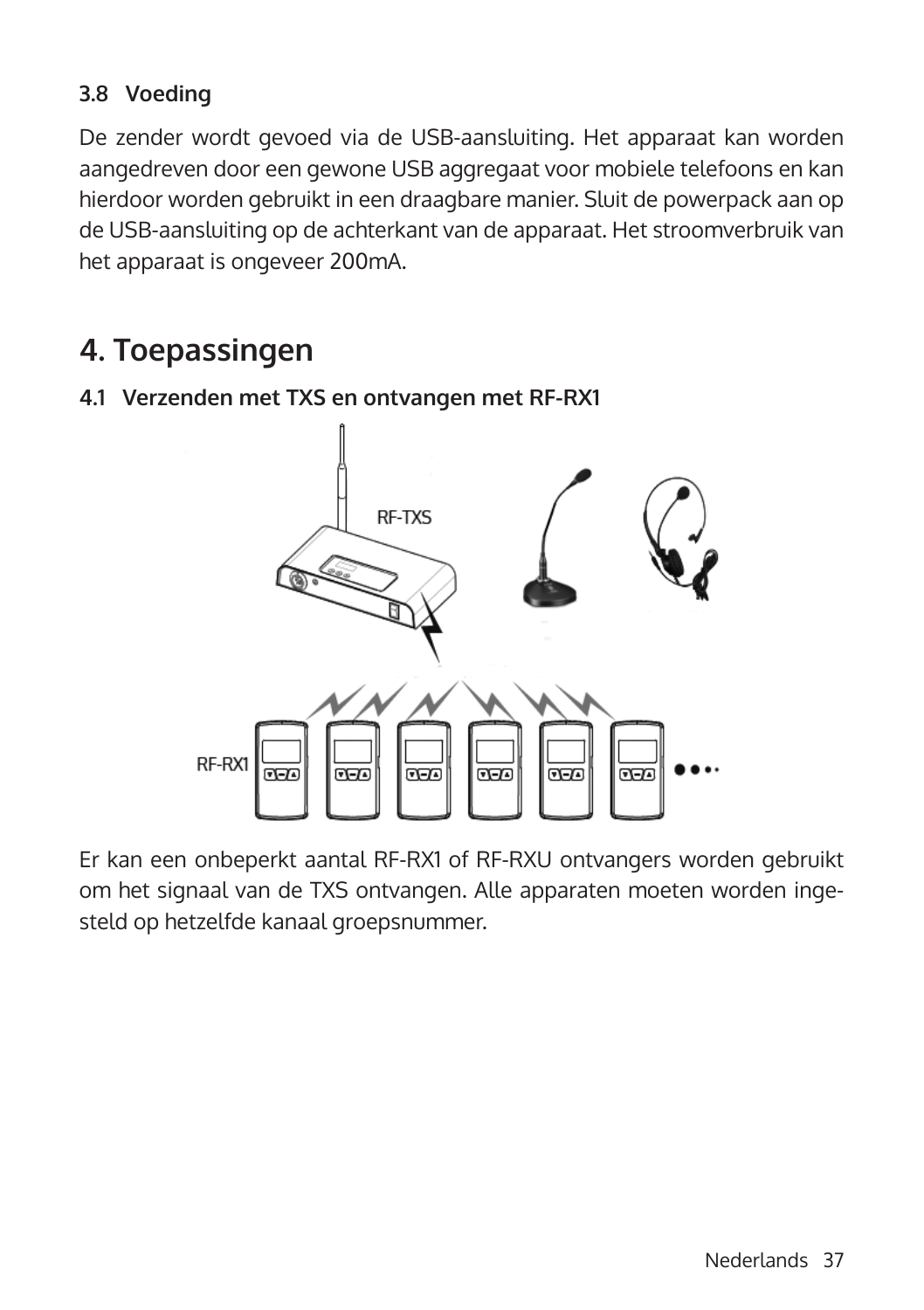### 3.8 Voeding

De zender wordt gevoed via de USB-aansluiting. Het apparaat kan worden aangedreven door een gewone USB aggregaat voor mobiele telefoons en kan hierdoor worden gebruikt in een draagbare manier. Sluit de powerpack aan op de USB-aansluiting op de achterkant van de apparaat. Het stroomverbruik van het apparaat is ongeveer 200mA.

# 4. Toepassingen

### 4.1 Verzenden met TXS en ontvangen met RF-RX1

Er kan een onbeperkt aantal RF-RX1 of RF-RXU ontvangers worden gebruikt om het signaal van de TXS ontvangen. Alle apparaten moeten worden inge-steld op hetzelfde kanaal groepsnummer.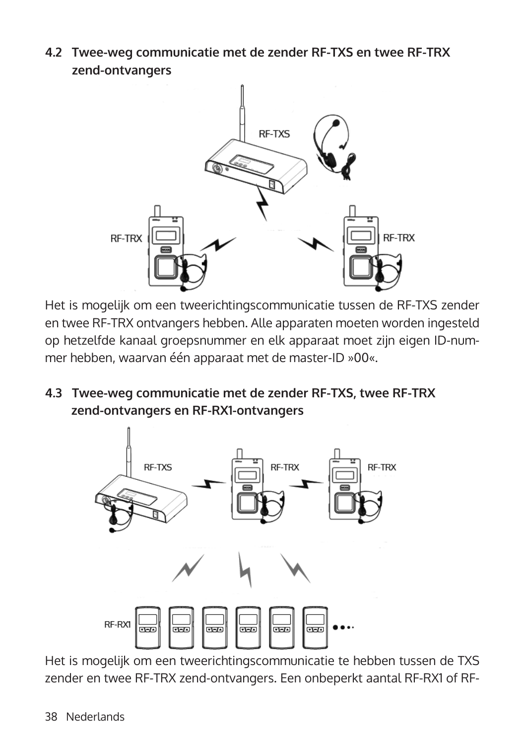## 4.2 Twee-weg communicatie met de zender RF-TXS en twee RF-TRX zend-ontvangers

Het is mogelijk om een tweerichtingscommunicatie tussen de RF-TXS zender en twee RF-TRX ontvangers hebben. Alle apparaten moeten worden ingesteld op hetzelfde kanaal groepsnummer en elk apparaat moet zijn eigen ID-nummer hebben, waarvan één apparaat met de master-ID »00«.

## 4.3 Twee-weg communicatie met de zender RF-TXS, twee RF-TRX zend-ontvangers en RF-RX1-ontvangers

Het is mogelijk om een tweerichtingscommunicatie te hebben tussen de TXS zender en twee RF-TRX zend-ontvangers. Een onbeperkt aantal RF-RX1 of RF-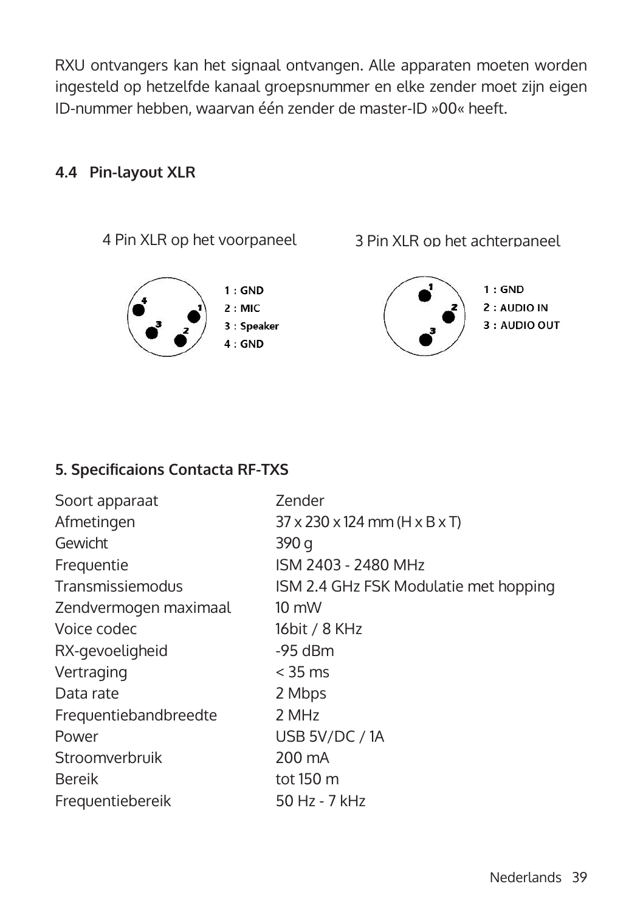RXU ontvangers kan het signaal ontvangen. Alle apparaten moeten worden ingesteld op hetzelfde kanaal groepsnummer en elke zender moet zijn eigen ID-nummer hebben, waarvan één zender de master-ID »00« heeft.

### 4.4 Pin-layout XLR

4 Pin XLR op het voorpaneel

1 : GND
2 : MIC
3 : Speaker
4 : GND

3 Pin XLR op het achterpaneel

1 : GND
2 : AUDIO IN
3 : AUDIO OUT

## 5. Specificaions Contacta RF-TXS

| | |
|---|---|
| Soort apparaat | Zender |
| Afmetingen | 37 x 230 x 124 mm (H x B x T) |
| Gewicht | 390 g |
| Frequentie | ISM 2403 - 2480 MHz |
| Transmissiemodus | ISM 2.4 GHz FSK Modulatie met hopping |
| Zendvermogen maximaal | 10 mW |
| Voice codec | 16bit / 8 KHz |
| RX-gevoeligheid | -95 dBm |
| Vertraging | < 35 ms |
| Data rate | 2 Mbps |
| Frequentiebandbreedte | 2 MHz |
| Power | USB 5V/DC / 1A |
| Stroomverbruik | 200 mA |
| Bereik | tot 150 m |
| Frequentiebereik | 50 Hz - 7 kHz |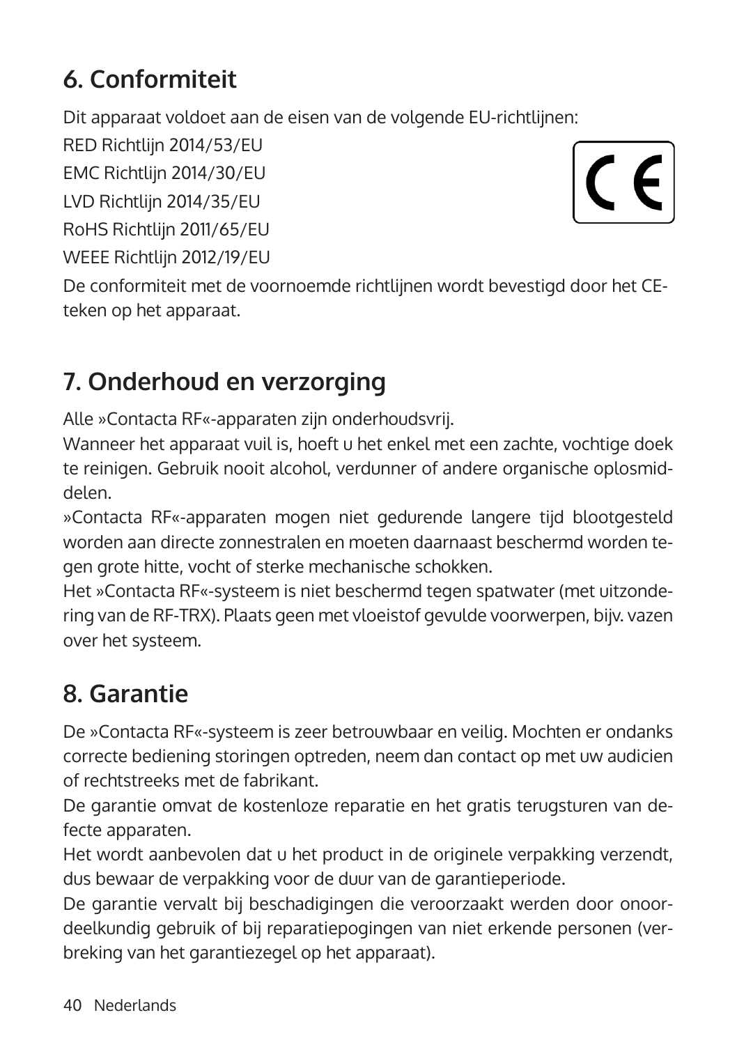## 6. Conformiteit

Dit apparaat voldoet aan de eisen van de volgende EU-richtlijnen:

RED Richtlijn 2014/53/EU
EMC Richtlijn 2014/30/EU
LVD Richtlijn 2014/35/EU
RoHS Richtlijn 2011/65/EU
WEEE Richtlijn 2012/19/EU

De conformiteit met de voornoemde richtlijnen wordt bevestigd door het CE-teken op het apparaat.

## 7. Onderhoud en verzorging

Alle »Contacta RF«-apparaten zijn onderhoudsvrij.
Wanneer het apparaat vuil is, hoeft u het enkel met een zachte, vochtige doek te reinigen. Gebruik nooit alcohol, verdunner of andere organische oplosmiddelen.
»Contacta RF«-apparaten mogen niet gedurende langere tijd blootgesteld worden aan directe zonnestralen en moeten daarnaast beschermd worden tegen grote hitte, vocht of sterke mechanische schokken.
Het »Contacta RF«-systeem is niet beschermd tegen spatwater (met uitzondering van de RF-TRX). Plaats geen met vloeistof gevulde voorwerpen, bijv. vazen over het systeem.

## 8. Garantie

De »Contacta RF«-systeem is zeer betrouwbaar en veilig. Mochten er ondanks correcte bediening storingen optreden, neem dan contact op met uw audicien of rechtstreeks met de fabrikant.
De garantie omvat de kostenloze reparatie en het gratis terugsturen van defecte apparaten.
Het wordt aanbevolen dat u het product in de originele verpakking verzendt, dus bewaar de verpakking voor de duur van de garantieperiode.
De garantie vervalt bij beschadigingen die veroorzaakt werden door onoordeelkundig gebruik of bij reparatiepogingen van niet erkende personen (verbreking van het garantiezegel op het apparaat).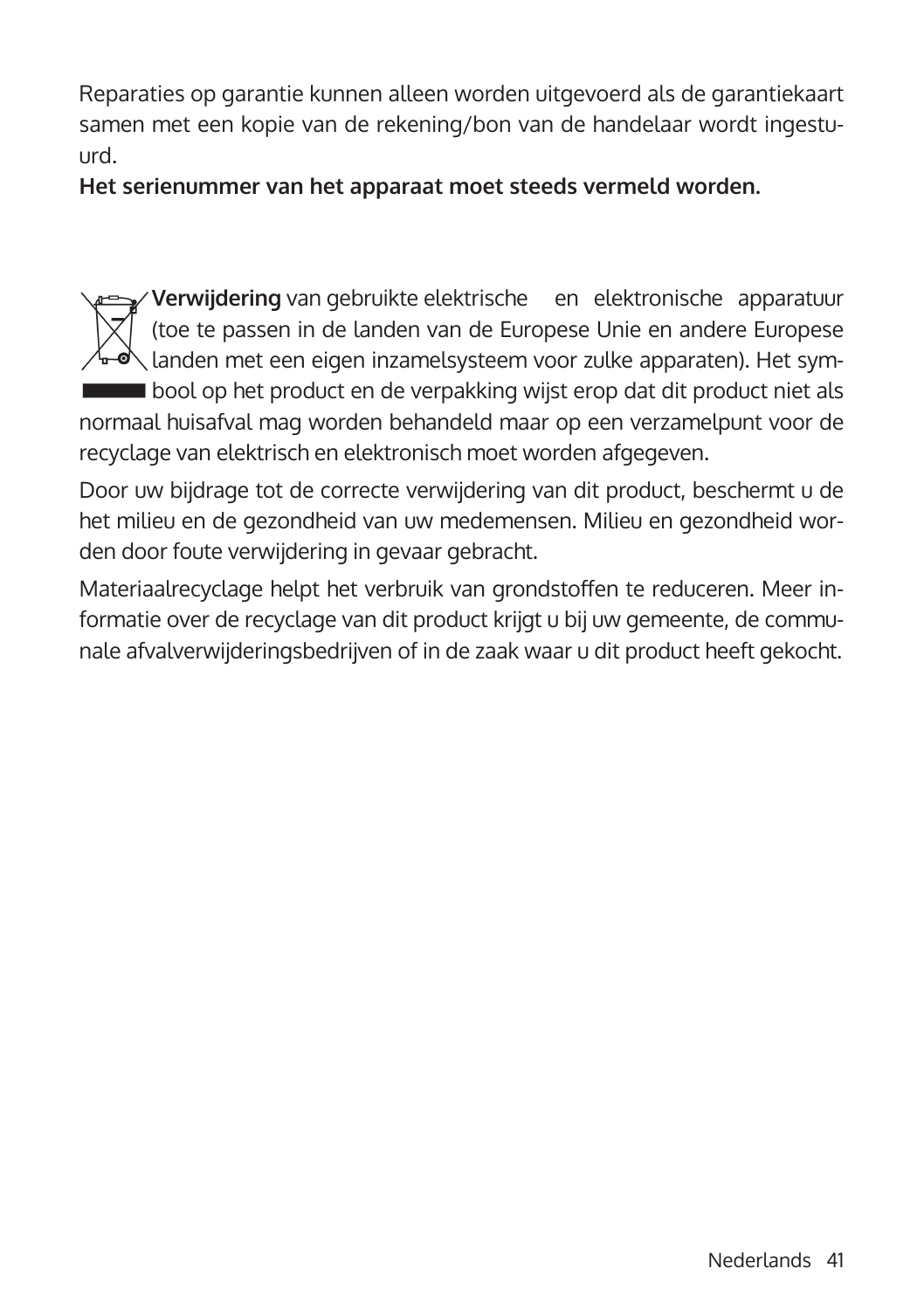Reparaties op garantie kunnen alleen worden uitgevoerd als de garantiekaart samen met een kopie van de rekening/bon van de handelaar wordt ingestuurd.

**Het serienummer van het apparaat moet steeds vermeld worden.**

**Verwijdering** van gebruikte elektrische en elektronische apparatuur (toe te passen in de landen van de Europese Unie en andere Europese landen met een eigen inzamelsysteem voor zulke apparaten). Het symbool op het product en de verpakking wijst erop dat dit product niet als normaal huisafval mag worden behandeld maar op een verzamelpunt voor de recyclage van elektrisch en elektronisch moet worden afgegeven.

Door uw bijdrage tot de correcte verwijdering van dit product, beschermt u de het milieu en de gezondheid van uw medemensen. Milieu en gezondheid worden door foute verwijdering in gevaar gebracht.

Materiaalrecyclage helpt het verbruik van grondstoffen te reduceren. Meer informatie over de recyclage van dit product krijgt u bij uw gemeente, de communale afvalverwijderingsbedrijven of in de zaak waar u dit product heeft gekocht.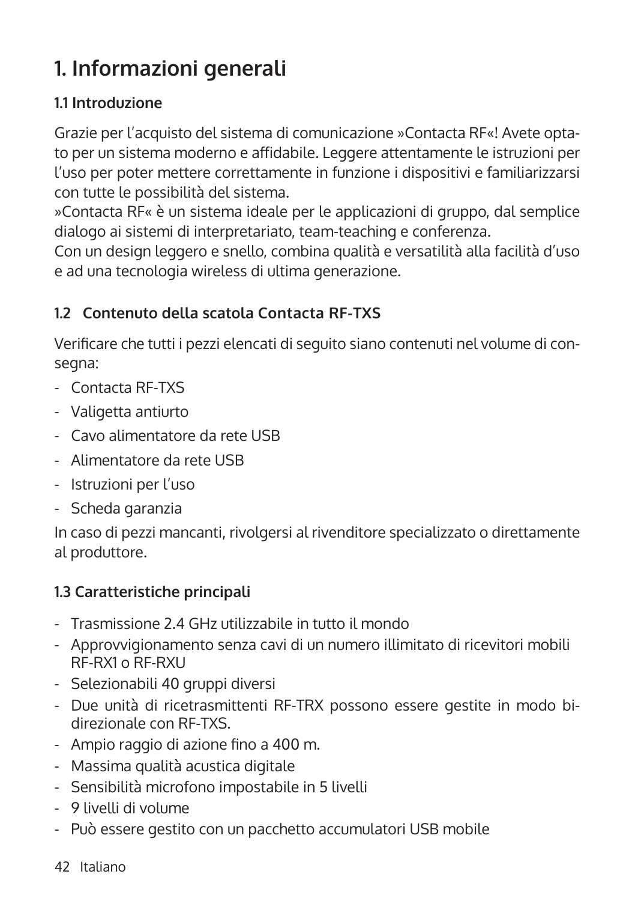# 1. Informazioni generali

### 1.1 Introduzione

Grazie per l'acquisto del sistema di comunicazione »Contacta RF«! Avete optato per un sistema moderno e affidabile. Leggere attentamente le istruzioni per l'uso per poter mettere correttamente in funzione i dispositivi e familiarizzarsi con tutte le possibilità del sistema.
»Contacta RF« è un sistema ideale per le applicazioni di gruppo, dal semplice dialogo ai sistemi di interpretariato, team-teaching e conferenza.
Con un design leggero e snello, combina qualità e versatilità alla facilità d'uso e ad una tecnologia wireless di ultima generazione.

### 1.2 Contenuto della scatola Contacta RF-TXS

Verificare che tutti i pezzi elencati di seguito siano contenuti nel volume di consegna:

- Contacta RF-TXS
- Valigetta antiurto
- Cavo alimentatore da rete USB
- Alimentatore da rete USB
- Istruzioni per l'uso
- Scheda garanzia

In caso di pezzi mancanti, rivolgersi al rivenditore specializzato o direttamente al produttore.

### 1.3 Caratteristiche principali

- Trasmissione 2.4 GHz utilizzabile in tutto il mondo
- Approvvigionamento senza cavi di un numero illimitato di ricevitori mobili RF-RX1 o RF-RXU
- Selezionabili 40 gruppi diversi
- Due unità di ricetrasmittenti RF-TRX possono essere gestite in modo bidirezionale con RF-TXS.
- Ampio raggio di azione fino a 400 m.
- Massima qualità acustica digitale
- Sensibilità microfono impostabile in 5 livelli
- 9 livelli di volume
- Può essere gestito con un pacchetto accumulatori USB mobile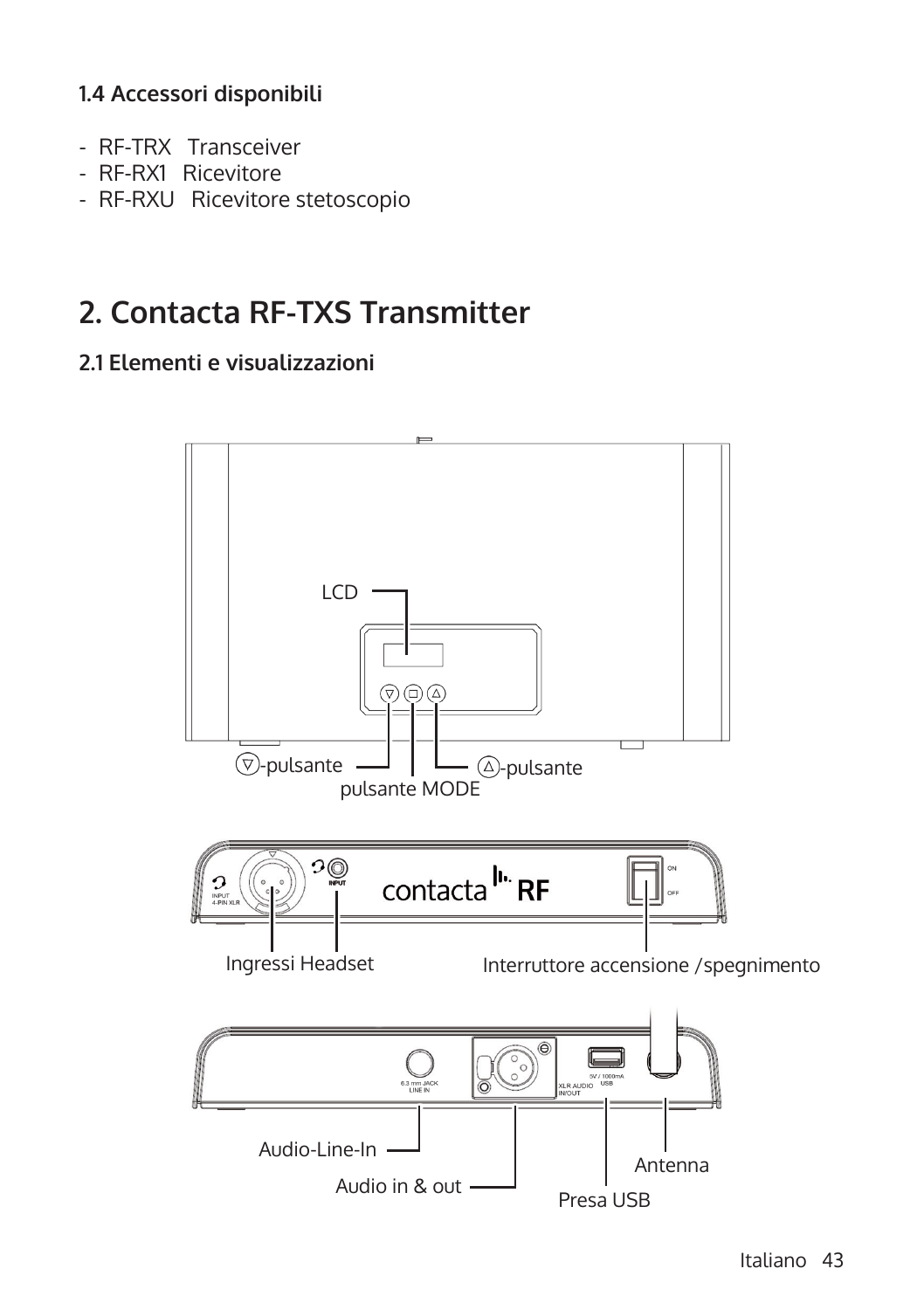### 1.4 Accessori disponibili

- RF-TRX Transceiver
- RF-RX1 Ricevitore
- RF-RXU Ricevitore stetoscopio

# 2. Contacta RF-TXS Transmitter

### 2.1 Elementi e visualizzazioni

LCD

▽-pulsante

pulsante MODE

△-pulsante

Ingressi Headset

Interruttore accensione /spegnimento

Audio-Line-In

Audio in & out

Presa USB

Antenna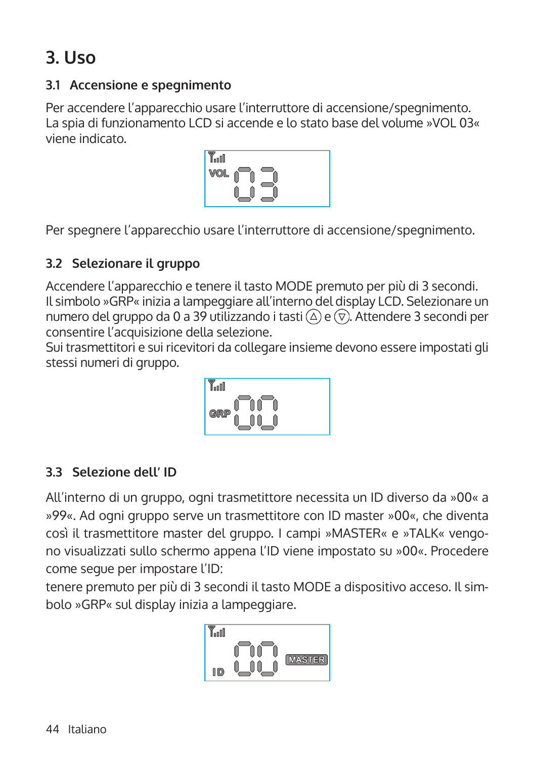# 3. Uso

## 3.1 Accensione e spegnimento

Per accendere l'apparecchio usare l'interruttore di accensione/spegnimento. La spia di funzionamento LCD si accende e lo stato base del volume »VOL 03« viene indicato.

Per spegnere l'apparecchio usare l'interruttore di accensione/spegnimento.

## 3.2 Selezionare il gruppo

Accendere l'apparecchio e tenere il tasto MODE premuto per più di 3 secondi. Il simbolo »GRP« inizia a lampeggiare all'interno del display LCD. Selezionare un numero del gruppo da 0 a 39 utilizzando i tasti (△) e (▽). Attendere 3 secondi per consentire l'acquisizione della selezione.
Sui trasmettitori e sui ricevitori da collegare insieme devono essere impostati gli stessi numeri di gruppo.

## 3.3 Selezione dell' ID

All'interno di un gruppo, ogni trasmetittore necessita un ID diverso da »00« a »99«. Ad ogni gruppo serve un trasmettitore con ID master »00«, che diventa così il trasmettitore master del gruppo. I campi »MASTER« e »TALK« vengono visualizzati sullo schermo appena l'ID viene impostato su »00«. Procedere come segue per impostare l'ID:
tenere premuto per più di 3 secondi il tasto MODE a dispositivo acceso. Il simbolo »GRP« sul display inizia a lampeggiare.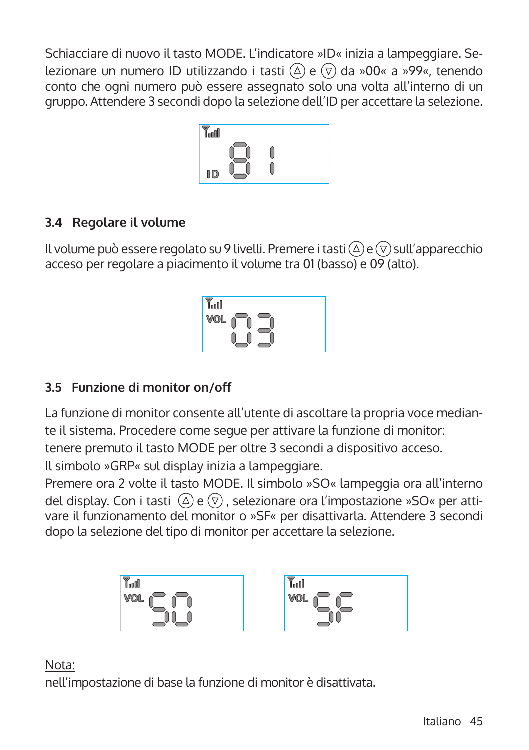Schiacciare di nuovo il tasto MODE. L'indicatore »ID« inizia a lampeggiare. Selezionare un numero ID utilizzando i tasti ⓐ e ⓥ da »00« a »99«, tenendo conto che ogni numero può essere assegnato solo una volta all'interno di un gruppo. Attendere 3 secondi dopo la selezione dell'ID per accettare la selezione.

### 3.4 Regolare il volume

Il volume può essere regolato su 9 livelli. Premere i tasti ⓐ e ⓥ sull'apparecchio acceso per regolare a piacimento il volume tra 01 (basso) e 09 (alto).

### 3.5 Funzione di monitor on/off

La funzione di monitor consente all'utente di ascoltare la propria voce mediante il sistema. Procedere come segue per attivare la funzione di monitor:
tenere premuto il tasto MODE per oltre 3 secondi a dispositivo acceso.
Il simbolo »GRP« sul display inizia a lampeggiare.
Premere ora 2 volte il tasto MODE. Il simbolo »SO« lampeggia ora all'interno del display. Con i tasti ⓐ e ⓥ, selezionare ora l'impostazione »SO« per attivare il funzionamento del monitor o »SF« per disattivarla. Attendere 3 secondi dopo la selezione del tipo di monitor per accettare la selezione.

Nota:
nell'impostazione di base la funzione di monitor è disattivata.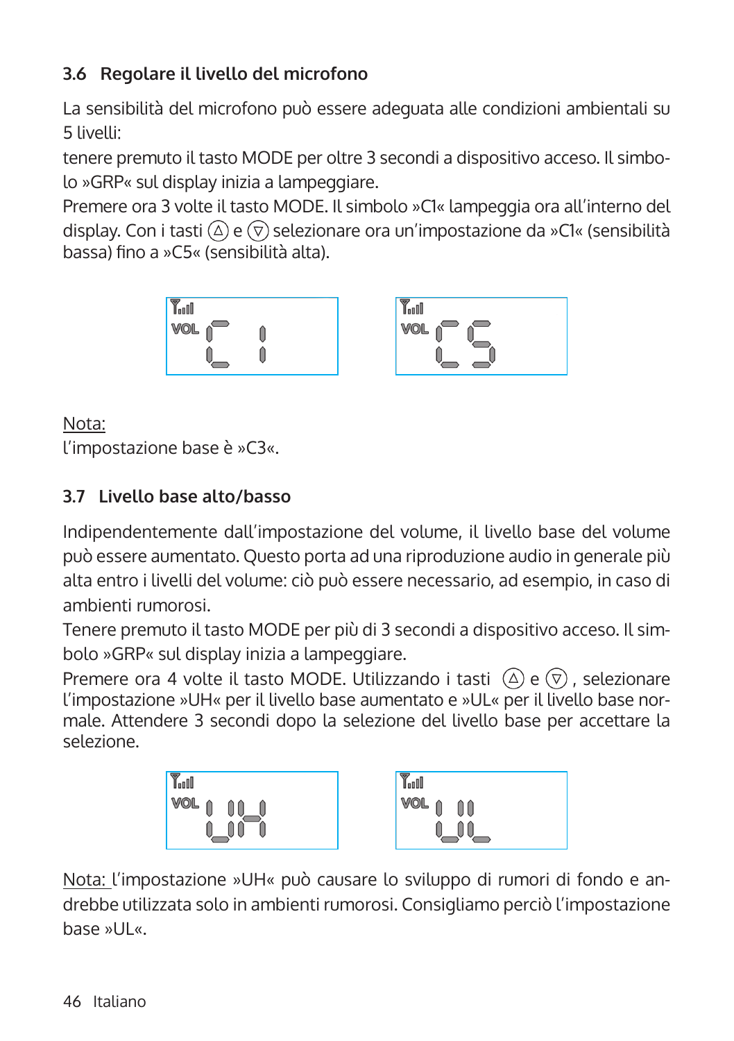## 3.6 Regolare il livello del microfono

La sensibilità del microfono può essere adeguata alle condizioni ambientali su 5 livelli:

tenere premuto il tasto MODE per oltre 3 secondi a dispositivo acceso. Il simbolo »GRP« sul display inizia a lampeggiare.

Premere ora 3 volte il tasto MODE. Il simbolo »C1« lampeggia ora all'interno del display. Con i tasti (△) e (▽) selezionare ora un'impostazione da »C1« (sensibilità bassa) fino a »C5« (sensibilità alta).

Nota:
l'impostazione base è »C3«.

## 3.7 Livello base alto/basso

Indipendentemente dall'impostazione del volume, il livello base del volume può essere aumentato. Questo porta ad una riproduzione audio in generale più alta entro i livelli del volume: ciò può essere necessario, ad esempio, in caso di ambienti rumorosi.

Tenere premuto il tasto MODE per più di 3 secondi a dispositivo acceso. Il simbolo »GRP« sul display inizia a lampeggiare.

Premere ora 4 volte il tasto MODE. Utilizzando i tasti (△) e (▽), selezionare l'impostazione »UH« per il livello base aumentato e »UL« per il livello base normale. Attendere 3 secondi dopo la selezione del livello base per accettare la selezione.

Nota: l'impostazione »UH« può causare lo sviluppo di rumori di fondo e andrebbe utilizzata solo in ambienti rumorosi. Consigliamo perciò l'impostazione base »UL«.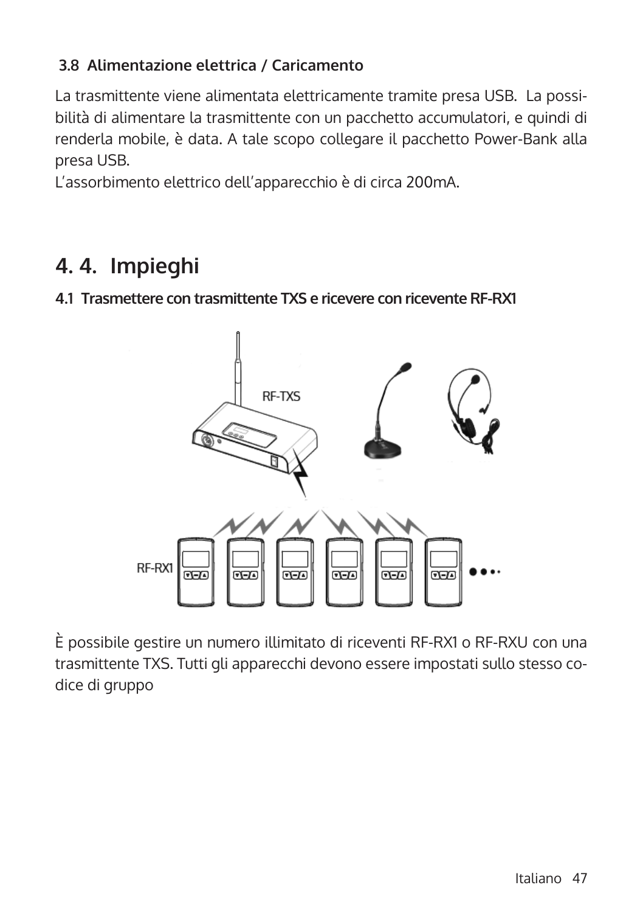### 3.8 Alimentazione elettrica / Caricamento

La trasmittente viene alimentata elettricamente tramite presa USB. La possibilità di alimentare la trasmittente con un pacchetto accumulatori, e quindi di renderla mobile, è data. A tale scopo collegare il pacchetto Power-Bank alla presa USB.
L'assorbimento elettrico dell'apparecchio è di circa 200mA.

## 4. 4. Impieghi

### 4.1 Trasmettere con trasmittente TXS e ricevere con ricevente RF-RX1

È possibile gestire un numero illimitato di riceventi RF-RX1 o RF-RXU con una trasmittente TXS. Tutti gli apparecchi devono essere impostati sullo stesso codice di gruppo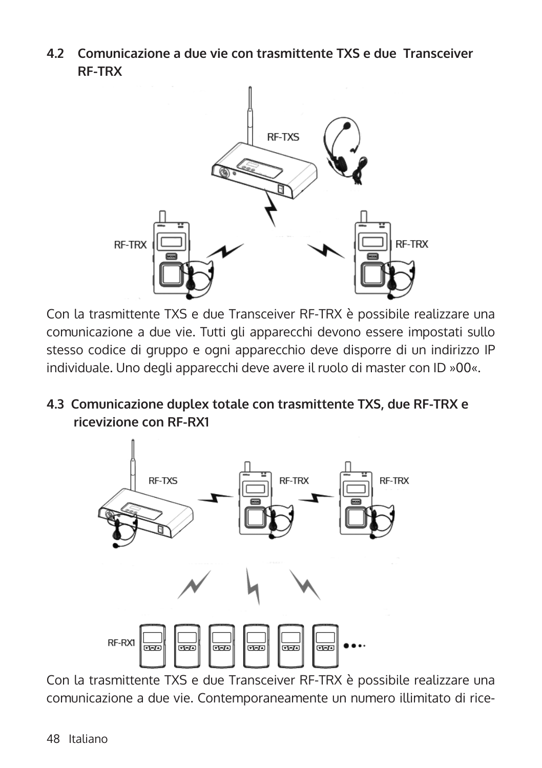## 4.2 Comunicazione a due vie con trasmittente TXS e due Transceiver RF-TRX

Con la trasmittente TXS e due Transceiver RF-TRX è possibile realizzare una comunicazione a due vie. Tutti gli apparecchi devono essere impostati sullo stesso codice di gruppo e ogni apparecchio deve disporre di un indirizzo IP individuale. Uno degli apparecchi deve avere il ruolo di master con ID »00«.

## 4.3 Comunicazione duplex totale con trasmittente TXS, due RF-TRX e ricevizione con RF-RX1

Con la trasmittente TXS e due Transceiver RF-TRX è possibile realizzare una comunicazione a due vie. Contemporaneamente un numero illimitato di rice-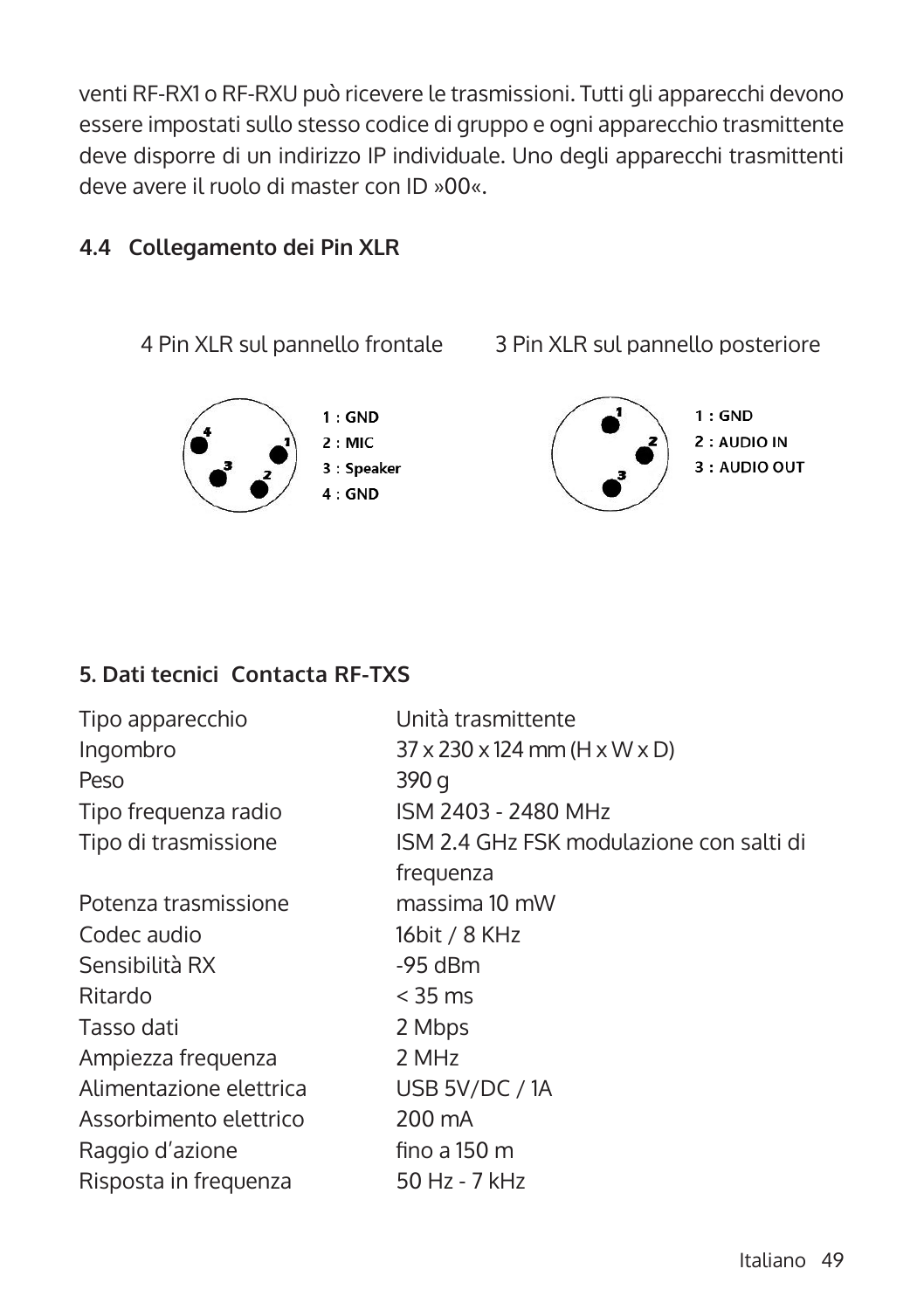venti RF-RX1 o RF-RXU può ricevere le trasmissioni. Tutti gli apparecchi devono essere impostati sullo stesso codice di gruppo e ogni apparecchio trasmittente deve disporre di un indirizzo IP individuale. Uno degli apparecchi trasmittenti deve avere il ruolo di master con ID »00«.

### 4.4 Collegamento dei Pin XLR

4 Pin XLR sul pannello frontale

1 : GND
2 : MIC
3 : Speaker
4 : GND

3 Pin XLR sul pannello posteriore

1 : GND
2 : AUDIO IN
3 : AUDIO OUT

## 5. Dati tecnici Contacta RF-TXS

| | |
|---|---|
| Tipo apparecchio | Unità trasmittente |
| Ingombro | 37 x 230 x 124 mm (H x W x D) |
| Peso | 390 g |
| Tipo frequenza radio | ISM 2403 - 2480 MHz |
| Tipo di trasmissione | ISM 2.4 GHz FSK modulazione con salti di frequenza |
| Potenza trasmissione | massima 10 mW |
| Codec audio | 16bit / 8 KHz |
| Sensibilità RX | -95 dBm |
| Ritardo | < 35 ms |
| Tasso dati | 2 Mbps |
| Ampiezza frequenza | 2 MHz |
| Alimentazione elettrica | USB 5V/DC / 1A |
| Assorbimento elettrico | 200 mA |
| Raggio d'azione | fino a 150 m |
| Risposta in frequenza | 50 Hz - 7 kHz |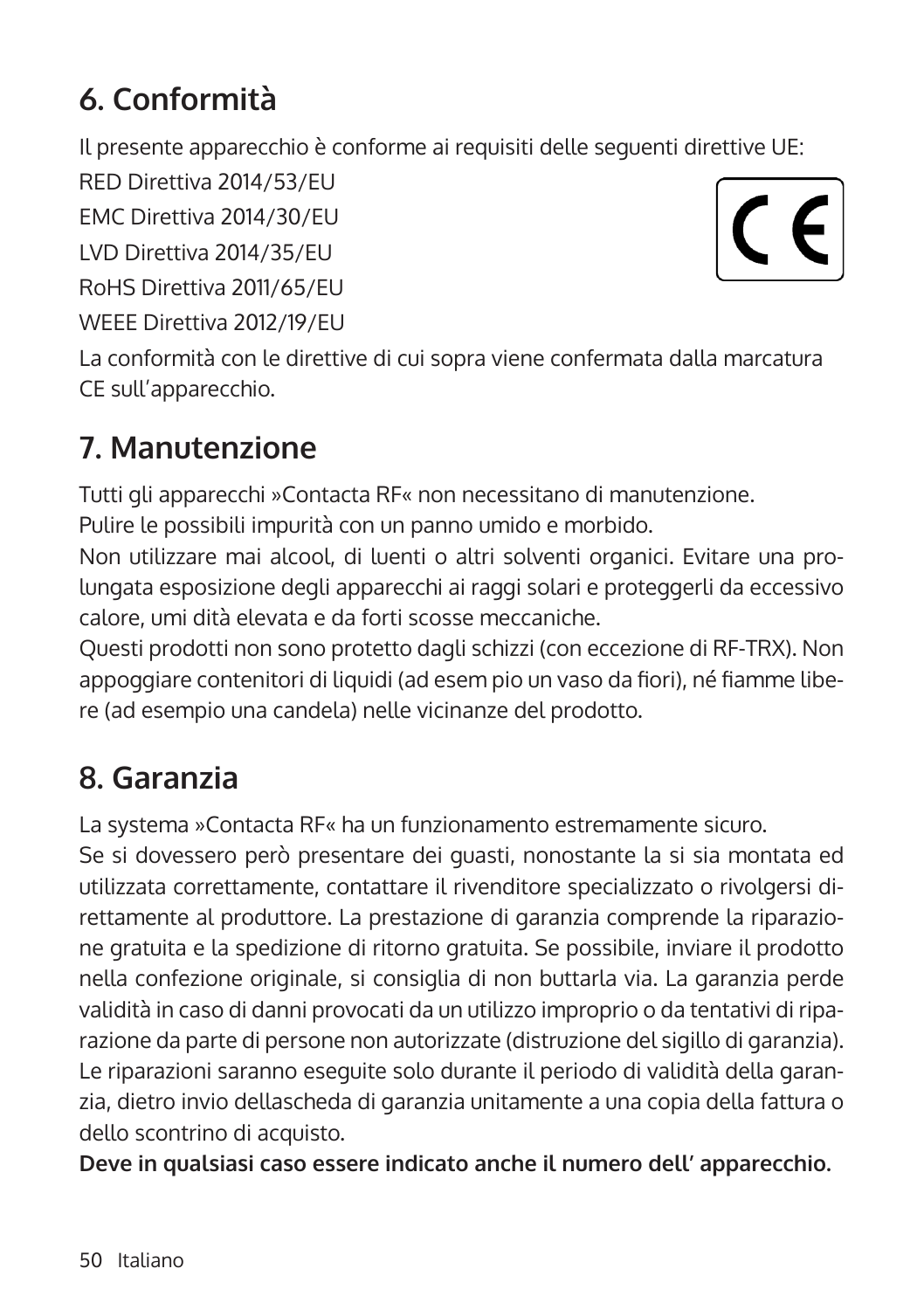## 6. Conformità

Il presente apparecchio è conforme ai requisiti delle seguenti direttive UE:

RED Direttiva 2014/53/EU
EMC Direttiva 2014/30/EU
LVD Direttiva 2014/35/EU
RoHS Direttiva 2011/65/EU
WEEE Direttiva 2012/19/EU

La conformità con le direttive di cui sopra viene confermata dalla marcatura CE sull'apparecchio.

## 7. Manutenzione

Tutti gli apparecchi »Contacta RF« non necessitano di manutenzione.
Pulire le possibili impurità con un panno umido e morbido.
Non utilizzare mai alcool, di luenti o altri solventi organici. Evitare una prolungata esposizione degli apparecchi ai raggi solari e proteggerli da eccessivo calore, umi dità elevata e da forti scosse meccaniche.
Questi prodotti non sono protetto dagli schizzi (con eccezione di RF-TRX). Non appoggiare contenitori di liquidi (ad esem pio un vaso da fiori), né fiamme libere (ad esempio una candela) nelle vicinanze del prodotto.

## 8. Garanzia

La systema »Contacta RF« ha un funzionamento estremamente sicuro.
Se si dovessero però presentare dei guasti, nonostante la si sia montata ed utilizzata correttamente, contattare il rivenditore specializzato o rivolgersi direttamente al produttore. La prestazione di garanzia comprende la riparazione gratuita e la spedizione di ritorno gratuita. Se possibile, inviare il prodotto nella confezione originale, si consiglia di non buttarla via. La garanzia perde validità in caso di danni provocati da un utilizzo improprio o da tentativi di riparazione da parte di persone non autorizzate (distruzione del sigillo di garanzia). Le riparazioni saranno eseguite solo durante il periodo di validità della garanzia, dietro invio dellascheda di garanzia unitamente a una copia della fattura o dello scontrino di acquisto.
**Deve in qualsiasi caso essere indicato anche il numero dell' apparecchio.**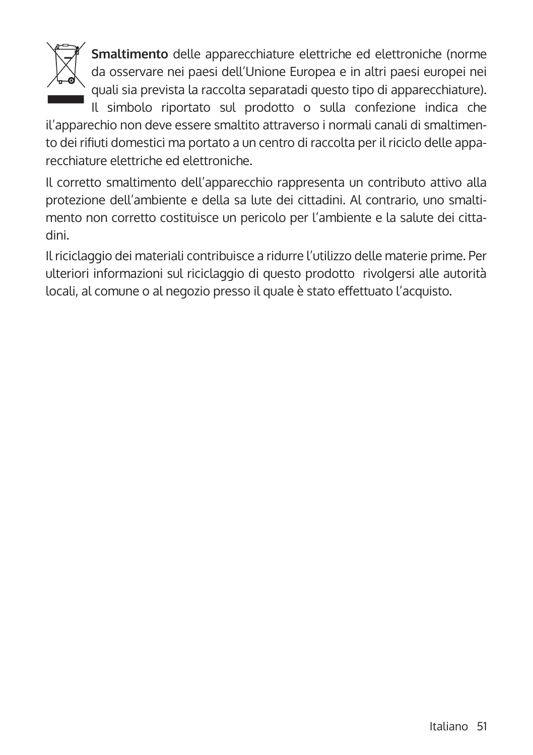**Smaltimento** delle apparecchiature elettriche ed elettroniche (norme da osservare nei paesi dell'Unione Europea e in altri paesi europei nei quali sia prevista la raccolta separatadi questo tipo di apparecchiature). Il simbolo riportato sul prodotto o sulla confezione indica che il'apparechio non deve essere smaltito attraverso i normali canali di smaltimento dei rifiuti domestici ma portato a un centro di raccolta per il riciclo delle apparecchiature elettriche ed elettroniche.

Il corretto smaltimento dell'apparecchio rappresenta un contributo attivo alla protezione dell'ambiente e della sa lute dei cittadini. Al contrario, uno smaltimento non corretto costituisce un pericolo per l'ambiente e la salute dei cittadini.

Il riciclaggio dei materiali contribuisce a ridurre l'utilizzo delle materie prime. Per ulteriori informazioni sul riciclaggio di questo prodotto  rivolgersi alle autorità locali, al comune o al negozio presso il quale è stato effettuato l'acquisto.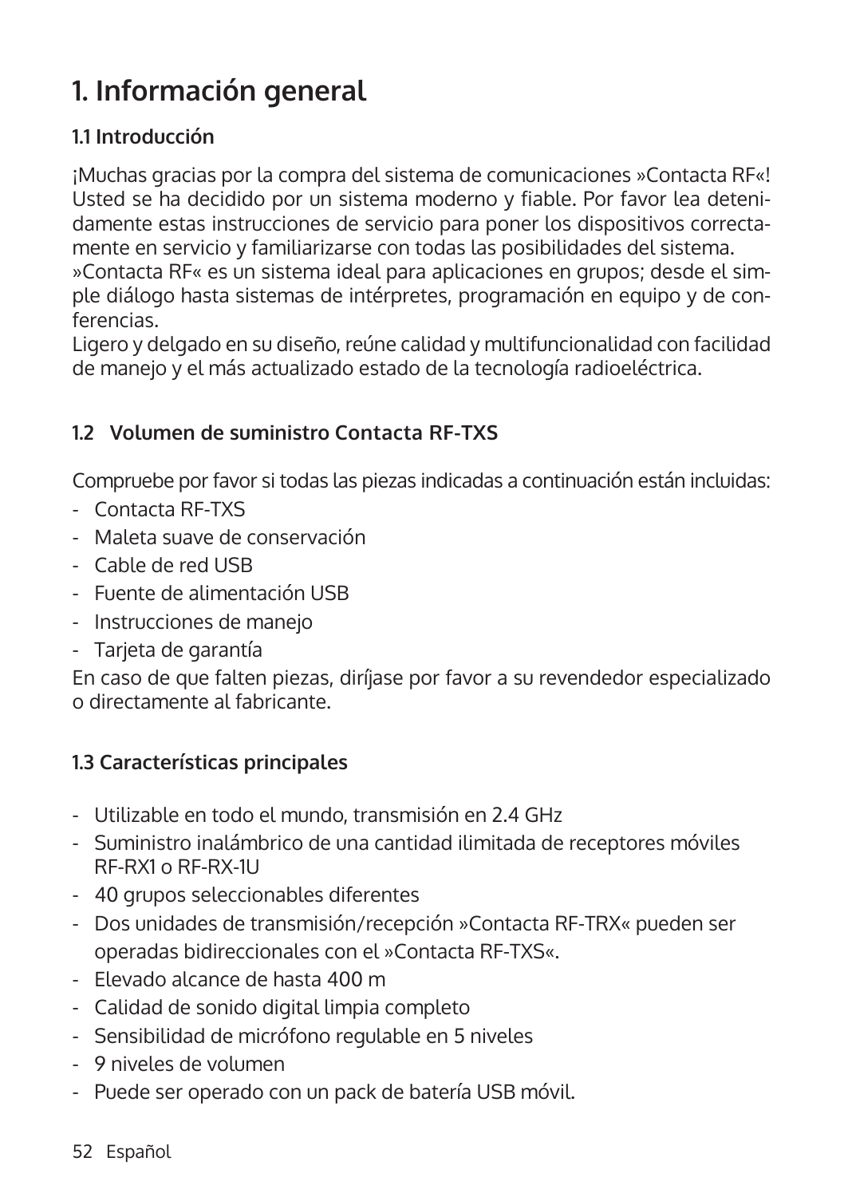# 1. Información general

### 1.1 Introducción

¡Muchas gracias por la compra del sistema de comunicaciones »Contacta RF«! Usted se ha decidido por un sistema moderno y fiable. Por favor lea detenidamente estas instrucciones de servicio para poner los dispositivos correctamente en servicio y familiarizarse con todas las posibilidades del sistema.
»Contacta RF« es un sistema ideal para aplicaciones en grupos; desde el simple diálogo hasta sistemas de intérpretes, programación en equipo y de conferencias.
Ligero y delgado en su diseño, reúne calidad y multifuncionalidad con facilidad de manejo y el más actualizado estado de la tecnología radioeléctrica.

### 1.2 Volumen de suministro Contacta RF-TXS

Compruebe por favor si todas las piezas indicadas a continuación están incluidas:

- Contacta RF-TXS
- Maleta suave de conservación
- Cable de red USB
- Fuente de alimentación USB
- Instrucciones de manejo
- Tarjeta de garantía

En caso de que falten piezas, diríjase por favor a su revendedor especializado o directamente al fabricante.

### 1.3 Características principales

- Utilizable en todo el mundo, transmisión en 2.4 GHz
- Suministro inalámbrico de una cantidad ilimitada de receptores móviles RF-RX1 o RF-RX-1U
- 40 grupos seleccionables diferentes
- Dos unidades de transmisión/recepción »Contacta RF-TRX« pueden ser operadas bidireccionales con el »Contacta RF-TXS«.
- Elevado alcance de hasta 400 m
- Calidad de sonido digital limpia completo
- Sensibilidad de micrófono regulable en 5 niveles
- 9 niveles de volumen
- Puede ser operado con un pack de batería USB móvil.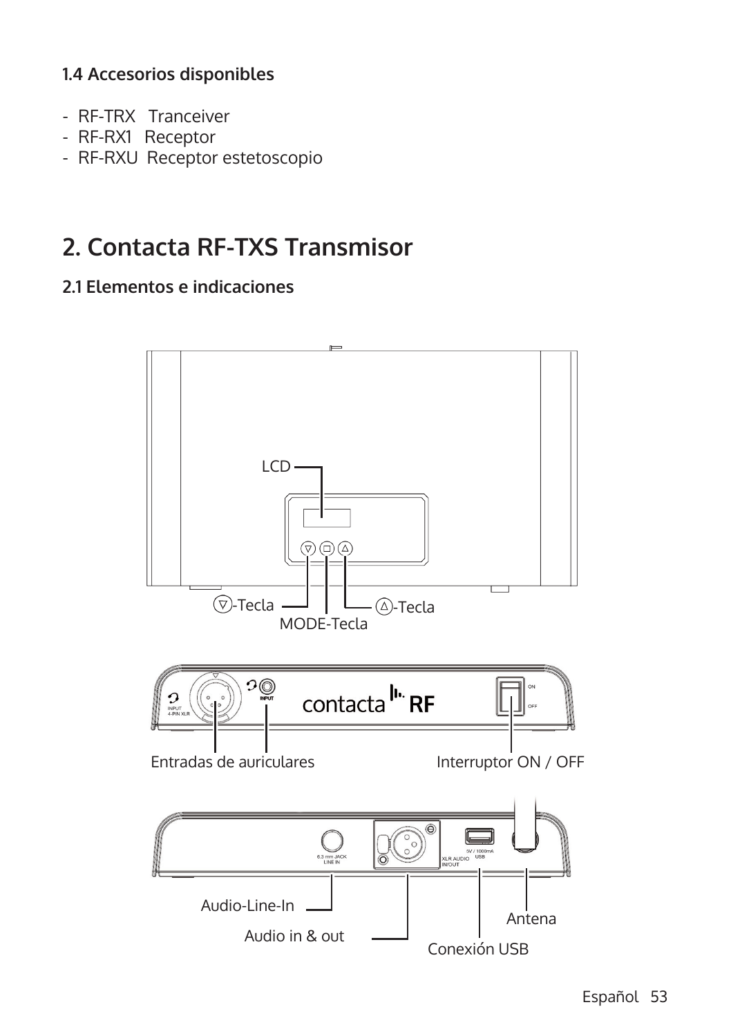### 1.4 Accesorios disponibles

- RF-TRX  Tranceiver
- RF-RX1  Receptor
- RF-RXU  Receptor estetoscopio

# 2. Contacta RF-TXS Transmisor

### 2.1 Elementos e indicaciones

LCD

▽-Tecla

MODE-Tecla

△-Tecla

Entradas de auriculares

Interruptor ON / OFF

Audio-Line-In

Audio in & out

Antena

Conexión USB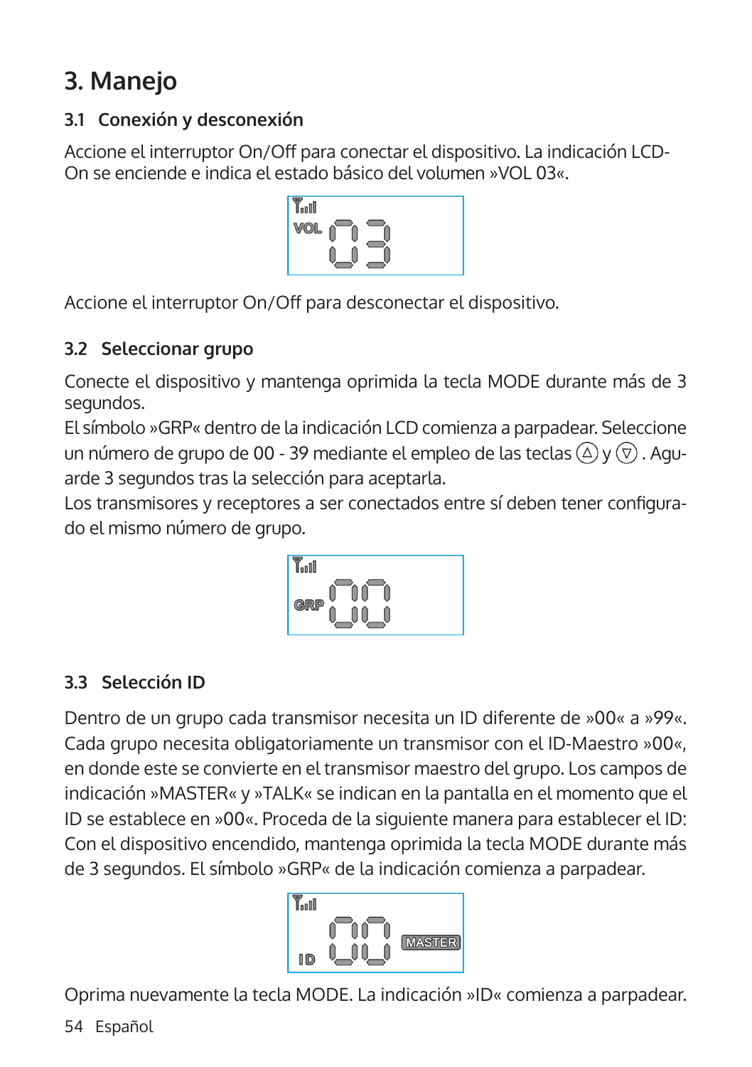# 3. Manejo

## 3.1 Conexión y desconexión

Accione el interruptor On/Off para conectar el dispositivo. La indicación LCD-On se enciende e indica el estado básico del volumen »VOL 03«.

Accione el interruptor On/Off para desconectar el dispositivo.

## 3.2 Seleccionar grupo

Conecte el dispositivo y mantenga oprimida la tecla MODE durante más de 3 segundos.
El símbolo »GRP« dentro de la indicación LCD comienza a parpadear. Seleccione un número de grupo de 00 - 39 mediante el empleo de las teclas △ y ▽ . Aguarde 3 segundos tras la selección para aceptarla.
Los transmisores y receptores a ser conectados entre sí deben tener configurado el mismo número de grupo.

## 3.3 Selección ID

Dentro de un grupo cada transmisor necesita un ID diferente de »00« a »99«. Cada grupo necesita obligatoriamente un transmisor con el ID-Maestro »00«, en donde este se convierte en el transmisor maestro del grupo. Los campos de indicación »MASTER« y »TALK« se indican en la pantalla en el momento que el ID se establece en »00«. Proceda de la siguiente manera para establecer el ID: Con el dispositivo encendido, mantenga oprimida la tecla MODE durante más de 3 segundos. El símbolo »GRP« de la indicación comienza a parpadear.

Oprima nuevamente la tecla MODE. La indicación »ID« comienza a parpadear.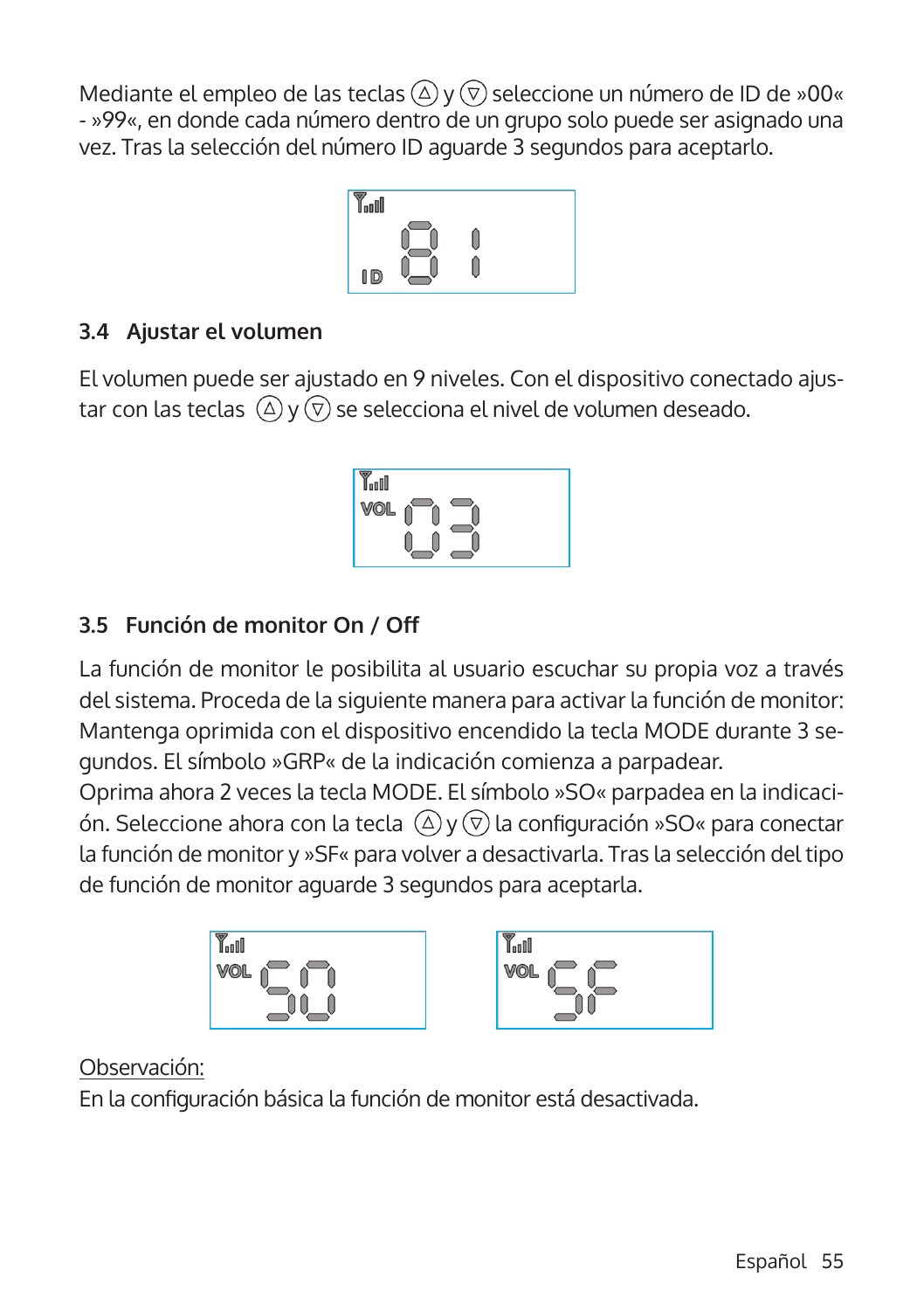Mediante el empleo de las teclas (△) y (▽) seleccione un número de ID de »00« - »99«, en donde cada número dentro de un grupo solo puede ser asignado una vez. Tras la selección del número ID aguarde 3 segundos para aceptarlo.

### 3.4 Ajustar el volumen

El volumen puede ser ajustado en 9 niveles. Con el dispositivo conectado ajustar con las teclas (△) y (▽) se selecciona el nivel de volumen deseado.

### 3.5 Función de monitor On / Off

La función de monitor le posibilita al usuario escuchar su propia voz a través del sistema. Proceda de la siguiente manera para activar la función de monitor: Mantenga oprimida con el dispositivo encendido la tecla MODE durante 3 segundos. El símbolo »GRP« de la indicación comienza a parpadear.
Oprima ahora 2 veces la tecla MODE. El símbolo »SO« parpadea en la indicación. Seleccione ahora con la tecla (△) y (▽) la configuración »SO« para conectar la función de monitor y »SF« para volver a desactivarla. Tras la selección del tipo de función de monitor aguarde 3 segundos para aceptarla.

Observación:
En la configuración básica la función de monitor está desactivada.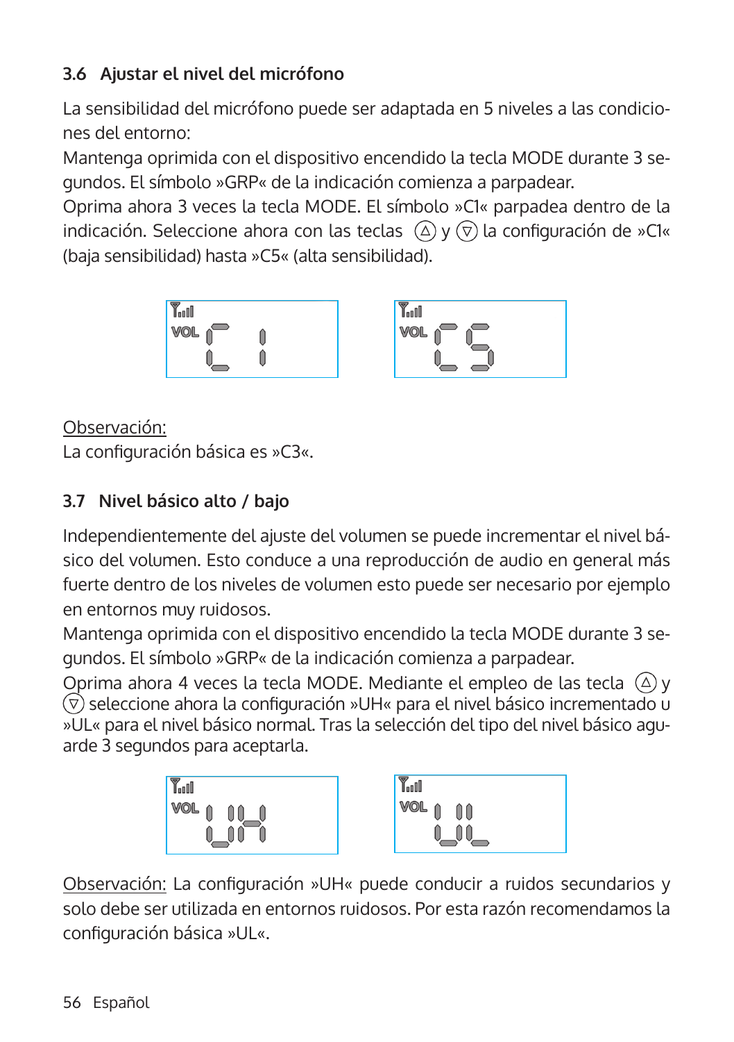### 3.6 Ajustar el nivel del micrófono

La sensibilidad del micrófono puede ser adaptada en 5 niveles a las condiciones del entorno:
Mantenga oprimida con el dispositivo encendido la tecla MODE durante 3 segundos. El símbolo »GRP« de la indicación comienza a parpadear.
Oprima ahora 3 veces la tecla MODE. El símbolo »C1« parpadea dentro de la indicación. Seleccione ahora con las teclas (△) y (▽) la configuración de »C1« (baja sensibilidad) hasta »C5« (alta sensibilidad).

Observación:
La configuración básica es »C3«.

### 3.7 Nivel básico alto / bajo

Independientemente del ajuste del volumen se puede incrementar el nivel básico del volumen. Esto conduce a una reproducción de audio en general más fuerte dentro de los niveles de volumen esto puede ser necesario por ejemplo en entornos muy ruidosos.
Mantenga oprimida con el dispositivo encendido la tecla MODE durante 3 segundos. El símbolo »GRP« de la indicación comienza a parpadear.
Oprima ahora 4 veces la tecla MODE. Mediante el empleo de las tecla (△) y (▽) seleccione ahora la configuración »UH« para el nivel básico incrementado u »UL« para el nivel básico normal. Tras la selección del tipo del nivel básico aguarde 3 segundos para aceptarla.

Observación: La configuración »UH« puede conducir a ruidos secundarios y solo debe ser utilizada en entornos ruidosos. Por esta razón recomendamos la configuración básica »UL«.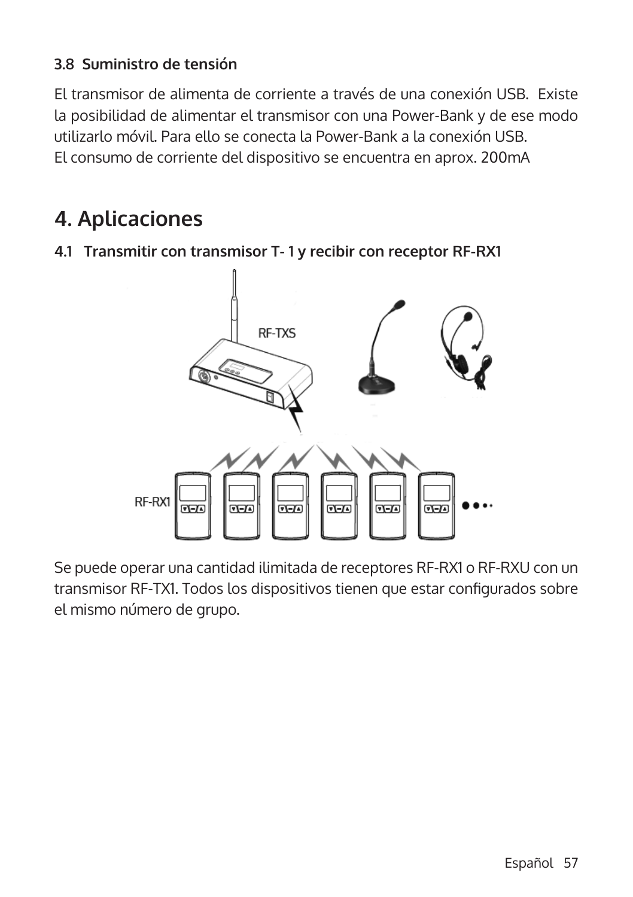### 3.8 Suministro de tensión

El transmisor de alimenta de corriente a través de una conexión USB. Existe la posibilidad de alimentar el transmisor con una Power-Bank y de ese modo utilizarlo móvil. Para ello se conecta la Power-Bank a la conexión USB.
El consumo de corriente del dispositivo se encuentra en aprox. 200mA

# 4. Aplicaciones

### 4.1 Transmitir con transmisor T- 1 y recibir con receptor RF-RX1

Se puede operar una cantidad ilimitada de receptores RF-RX1 o RF-RXU con un transmisor RF-TX1. Todos los dispositivos tienen que estar configurados sobre el mismo número de grupo.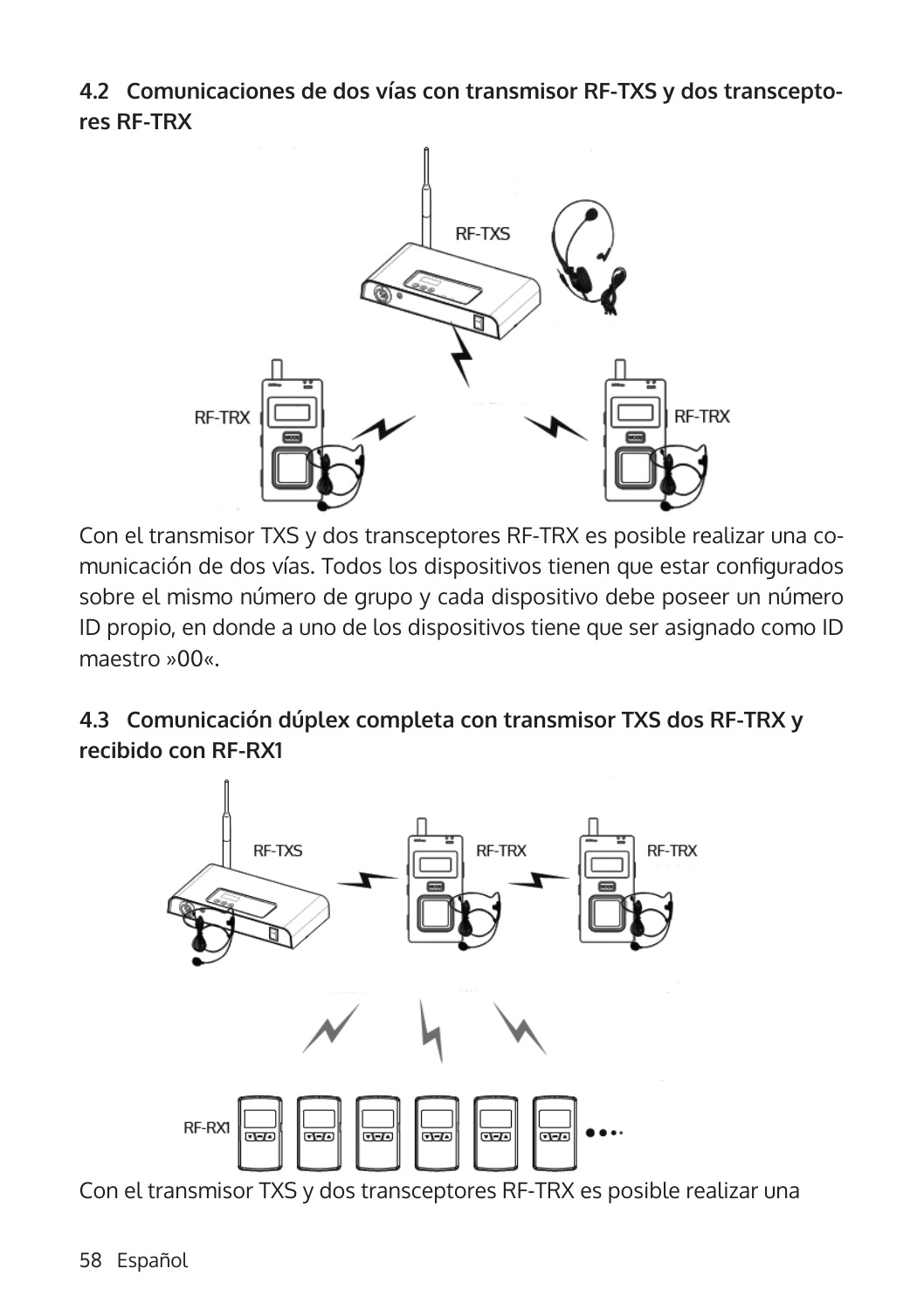### 4.2 Comunicaciones de dos vías con transmisor RF-TXS y dos transceptores RF-TRX

Con el transmisor TXS y dos transceptores RF-TRX es posible realizar una comunicación de dos vías. Todos los dispositivos tienen que estar configurados sobre el mismo número de grupo y cada dispositivo debe poseer un número ID propio, en donde a uno de los dispositivos tiene que ser asignado como ID maestro »00«.

### 4.3 Comunicación dúplex completa con transmisor TXS dos RF-TRX y recibido con RF-RX1

Con el transmisor TXS y dos transceptores RF-TRX es posible realizar una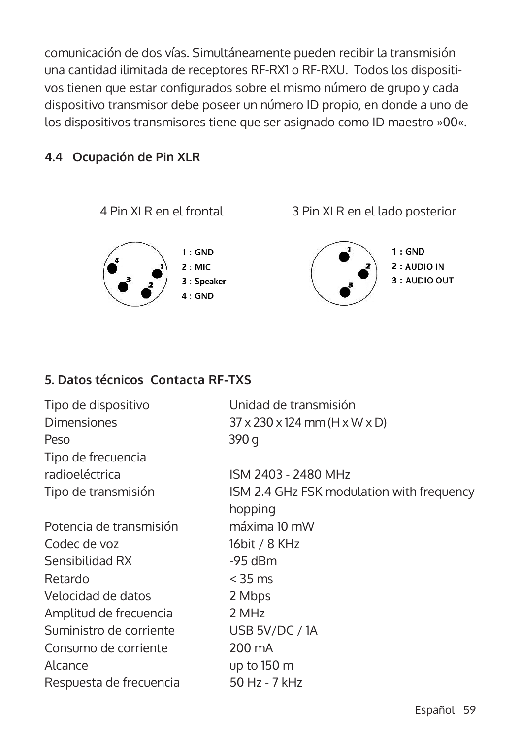comunicación de dos vías. Simultáneamente pueden recibir la transmisión una cantidad ilimitada de receptores RF-RX1 o RF-RXU. Todos los dispositivos tienen que estar configurados sobre el mismo número de grupo y cada dispositivo transmisor debe poseer un número ID propio, en donde a uno de los dispositivos transmisores tiene que ser asignado como ID maestro »00«.

### 4.4 Ocupación de Pin XLR

4 Pin XLR en el frontal

1 : GND
2 : MIC
3 : Speaker
4 : GND

3 Pin XLR en el lado posterior

1 : GND
2 : AUDIO IN
3 : AUDIO OUT

## 5. Datos técnicos Contacta RF-TXS

| | |
|---|---|
| Tipo de dispositivo | Unidad de transmisión |
| Dimensiones | 37 x 230 x 124 mm (H x W x D) |
| Peso | 390 g |
| Tipo de frecuencia radioeléctrica | ISM 2403 - 2480 MHz |
| Tipo de transmisión | ISM 2.4 GHz FSK modulation with frequency hopping |
| Potencia de transmisión | máxima 10 mW |
| Codec de voz | 16bit / 8 KHz |
| Sensibilidad RX | -95 dBm |
| Retardo | < 35 ms |
| Velocidad de datos | 2 Mbps |
| Amplitud de frecuencia | 2 MHz |
| Suministro de corriente | USB 5V/DC / 1A |
| Consumo de corriente | 200 mA |
| Alcance | up to 150 m |
| Respuesta de frecuencia | 50 Hz - 7 kHz |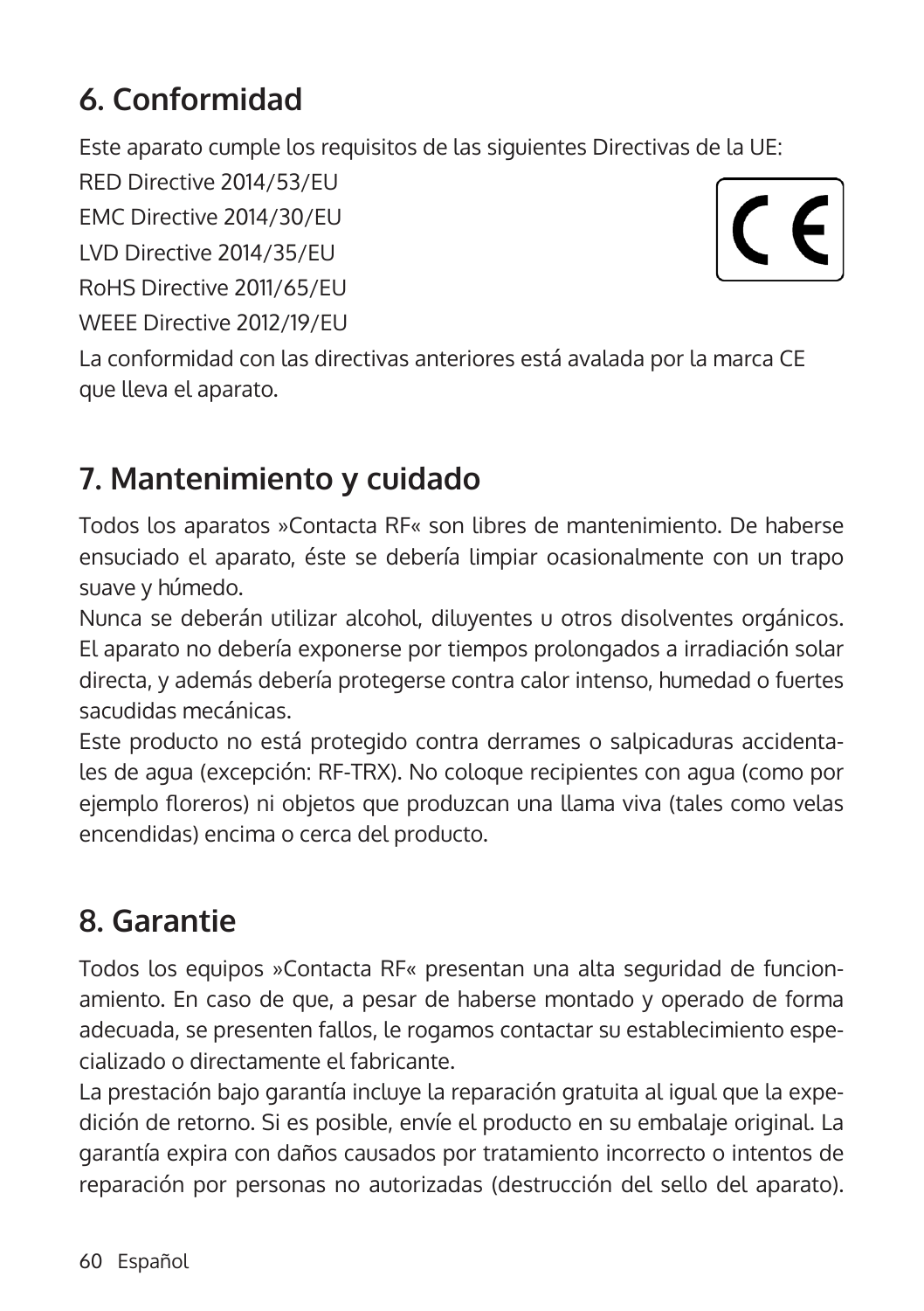## 6. Conformidad

Este aparato cumple los requisitos de las siguientes Directivas de la UE:

RED Directive 2014/53/EU

EMC Directive 2014/30/EU

LVD Directive 2014/35/EU

RoHS Directive 2011/65/EU

WEEE Directive 2012/19/EU

La conformidad con las directivas anteriores está avalada por la marca CE que lleva el aparato.

## 7. Mantenimiento y cuidado

Todos los aparatos »Contacta RF« son libres de mantenimiento. De haberse ensuciado el aparato, éste se debería limpiar ocasionalmente con un trapo suave y húmedo.
Nunca se deberán utilizar alcohol, diluyentes u otros disolventes orgánicos. El aparato no debería exponerse por tiempos prolongados a irradiación solar directa, y además debería protegerse contra calor intenso, humedad o fuertes sacudidas mecánicas.
Este producto no está protegido contra derrames o salpicaduras accidentales de agua (excepción: RF-TRX). No coloque recipientes con agua (como por ejemplo floreros) ni objetos que produzcan una llama viva (tales como velas encendidas) encima o cerca del producto.

## 8. Garantie

Todos los equipos »Contacta RF« presentan una alta seguridad de funcionamiento. En caso de que, a pesar de haberse montado y operado de forma adecuada, se presenten fallos, le rogamos contactar su establecimiento especializado o directamente el fabricante.
La prestación bajo garantía incluye la reparación gratuita al igual que la expedición de retorno. Si es posible, envíe el producto en su embalaje original. La garantía expira con daños causados por tratamiento incorrecto o intentos de reparación por personas no autorizadas (destrucción del sello del aparato).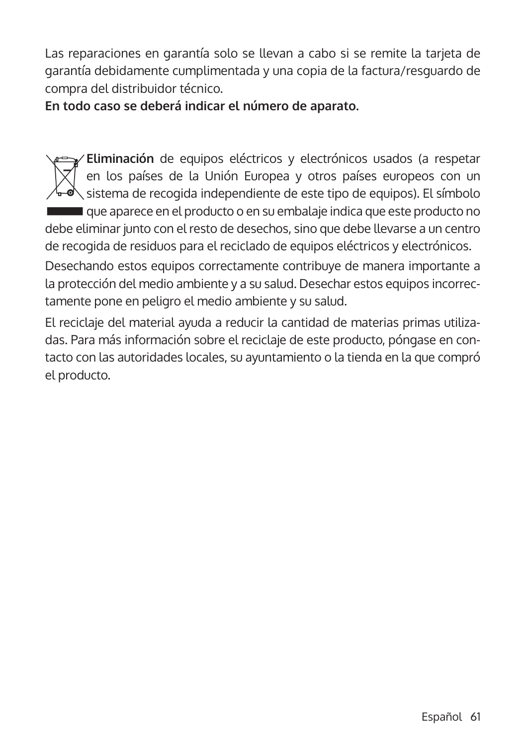Las reparaciones en garantía solo se llevan a cabo si se remite la tarjeta de garantía debidamente cumplimentada y una copia de la factura/resguardo de compra del distribuidor técnico.
**En todo caso se deberá indicar el número de aparato.**

**Eliminación** de equipos eléctricos y electrónicos usados (a respetar en los países de la Unión Europea y otros países europeos con un sistema de recogida independiente de este tipo de equipos). El símbolo que aparece en el producto o en su embalaje indica que este producto no debe eliminar junto con el resto de desechos, sino que debe llevarse a un centro de recogida de residuos para el reciclado de equipos eléctricos y electrónicos.

Desechando estos equipos correctamente contribuye de manera importante a la protección del medio ambiente y a su salud. Desechar estos equipos incorrectamente pone en peligro el medio ambiente y su salud.

El reciclaje del material ayuda a reducir la cantidad de materias primas utilizadas. Para más información sobre el reciclaje de este producto, póngase en contacto con las autoridades locales, su ayuntamiento o la tienda en la que compró el producto.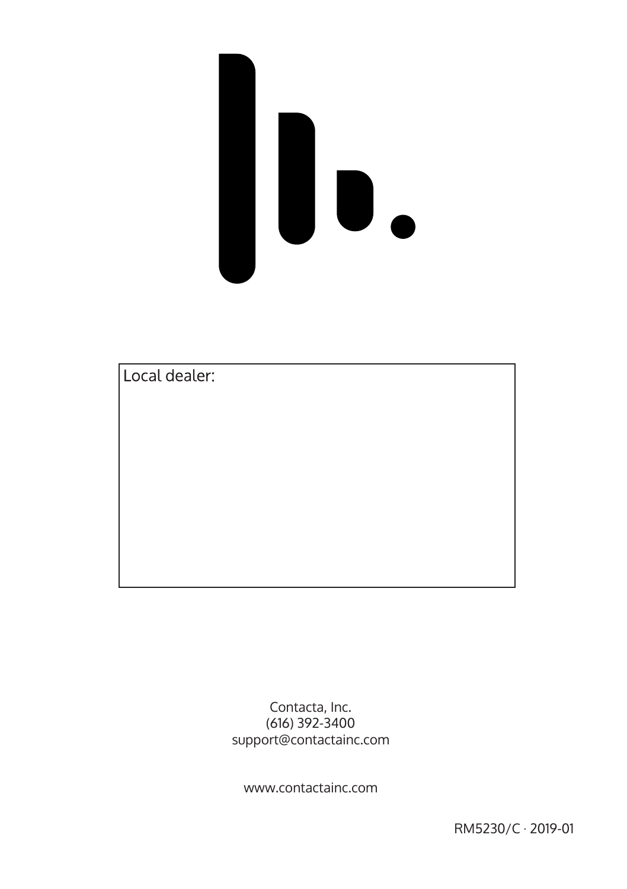Local dealer:

Contacta, Inc.
(616) 392-3400
support@contactainc.com

www.contactainc.com

RM5230/C · 2019-01